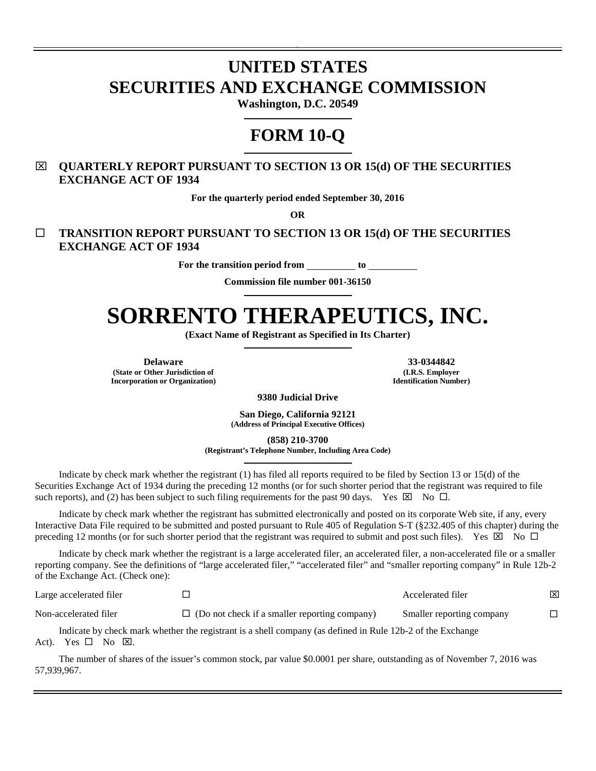# UNITED STATES
# SECURITIES AND EXCHANGE COMMISSION

**Washington, D.C. 20549**

# FORM 10-Q

☒ **QUARTERLY REPORT PURSUANT TO SECTION 13 OR 15(d) OF THE SECURITIES EXCHANGE ACT OF 1934**

**For the quarterly period ended September 30, 2016**

**OR**

☐ **TRANSITION REPORT PURSUANT TO SECTION 13 OR 15(d) OF THE SECURITIES EXCHANGE ACT OF 1934**

**For the transition period from \_\_\_\_\_\_\_\_\_\_ to \_\_\_\_\_\_\_\_\_\_**

**Commission file number 001-36150**

# SORRENTO THERAPEUTICS, INC.

**(Exact Name of Registrant as Specified in Its Charter)**

| **Delaware** | **33-0344842** |
|---|---|
| **(State or Other Jurisdiction of Incorporation or Organization)** | **(I.R.S. Employer Identification Number)** |

**9380 Judicial Drive**

**San Diego, California 92121**
**(Address of Principal Executive Offices)**

**(858) 210-3700**
**(Registrant's Telephone Number, Including Area Code)**

Indicate by check mark whether the registrant (1) has filed all reports required to be filed by Section 13 or 15(d) of the Securities Exchange Act of 1934 during the preceding 12 months (or for such shorter period that the registrant was required to file such reports), and (2) has been subject to such filing requirements for the past 90 days. Yes ☒ No ☐.

Indicate by check mark whether the registrant has submitted electronically and posted on its corporate Web site, if any, every Interactive Data File required to be submitted and posted pursuant to Rule 405 of Regulation S-T (§232.405 of this chapter) during the preceding 12 months (or for such shorter period that the registrant was required to submit and post such files). Yes ☒ No ☐

Indicate by check mark whether the registrant is a large accelerated filer, an accelerated filer, a non-accelerated file or a smaller reporting company. See the definitions of "large accelerated filer," "accelerated filer" and "smaller reporting company" in Rule 12b-2 of the Exchange Act. (Check one):

| | | | |
|---|---|---|---|
| Large accelerated filer | ☐ | Accelerated filer | ☒ |
| Non-accelerated filer | ☐ (Do not check if a smaller reporting company) | Smaller reporting company | ☐ |

Indicate by check mark whether the registrant is a shell company (as defined in Rule 12b-2 of the Exchange Act). Yes ☐ No ☒.

The number of shares of the issuer's common stock, par value $0.0001 per share, outstanding as of November 7, 2016 was 57,939,967.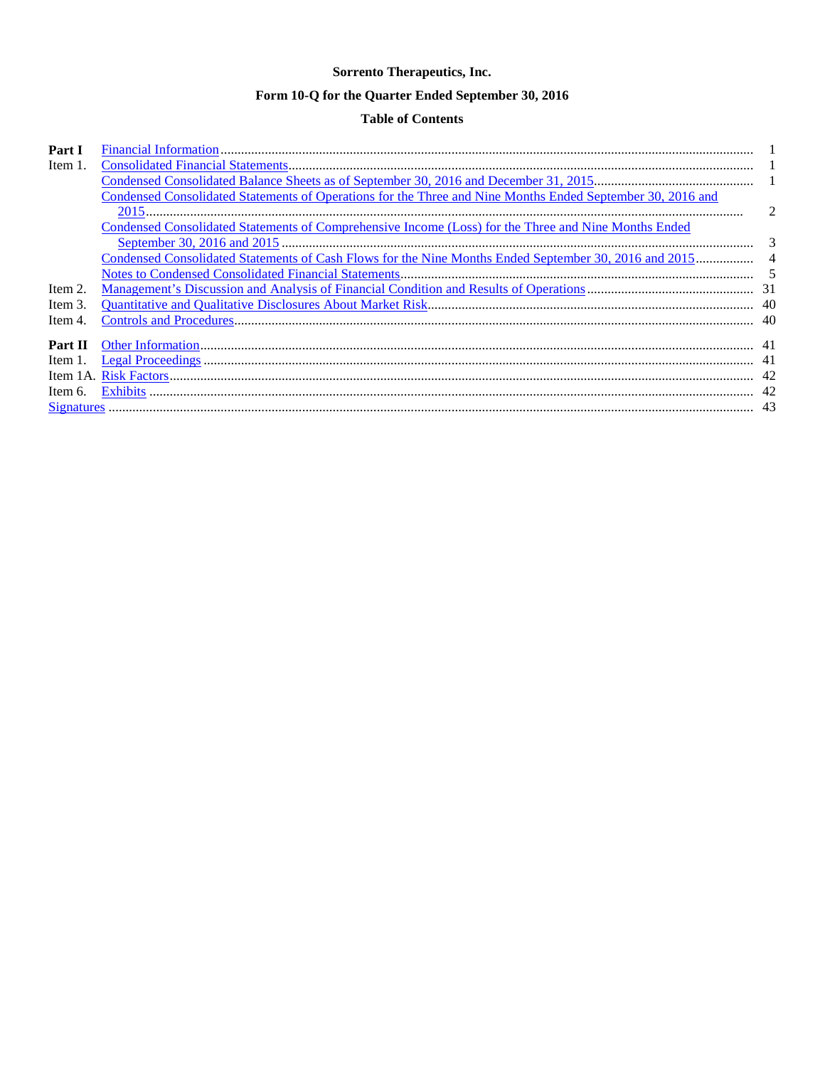**Sorrento Therapeutics, Inc.**

**Form 10-Q for the Quarter Ended September 30, 2016**

**Table of Contents**

| | | |
|---|---|---|
| **Part I** | Financial Information | 1 |
| Item 1. | Consolidated Financial Statements | 1 |
| | Condensed Consolidated Balance Sheets as of September 30, 2016 and December 31, 2015 | 1 |
| | Condensed Consolidated Statements of Operations for the Three and Nine Months Ended September 30, 2016 and 2015 | 2 |
| | Condensed Consolidated Statements of Comprehensive Income (Loss) for the Three and Nine Months Ended September 30, 2016 and 2015 | 3 |
| | Condensed Consolidated Statements of Cash Flows for the Nine Months Ended September 30, 2016 and 2015 | 4 |
| | Notes to Condensed Consolidated Financial Statements | 5 |
| Item 2. | Management's Discussion and Analysis of Financial Condition and Results of Operations | 31 |
| Item 3. | Quantitative and Qualitative Disclosures About Market Risk | 40 |
| Item 4. | Controls and Procedures | 40 |
| **Part II** | Other Information | 41 |
| Item 1. | Legal Proceedings | 41 |
| Item 1A. | Risk Factors | 42 |
| Item 6. | Exhibits | 42 |
| Signatures | | 43 |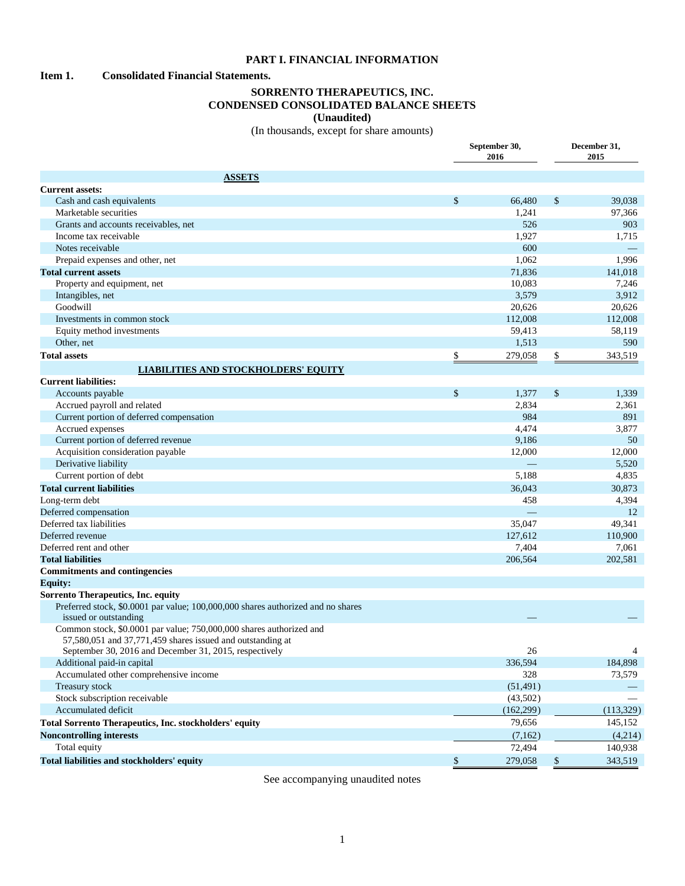# PART I. FINANCIAL INFORMATION

## Item 1. Consolidated Financial Statements.

### SORRENTO THERAPEUTICS, INC.
### CONDENSED CONSOLIDATED BALANCE SHEETS
### (Unaudited)

(In thousands, except for share amounts)

| | September 30, 2016 | December 31, 2015 |
|---|---|---|
| **ASSETS** | | |
| **Current assets:** | | |
| Cash and cash equivalents | $ 66,480 | $ 39,038 |
| Marketable securities | 1,241 | 97,366 |
| Grants and accounts receivables, net | 526 | 903 |
| Income tax receivable | 1,927 | 1,715 |
| Notes receivable | 600 | — |
| Prepaid expenses and other, net | 1,062 | 1,996 |
| **Total current assets** | 71,836 | 141,018 |
| Property and equipment, net | 10,083 | 7,246 |
| Intangibles, net | 3,579 | 3,912 |
| Goodwill | 20,626 | 20,626 |
| Investments in common stock | 112,008 | 112,008 |
| Equity method investments | 59,413 | 58,119 |
| Other, net | 1,513 | 590 |
| **Total assets** | $ 279,058 | $ 343,519 |
| **LIABILITIES AND STOCKHOLDERS' EQUITY** | | |
| **Current liabilities:** | | |
| Accounts payable | $ 1,377 | $ 1,339 |
| Accrued payroll and related | 2,834 | 2,361 |
| Current portion of deferred compensation | 984 | 891 |
| Accrued expenses | 4,474 | 3,877 |
| Current portion of deferred revenue | 9,186 | 50 |
| Acquisition consideration payable | 12,000 | 12,000 |
| Derivative liability | — | 5,520 |
| Current portion of debt | 5,188 | 4,835 |
| **Total current liabilities** | 36,043 | 30,873 |
| Long-term debt | 458 | 4,394 |
| Deferred compensation | — | 12 |
| Deferred tax liabilities | 35,047 | 49,341 |
| Deferred revenue | 127,612 | 110,900 |
| Deferred rent and other | 7,404 | 7,061 |
| **Total liabilities** | 206,564 | 202,581 |
| **Commitments and contingencies** | | |
| **Equity:** | | |
| **Sorrento Therapeutics, Inc. equity** | | |
| Preferred stock, $0.0001 par value; 100,000,000 shares authorized and no shares issued or outstanding | — | — |
| Common stock, $0.0001 par value; 750,000,000 shares authorized and 57,580,051 and 37,771,459 shares issued and outstanding at September 30, 2016 and December 31, 2015, respectively | 26 | 4 |
| Additional paid-in capital | 336,594 | 184,898 |
| Accumulated other comprehensive income | 328 | 73,579 |
| Treasury stock | (51,491) | — |
| Stock subscription receivable | (43,502) | — |
| Accumulated deficit | (162,299) | (113,329) |
| **Total Sorrento Therapeutics, Inc. stockholders' equity** | 79,656 | 145,152 |
| **Noncontrolling interests** | (7,162) | (4,214) |
| Total equity | 72,494 | 140,938 |
| **Total liabilities and stockholders' equity** | $ 279,058 | $ 343,519 |

See accompanying unaudited notes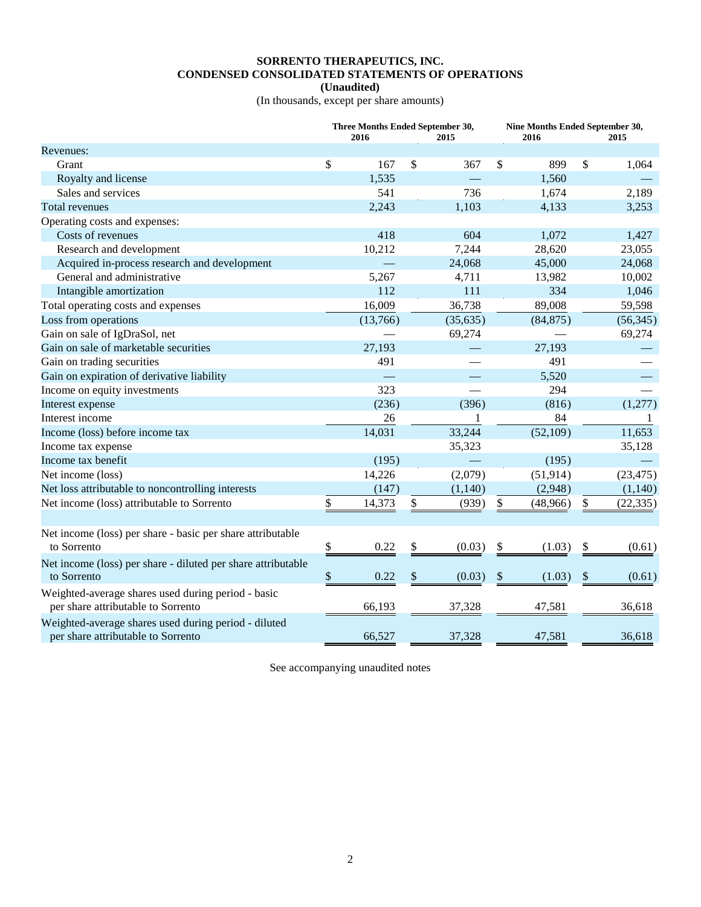# SORRENTO THERAPEUTICS, INC.
## CONDENSED CONSOLIDATED STATEMENTS OF OPERATIONS
**(Unaudited)**

(In thousands, except per share amounts)

| | Three Months Ended September 30, 2016 | Three Months Ended September 30, 2015 | Nine Months Ended September 30, 2016 | Nine Months Ended September 30, 2015 |
|---|---|---|---|---|
| Revenues: | | | | |
| Grant | $ 167 | $ 367 | $ 899 | $ 1,064 |
| Royalty and license | 1,535 | — | 1,560 | — |
| Sales and services | 541 | 736 | 1,674 | 2,189 |
| Total revenues | 2,243 | 1,103 | 4,133 | 3,253 |
| Operating costs and expenses: | | | | |
| Costs of revenues | 418 | 604 | 1,072 | 1,427 |
| Research and development | 10,212 | 7,244 | 28,620 | 23,055 |
| Acquired in-process research and development | — | 24,068 | 45,000 | 24,068 |
| General and administrative | 5,267 | 4,711 | 13,982 | 10,002 |
| Intangible amortization | 112 | 111 | 334 | 1,046 |
| Total operating costs and expenses | 16,009 | 36,738 | 89,008 | 59,598 |
| Loss from operations | (13,766) | (35,635) | (84,875) | (56,345) |
| Gain on sale of IgDraSol, net | — | 69,274 | — | 69,274 |
| Gain on sale of marketable securities | 27,193 | — | 27,193 | — |
| Gain on trading securities | 491 | — | 491 | — |
| Gain on expiration of derivative liability | — | — | 5,520 | — |
| Income on equity investments | 323 | — | 294 | — |
| Interest expense | (236) | (396) | (816) | (1,277) |
| Interest income | 26 | 1 | 84 | 1 |
| Income (loss) before income tax | 14,031 | 33,244 | (52,109) | 11,653 |
| Income tax expense | | 35,323 | | 35,128 |
| Income tax benefit | (195) | — | (195) | — |
| Net income (loss) | 14,226 | (2,079) | (51,914) | (23,475) |
| Net loss attributable to noncontrolling interests | (147) | (1,140) | (2,948) | (1,140) |
| Net income (loss) attributable to Sorrento | $ 14,373 | $ (939) | $ (48,966) | $ (22,335) |
| Net income (loss) per share - basic per share attributable to Sorrento | $ 0.22 | $ (0.03) | $ (1.03) | $ (0.61) |
| Net income (loss) per share - diluted per share attributable to Sorrento | $ 0.22 | $ (0.03) | $ (1.03) | $ (0.61) |
| Weighted-average shares used during period - basic per share attributable to Sorrento | 66,193 | 37,328 | 47,581 | 36,618 |
| Weighted-average shares used during period - diluted per share attributable to Sorrento | 66,527 | 37,328 | 47,581 | 36,618 |

See accompanying unaudited notes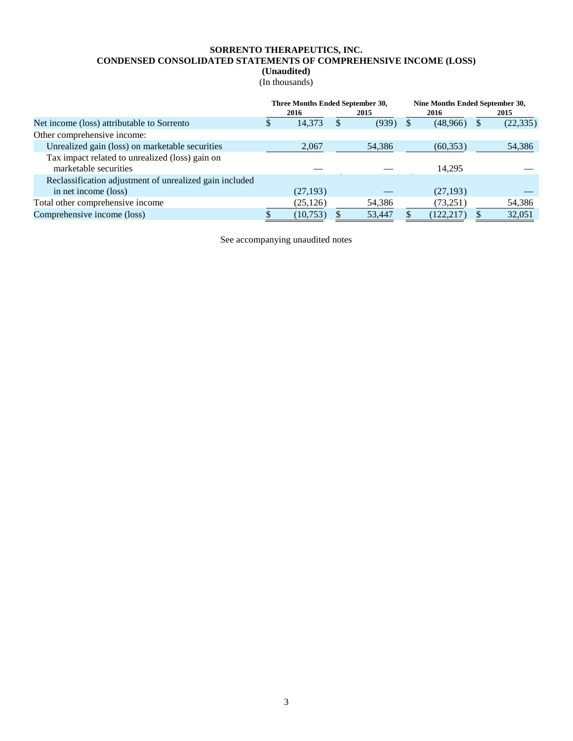**SORRENTO THERAPEUTICS, INC.**
**CONDENSED CONSOLIDATED STATEMENTS OF COMPREHENSIVE INCOME (LOSS)**
**(Unaudited)**
(In thousands)

| | Three Months Ended September 30, | | Nine Months Ended September 30, | |
|---|---|---|---|---|
| | **2016** | **2015** | **2016** | **2015** |
| Net income (loss) attributable to Sorrento | $ 14,373 | $ (939) | $ (48,966) | $ (22,335) |
| Other comprehensive income: | | | | |
| Unrealized gain (loss) on marketable securities | 2,067 | 54,386 | (60,353) | 54,386 |
| Tax impact related to unrealized (loss) gain on marketable securities | — | — | 14,295 | — |
| Reclassification adjustment of unrealized gain included in net income (loss) | (27,193) | — | (27,193) | — |
| Total other comprehensive income | (25,126) | 54,386 | (73,251) | 54,386 |
| Comprehensive income (loss) | $ (10,753) | $ 53,447 | $ (122,217) | $ 32,051 |

See accompanying unaudited notes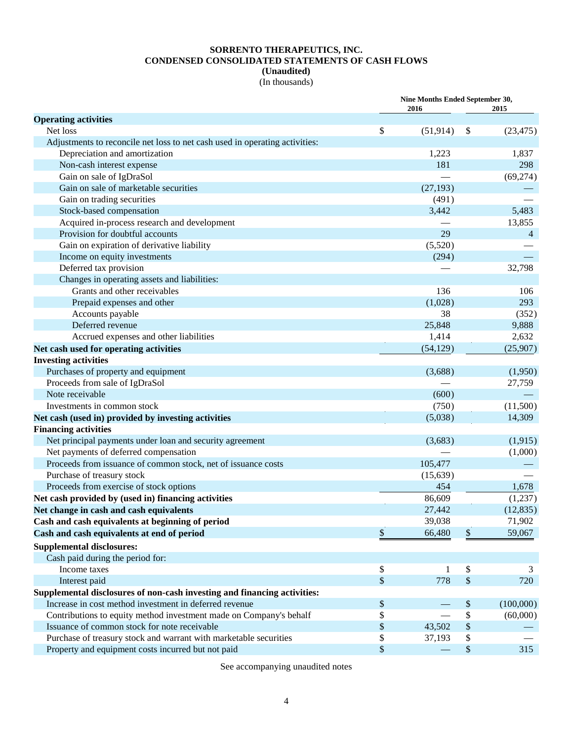**SORRENTO THERAPEUTICS, INC.**
**CONDENSED CONSOLIDATED STATEMENTS OF CASH FLOWS**
**(Unaudited)**
(In thousands)

| | Nine Months Ended September 30, 2016 | Nine Months Ended September 30, 2015 |
|---|---|---|
| **Operating activities** | | |
| Net loss | $ (51,914) | $ (23,475) |
| Adjustments to reconcile net loss to net cash used in operating activities: | | |
| Depreciation and amortization | 1,223 | 1,837 |
| Non-cash interest expense | 181 | 298 |
| Gain on sale of IgDraSol | — | (69,274) |
| Gain on sale of marketable securities | (27,193) | — |
| Gain on trading securities | (491) | — |
| Stock-based compensation | 3,442 | 5,483 |
| Acquired in-process research and development | — | 13,855 |
| Provision for doubtful accounts | 29 | 4 |
| Gain on expiration of derivative liability | (5,520) | — |
| Income on equity investments | (294) | — |
| Deferred tax provision | — | 32,798 |
| Changes in operating assets and liabilities: | | |
| Grants and other receivables | 136 | 106 |
| Prepaid expenses and other | (1,028) | 293 |
| Accounts payable | 38 | (352) |
| Deferred revenue | 25,848 | 9,888 |
| Accrued expenses and other liabilities | 1,414 | 2,632 |
| **Net cash used for operating activities** | (54,129) | (25,907) |
| **Investing activities** | | |
| Purchases of property and equipment | (3,688) | (1,950) |
| Proceeds from sale of IgDraSol | — | 27,759 |
| Note receivable | (600) | — |
| Investments in common stock | (750) | (11,500) |
| **Net cash (used in) provided by investing activities** | (5,038) | 14,309 |
| **Financing activities** | | |
| Net principal payments under loan and security agreement | (3,683) | (1,915) |
| Net payments of deferred compensation | — | (1,000) |
| Proceeds from issuance of common stock, net of issuance costs | 105,477 | — |
| Purchase of treasury stock | (15,639) | — |
| Proceeds from exercise of stock options | 454 | 1,678 |
| **Net cash provided by (used in) financing activities** | 86,609 | (1,237) |
| **Net change in cash and cash equivalents** | 27,442 | (12,835) |
| **Cash and cash equivalents at beginning of period** | 39,038 | 71,902 |
| **Cash and cash equivalents at end of period** | $ 66,480 | $ 59,067 |
| **Supplemental disclosures:** | | |
| Cash paid during the period for: | | |
| Income taxes | $ 1 | $ 3 |
| Interest paid | $ 778 | $ 720 |
| **Supplemental disclosures of non-cash investing and financing activities:** | | |
| Increase in cost method investment in deferred revenue | $ — | $ (100,000) |
| Contributions to equity method investment made on Company's behalf | $ — | $ (60,000) |
| Issuance of common stock for note receivable | $ 43,502 | $ — |
| Purchase of treasury stock and warrant with marketable securities | $ 37,193 | $ — |
| Property and equipment costs incurred but not paid | $ — | $ 315 |

See accompanying unaudited notes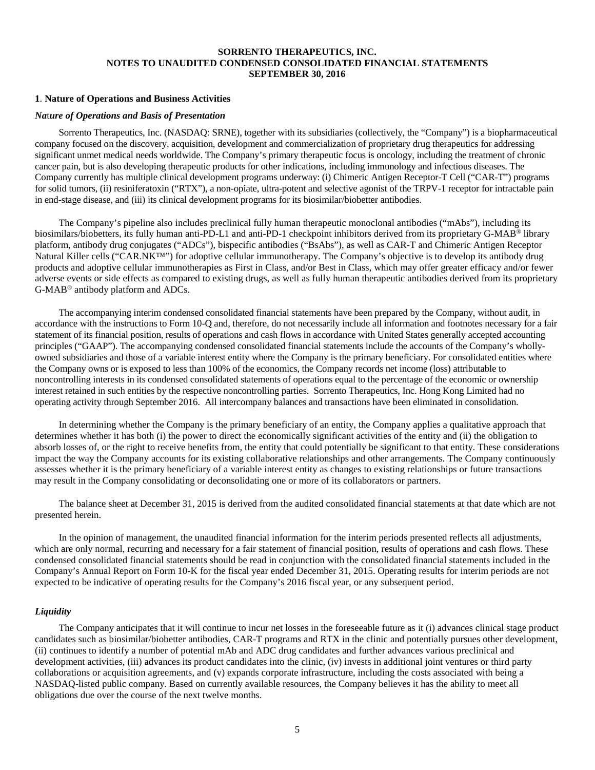**SORRENTO THERAPEUTICS, INC.**
**NOTES TO UNAUDITED CONDENSED CONSOLIDATED FINANCIAL STATEMENTS**
**SEPTEMBER 30, 2016**

## 1. Nature of Operations and Business Activities

### *Nature of Operations and Basis of Presentation*

Sorrento Therapeutics, Inc. (NASDAQ: SRNE), together with its subsidiaries (collectively, the "Company") is a biopharmaceutical company focused on the discovery, acquisition, development and commercialization of proprietary drug therapeutics for addressing significant unmet medical needs worldwide. The Company's primary therapeutic focus is oncology, including the treatment of chronic cancer pain, but is also developing therapeutic products for other indications, including immunology and infectious diseases. The Company currently has multiple clinical development programs underway: (i) Chimeric Antigen Receptor-T Cell ("CAR-T") programs for solid tumors, (ii) resiniferatoxin ("RTX"), a non-opiate, ultra-potent and selective agonist of the TRPV-1 receptor for intractable pain in end-stage disease, and (iii) its clinical development programs for its biosimilar/biobetter antibodies.

The Company's pipeline also includes preclinical fully human therapeutic monoclonal antibodies ("mAbs"), including its biosimilars/biobetters, its fully human anti-PD-L1 and anti-PD-1 checkpoint inhibitors derived from its proprietary G-MAB® library platform, antibody drug conjugates ("ADCs"), bispecific antibodies ("BsAbs"), as well as CAR-T and Chimeric Antigen Receptor Natural Killer cells ("CAR.NK™") for adoptive cellular immunotherapy. The Company's objective is to develop its antibody drug products and adoptive cellular immunotherapies as First in Class, and/or Best in Class, which may offer greater efficacy and/or fewer adverse events or side effects as compared to existing drugs, as well as fully human therapeutic antibodies derived from its proprietary G-MAB® antibody platform and ADCs.

The accompanying interim condensed consolidated financial statements have been prepared by the Company, without audit, in accordance with the instructions to Form 10-Q and, therefore, do not necessarily include all information and footnotes necessary for a fair statement of its financial position, results of operations and cash flows in accordance with United States generally accepted accounting principles ("GAAP"). The accompanying condensed consolidated financial statements include the accounts of the Company's wholly-owned subsidiaries and those of a variable interest entity where the Company is the primary beneficiary. For consolidated entities where the Company owns or is exposed to less than 100% of the economics, the Company records net income (loss) attributable to noncontrolling interests in its condensed consolidated statements of operations equal to the percentage of the economic or ownership interest retained in such entities by the respective noncontrolling parties. Sorrento Therapeutics, Inc. Hong Kong Limited had no operating activity through September 2016. All intercompany balances and transactions have been eliminated in consolidation.

In determining whether the Company is the primary beneficiary of an entity, the Company applies a qualitative approach that determines whether it has both (i) the power to direct the economically significant activities of the entity and (ii) the obligation to absorb losses of, or the right to receive benefits from, the entity that could potentially be significant to that entity. These considerations impact the way the Company accounts for its existing collaborative relationships and other arrangements. The Company continuously assesses whether it is the primary beneficiary of a variable interest entity as changes to existing relationships or future transactions may result in the Company consolidating or deconsolidating one or more of its collaborators or partners.

The balance sheet at December 31, 2015 is derived from the audited consolidated financial statements at that date which are not presented herein.

In the opinion of management, the unaudited financial information for the interim periods presented reflects all adjustments, which are only normal, recurring and necessary for a fair statement of financial position, results of operations and cash flows. These condensed consolidated financial statements should be read in conjunction with the consolidated financial statements included in the Company's Annual Report on Form 10-K for the fiscal year ended December 31, 2015. Operating results for interim periods are not expected to be indicative of operating results for the Company's 2016 fiscal year, or any subsequent period.

### *Liquidity*

The Company anticipates that it will continue to incur net losses in the foreseeable future as it (i) advances clinical stage product candidates such as biosimilar/biobetter antibodies, CAR-T programs and RTX in the clinic and potentially pursues other development, (ii) continues to identify a number of potential mAb and ADC drug candidates and further advances various preclinical and development activities, (iii) advances its product candidates into the clinic, (iv) invests in additional joint ventures or third party collaborations or acquisition agreements, and (v) expands corporate infrastructure, including the costs associated with being a NASDAQ-listed public company. Based on currently available resources, the Company believes it has the ability to meet all obligations due over the course of the next twelve months.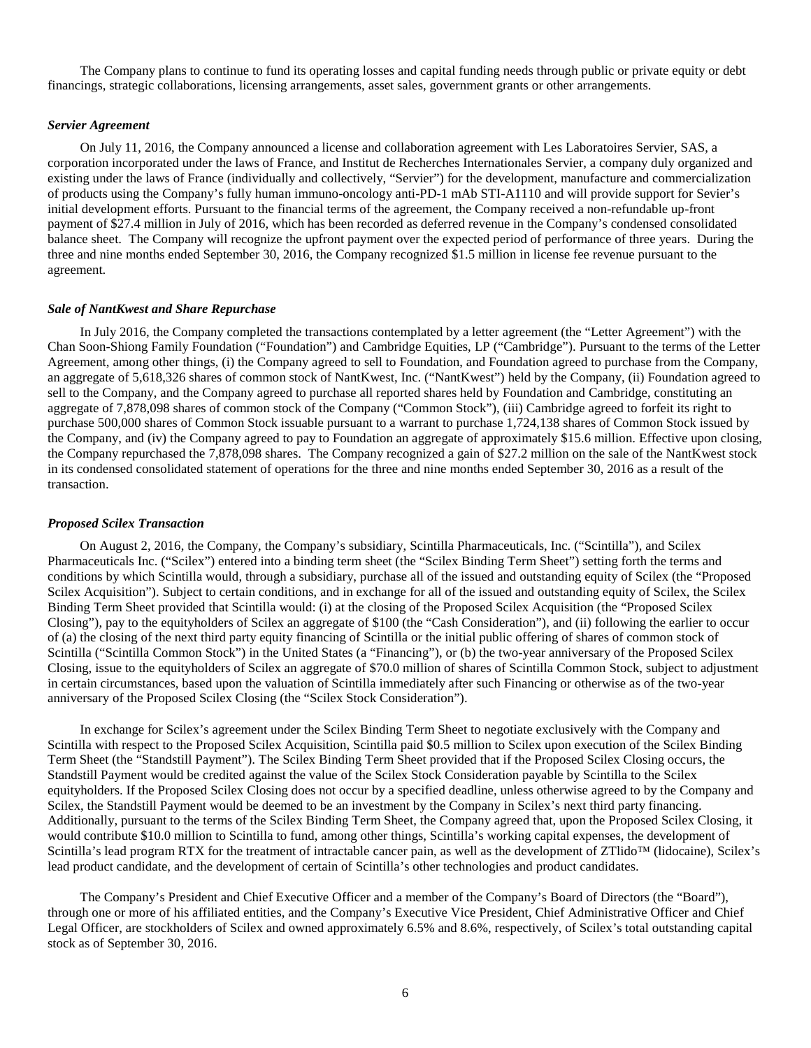The Company plans to continue to fund its operating losses and capital funding needs through public or private equity or debt financings, strategic collaborations, licensing arrangements, asset sales, government grants or other arrangements.

### *Servier Agreement*

On July 11, 2016, the Company announced a license and collaboration agreement with Les Laboratoires Servier, SAS, a corporation incorporated under the laws of France, and Institut de Recherches Internationales Servier, a company duly organized and existing under the laws of France (individually and collectively, "Servier") for the development, manufacture and commercialization of products using the Company's fully human immuno-oncology anti-PD-1 mAb STI-A1110 and will provide support for Sevier's initial development efforts. Pursuant to the financial terms of the agreement, the Company received a non-refundable up-front payment of $27.4 million in July of 2016, which has been recorded as deferred revenue in the Company's condensed consolidated balance sheet. The Company will recognize the upfront payment over the expected period of performance of three years. During the three and nine months ended September 30, 2016, the Company recognized $1.5 million in license fee revenue pursuant to the agreement.

### *Sale of NantKwest and Share Repurchase*

In July 2016, the Company completed the transactions contemplated by a letter agreement (the "Letter Agreement") with the Chan Soon-Shiong Family Foundation ("Foundation") and Cambridge Equities, LP ("Cambridge"). Pursuant to the terms of the Letter Agreement, among other things, (i) the Company agreed to sell to Foundation, and Foundation agreed to purchase from the Company, an aggregate of 5,618,326 shares of common stock of NantKwest, Inc. ("NantKwest") held by the Company, (ii) Foundation agreed to sell to the Company, and the Company agreed to purchase all reported shares held by Foundation and Cambridge, constituting an aggregate of 7,878,098 shares of common stock of the Company ("Common Stock"), (iii) Cambridge agreed to forfeit its right to purchase 500,000 shares of Common Stock issuable pursuant to a warrant to purchase 1,724,138 shares of Common Stock issued by the Company, and (iv) the Company agreed to pay to Foundation an aggregate of approximately $15.6 million. Effective upon closing, the Company repurchased the 7,878,098 shares. The Company recognized a gain of $27.2 million on the sale of the NantKwest stock in its condensed consolidated statement of operations for the three and nine months ended September 30, 2016 as a result of the transaction.

### *Proposed Scilex Transaction*

On August 2, 2016, the Company, the Company's subsidiary, Scintilla Pharmaceuticals, Inc. ("Scintilla"), and Scilex Pharmaceuticals Inc. ("Scilex") entered into a binding term sheet (the "Scilex Binding Term Sheet") setting forth the terms and conditions by which Scintilla would, through a subsidiary, purchase all of the issued and outstanding equity of Scilex (the "Proposed Scilex Acquisition"). Subject to certain conditions, and in exchange for all of the issued and outstanding equity of Scilex, the Scilex Binding Term Sheet provided that Scintilla would: (i) at the closing of the Proposed Scilex Acquisition (the "Proposed Scilex Closing"), pay to the equityholders of Scilex an aggregate of $100 (the "Cash Consideration"), and (ii) following the earlier to occur of (a) the closing of the next third party equity financing of Scintilla or the initial public offering of shares of common stock of Scintilla ("Scintilla Common Stock") in the United States (a "Financing"), or (b) the two-year anniversary of the Proposed Scilex Closing, issue to the equityholders of Scilex an aggregate of $70.0 million of shares of Scintilla Common Stock, subject to adjustment in certain circumstances, based upon the valuation of Scintilla immediately after such Financing or otherwise as of the two-year anniversary of the Proposed Scilex Closing (the "Scilex Stock Consideration").

In exchange for Scilex's agreement under the Scilex Binding Term Sheet to negotiate exclusively with the Company and Scintilla with respect to the Proposed Scilex Acquisition, Scintilla paid $0.5 million to Scilex upon execution of the Scilex Binding Term Sheet (the "Standstill Payment"). The Scilex Binding Term Sheet provided that if the Proposed Scilex Closing occurs, the Standstill Payment would be credited against the value of the Scilex Stock Consideration payable by Scintilla to the Scilex equityholders. If the Proposed Scilex Closing does not occur by a specified deadline, unless otherwise agreed to by the Company and Scilex, the Standstill Payment would be deemed to be an investment by the Company in Scilex's next third party financing. Additionally, pursuant to the terms of the Scilex Binding Term Sheet, the Company agreed that, upon the Proposed Scilex Closing, it would contribute $10.0 million to Scintilla to fund, among other things, Scintilla's working capital expenses, the development of Scintilla's lead program RTX for the treatment of intractable cancer pain, as well as the development of ZTlido™ (lidocaine), Scilex's lead product candidate, and the development of certain of Scintilla's other technologies and product candidates.

The Company's President and Chief Executive Officer and a member of the Company's Board of Directors (the "Board"), through one or more of his affiliated entities, and the Company's Executive Vice President, Chief Administrative Officer and Chief Legal Officer, are stockholders of Scilex and owned approximately 6.5% and 8.6%, respectively, of Scilex's total outstanding capital stock as of September 30, 2016.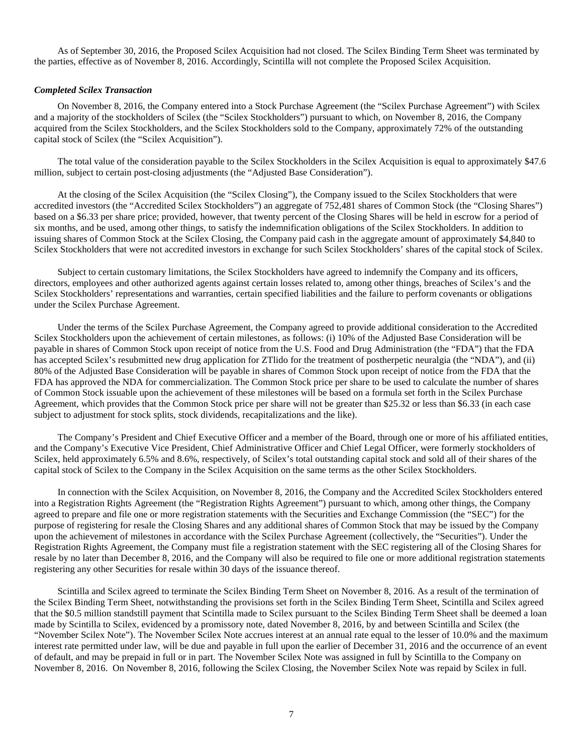As of September 30, 2016, the Proposed Scilex Acquisition had not closed. The Scilex Binding Term Sheet was terminated by the parties, effective as of November 8, 2016. Accordingly, Scintilla will not complete the Proposed Scilex Acquisition.

***Completed Scilex Transaction***

On November 8, 2016, the Company entered into a Stock Purchase Agreement (the "Scilex Purchase Agreement") with Scilex and a majority of the stockholders of Scilex (the "Scilex Stockholders") pursuant to which, on November 8, 2016, the Company acquired from the Scilex Stockholders, and the Scilex Stockholders sold to the Company, approximately 72% of the outstanding capital stock of Scilex (the "Scilex Acquisition").

The total value of the consideration payable to the Scilex Stockholders in the Scilex Acquisition is equal to approximately $47.6 million, subject to certain post-closing adjustments (the "Adjusted Base Consideration").

At the closing of the Scilex Acquisition (the "Scilex Closing"), the Company issued to the Scilex Stockholders that were accredited investors (the "Accredited Scilex Stockholders") an aggregate of 752,481 shares of Common Stock (the "Closing Shares") based on a $6.33 per share price; provided, however, that twenty percent of the Closing Shares will be held in escrow for a period of six months, and be used, among other things, to satisfy the indemnification obligations of the Scilex Stockholders. In addition to issuing shares of Common Stock at the Scilex Closing, the Company paid cash in the aggregate amount of approximately $4,840 to Scilex Stockholders that were not accredited investors in exchange for such Scilex Stockholders' shares of the capital stock of Scilex.

Subject to certain customary limitations, the Scilex Stockholders have agreed to indemnify the Company and its officers, directors, employees and other authorized agents against certain losses related to, among other things, breaches of Scilex's and the Scilex Stockholders' representations and warranties, certain specified liabilities and the failure to perform covenants or obligations under the Scilex Purchase Agreement.

Under the terms of the Scilex Purchase Agreement, the Company agreed to provide additional consideration to the Accredited Scilex Stockholders upon the achievement of certain milestones, as follows: (i) 10% of the Adjusted Base Consideration will be payable in shares of Common Stock upon receipt of notice from the U.S. Food and Drug Administration (the "FDA") that the FDA has accepted Scilex's resubmitted new drug application for ZTlido for the treatment of postherpetic neuralgia (the "NDA"), and (ii) 80% of the Adjusted Base Consideration will be payable in shares of Common Stock upon receipt of notice from the FDA that the FDA has approved the NDA for commercialization. The Common Stock price per share to be used to calculate the number of shares of Common Stock issuable upon the achievement of these milestones will be based on a formula set forth in the Scilex Purchase Agreement, which provides that the Common Stock price per share will not be greater than $25.32 or less than $6.33 (in each case subject to adjustment for stock splits, stock dividends, recapitalizations and the like).

The Company's President and Chief Executive Officer and a member of the Board, through one or more of his affiliated entities, and the Company's Executive Vice President, Chief Administrative Officer and Chief Legal Officer, were formerly stockholders of Scilex, held approximately 6.5% and 8.6%, respectively, of Scilex's total outstanding capital stock and sold all of their shares of the capital stock of Scilex to the Company in the Scilex Acquisition on the same terms as the other Scilex Stockholders.

In connection with the Scilex Acquisition, on November 8, 2016, the Company and the Accredited Scilex Stockholders entered into a Registration Rights Agreement (the "Registration Rights Agreement") pursuant to which, among other things, the Company agreed to prepare and file one or more registration statements with the Securities and Exchange Commission (the "SEC") for the purpose of registering for resale the Closing Shares and any additional shares of Common Stock that may be issued by the Company upon the achievement of milestones in accordance with the Scilex Purchase Agreement (collectively, the "Securities"). Under the Registration Rights Agreement, the Company must file a registration statement with the SEC registering all of the Closing Shares for resale by no later than December 8, 2016, and the Company will also be required to file one or more additional registration statements registering any other Securities for resale within 30 days of the issuance thereof.

Scintilla and Scilex agreed to terminate the Scilex Binding Term Sheet on November 8, 2016. As a result of the termination of the Scilex Binding Term Sheet, notwithstanding the provisions set forth in the Scilex Binding Term Sheet, Scintilla and Scilex agreed that the $0.5 million standstill payment that Scintilla made to Scilex pursuant to the Scilex Binding Term Sheet shall be deemed a loan made by Scintilla to Scilex, evidenced by a promissory note, dated November 8, 2016, by and between Scintilla and Scilex (the "November Scilex Note"). The November Scilex Note accrues interest at an annual rate equal to the lesser of 10.0% and the maximum interest rate permitted under law, will be due and payable in full upon the earlier of December 31, 2016 and the occurrence of an event of default, and may be prepaid in full or in part. The November Scilex Note was assigned in full by Scintilla to the Company on November 8, 2016. On November 8, 2016, following the Scilex Closing, the November Scilex Note was repaid by Scilex in full.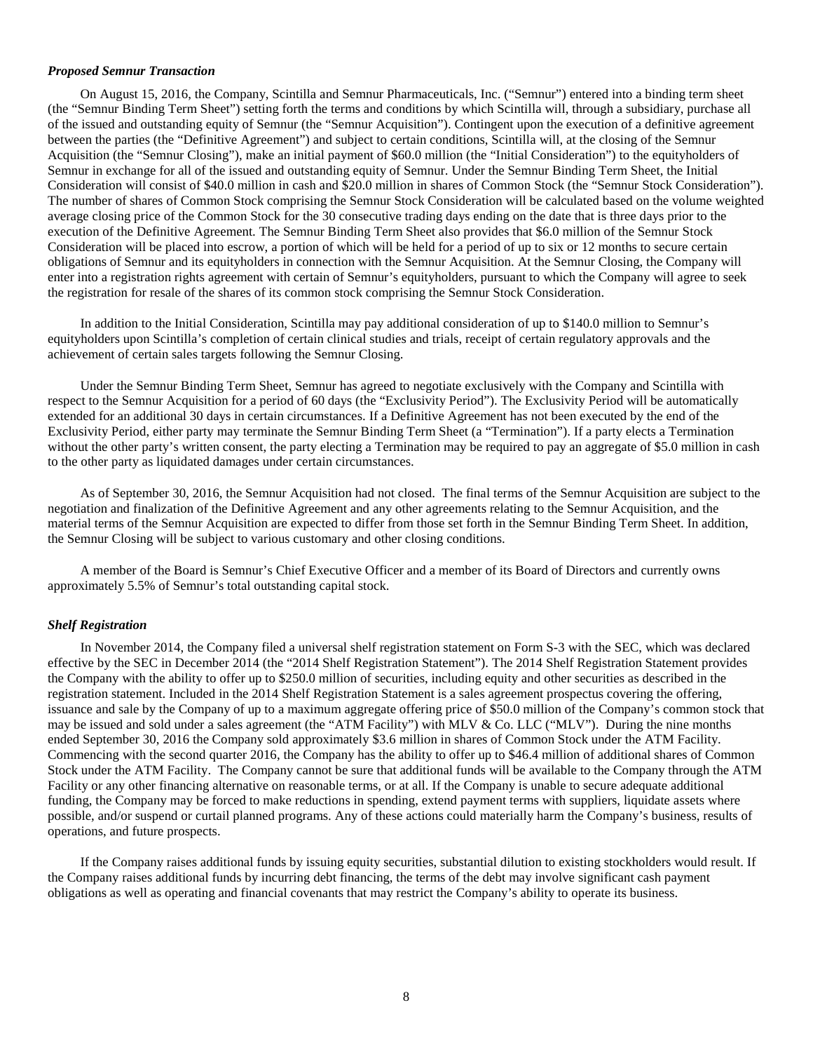### *Proposed Semnur Transaction*

On August 15, 2016, the Company, Scintilla and Semnur Pharmaceuticals, Inc. ("Semnur") entered into a binding term sheet (the "Semnur Binding Term Sheet") setting forth the terms and conditions by which Scintilla will, through a subsidiary, purchase all of the issued and outstanding equity of Semnur (the "Semnur Acquisition"). Contingent upon the execution of a definitive agreement between the parties (the "Definitive Agreement") and subject to certain conditions, Scintilla will, at the closing of the Semnur Acquisition (the "Semnur Closing"), make an initial payment of $60.0 million (the "Initial Consideration") to the equityholders of Semnur in exchange for all of the issued and outstanding equity of Semnur. Under the Semnur Binding Term Sheet, the Initial Consideration will consist of $40.0 million in cash and $20.0 million in shares of Common Stock (the "Semnur Stock Consideration"). The number of shares of Common Stock comprising the Semnur Stock Consideration will be calculated based on the volume weighted average closing price of the Common Stock for the 30 consecutive trading days ending on the date that is three days prior to the execution of the Definitive Agreement. The Semnur Binding Term Sheet also provides that $6.0 million of the Semnur Stock Consideration will be placed into escrow, a portion of which will be held for a period of up to six or 12 months to secure certain obligations of Semnur and its equityholders in connection with the Semnur Acquisition. At the Semnur Closing, the Company will enter into a registration rights agreement with certain of Semnur's equityholders, pursuant to which the Company will agree to seek the registration for resale of the shares of its common stock comprising the Semnur Stock Consideration.

In addition to the Initial Consideration, Scintilla may pay additional consideration of up to $140.0 million to Semnur's equityholders upon Scintilla's completion of certain clinical studies and trials, receipt of certain regulatory approvals and the achievement of certain sales targets following the Semnur Closing.

Under the Semnur Binding Term Sheet, Semnur has agreed to negotiate exclusively with the Company and Scintilla with respect to the Semnur Acquisition for a period of 60 days (the "Exclusivity Period"). The Exclusivity Period will be automatically extended for an additional 30 days in certain circumstances. If a Definitive Agreement has not been executed by the end of the Exclusivity Period, either party may terminate the Semnur Binding Term Sheet (a "Termination"). If a party elects a Termination without the other party's written consent, the party electing a Termination may be required to pay an aggregate of $5.0 million in cash to the other party as liquidated damages under certain circumstances.

As of September 30, 2016, the Semnur Acquisition had not closed. The final terms of the Semnur Acquisition are subject to the negotiation and finalization of the Definitive Agreement and any other agreements relating to the Semnur Acquisition, and the material terms of the Semnur Acquisition are expected to differ from those set forth in the Semnur Binding Term Sheet. In addition, the Semnur Closing will be subject to various customary and other closing conditions.

A member of the Board is Semnur's Chief Executive Officer and a member of its Board of Directors and currently owns approximately 5.5% of Semnur's total outstanding capital stock.

### *Shelf Registration*

In November 2014, the Company filed a universal shelf registration statement on Form S-3 with the SEC, which was declared effective by the SEC in December 2014 (the "2014 Shelf Registration Statement"). The 2014 Shelf Registration Statement provides the Company with the ability to offer up to $250.0 million of securities, including equity and other securities as described in the registration statement. Included in the 2014 Shelf Registration Statement is a sales agreement prospectus covering the offering, issuance and sale by the Company of up to a maximum aggregate offering price of $50.0 million of the Company's common stock that may be issued and sold under a sales agreement (the "ATM Facility") with MLV & Co. LLC ("MLV"). During the nine months ended September 30, 2016 the Company sold approximately $3.6 million in shares of Common Stock under the ATM Facility. Commencing with the second quarter 2016, the Company has the ability to offer up to $46.4 million of additional shares of Common Stock under the ATM Facility. The Company cannot be sure that additional funds will be available to the Company through the ATM Facility or any other financing alternative on reasonable terms, or at all. If the Company is unable to secure adequate additional funding, the Company may be forced to make reductions in spending, extend payment terms with suppliers, liquidate assets where possible, and/or suspend or curtail planned programs. Any of these actions could materially harm the Company's business, results of operations, and future prospects.

If the Company raises additional funds by issuing equity securities, substantial dilution to existing stockholders would result. If the Company raises additional funds by incurring debt financing, the terms of the debt may involve significant cash payment obligations as well as operating and financial covenants that may restrict the Company's ability to operate its business.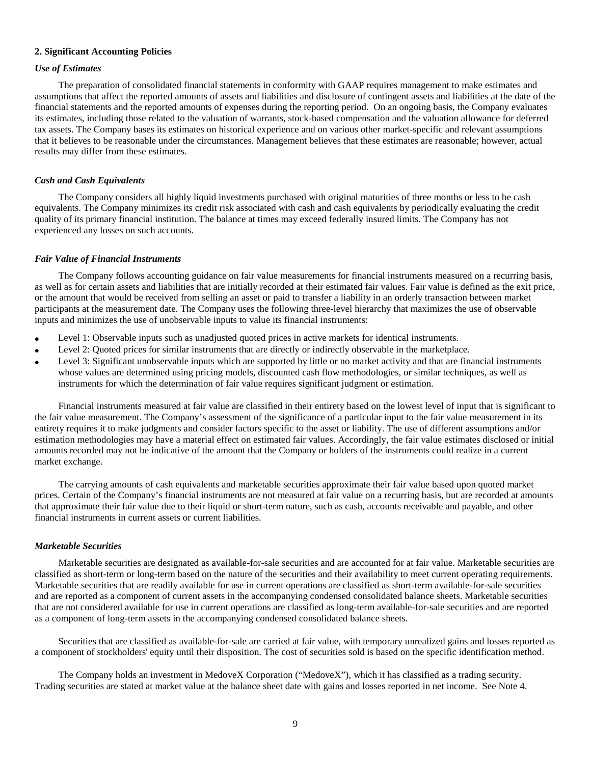## 2. Significant Accounting Policies

### *Use of Estimates*

The preparation of consolidated financial statements in conformity with GAAP requires management to make estimates and assumptions that affect the reported amounts of assets and liabilities and disclosure of contingent assets and liabilities at the date of the financial statements and the reported amounts of expenses during the reporting period. On an ongoing basis, the Company evaluates its estimates, including those related to the valuation of warrants, stock-based compensation and the valuation allowance for deferred tax assets. The Company bases its estimates on historical experience and on various other market-specific and relevant assumptions that it believes to be reasonable under the circumstances. Management believes that these estimates are reasonable; however, actual results may differ from these estimates.

### *Cash and Cash Equivalents*

The Company considers all highly liquid investments purchased with original maturities of three months or less to be cash equivalents. The Company minimizes its credit risk associated with cash and cash equivalents by periodically evaluating the credit quality of its primary financial institution. The balance at times may exceed federally insured limits. The Company has not experienced any losses on such accounts.

### *Fair Value of Financial Instruments*

The Company follows accounting guidance on fair value measurements for financial instruments measured on a recurring basis, as well as for certain assets and liabilities that are initially recorded at their estimated fair values. Fair value is defined as the exit price, or the amount that would be received from selling an asset or paid to transfer a liability in an orderly transaction between market participants at the measurement date. The Company uses the following three-level hierarchy that maximizes the use of observable inputs and minimizes the use of unobservable inputs to value its financial instruments:

- Level 1: Observable inputs such as unadjusted quoted prices in active markets for identical instruments.
- Level 2: Quoted prices for similar instruments that are directly or indirectly observable in the marketplace.
- Level 3: Significant unobservable inputs which are supported by little or no market activity and that are financial instruments whose values are determined using pricing models, discounted cash flow methodologies, or similar techniques, as well as instruments for which the determination of fair value requires significant judgment or estimation.

Financial instruments measured at fair value are classified in their entirety based on the lowest level of input that is significant to the fair value measurement. The Company's assessment of the significance of a particular input to the fair value measurement in its entirety requires it to make judgments and consider factors specific to the asset or liability. The use of different assumptions and/or estimation methodologies may have a material effect on estimated fair values. Accordingly, the fair value estimates disclosed or initial amounts recorded may not be indicative of the amount that the Company or holders of the instruments could realize in a current market exchange.

The carrying amounts of cash equivalents and marketable securities approximate their fair value based upon quoted market prices. Certain of the Company's financial instruments are not measured at fair value on a recurring basis, but are recorded at amounts that approximate their fair value due to their liquid or short-term nature, such as cash, accounts receivable and payable, and other financial instruments in current assets or current liabilities.

### *Marketable Securities*

Marketable securities are designated as available-for-sale securities and are accounted for at fair value. Marketable securities are classified as short-term or long-term based on the nature of the securities and their availability to meet current operating requirements. Marketable securities that are readily available for use in current operations are classified as short-term available-for-sale securities and are reported as a component of current assets in the accompanying condensed consolidated balance sheets. Marketable securities that are not considered available for use in current operations are classified as long-term available-for-sale securities and are reported as a component of long-term assets in the accompanying condensed consolidated balance sheets.

Securities that are classified as available-for-sale are carried at fair value, with temporary unrealized gains and losses reported as a component of stockholders' equity until their disposition. The cost of securities sold is based on the specific identification method.

The Company holds an investment in MedoveX Corporation ("MedoveX"), which it has classified as a trading security. Trading securities are stated at market value at the balance sheet date with gains and losses reported in net income. See Note 4.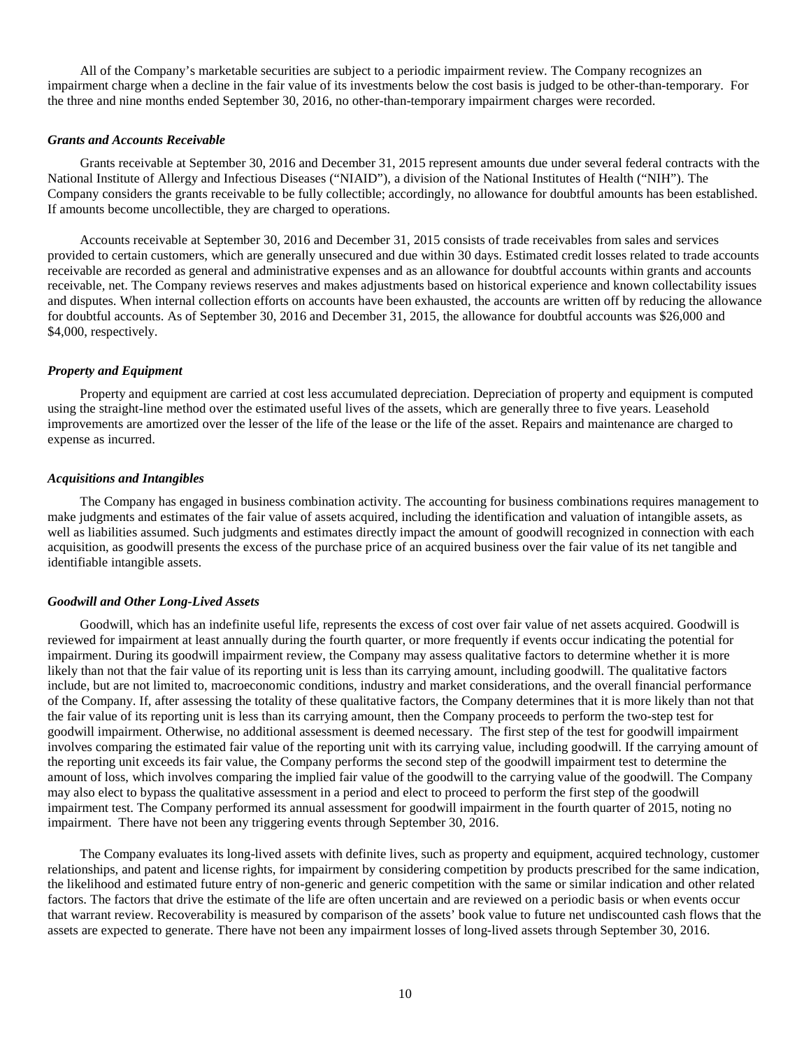All of the Company's marketable securities are subject to a periodic impairment review. The Company recognizes an impairment charge when a decline in the fair value of its investments below the cost basis is judged to be other-than-temporary. For the three and nine months ended September 30, 2016, no other-than-temporary impairment charges were recorded.

### *Grants and Accounts Receivable*

Grants receivable at September 30, 2016 and December 31, 2015 represent amounts due under several federal contracts with the National Institute of Allergy and Infectious Diseases ("NIAID"), a division of the National Institutes of Health ("NIH"). The Company considers the grants receivable to be fully collectible; accordingly, no allowance for doubtful amounts has been established. If amounts become uncollectible, they are charged to operations.

Accounts receivable at September 30, 2016 and December 31, 2015 consists of trade receivables from sales and services provided to certain customers, which are generally unsecured and due within 30 days. Estimated credit losses related to trade accounts receivable are recorded as general and administrative expenses and as an allowance for doubtful accounts within grants and accounts receivable, net. The Company reviews reserves and makes adjustments based on historical experience and known collectability issues and disputes. When internal collection efforts on accounts have been exhausted, the accounts are written off by reducing the allowance for doubtful accounts. As of September 30, 2016 and December 31, 2015, the allowance for doubtful accounts was $26,000 and $4,000, respectively.

### *Property and Equipment*

Property and equipment are carried at cost less accumulated depreciation. Depreciation of property and equipment is computed using the straight-line method over the estimated useful lives of the assets, which are generally three to five years. Leasehold improvements are amortized over the lesser of the life of the lease or the life of the asset. Repairs and maintenance are charged to expense as incurred.

### *Acquisitions and Intangibles*

The Company has engaged in business combination activity. The accounting for business combinations requires management to make judgments and estimates of the fair value of assets acquired, including the identification and valuation of intangible assets, as well as liabilities assumed. Such judgments and estimates directly impact the amount of goodwill recognized in connection with each acquisition, as goodwill presents the excess of the purchase price of an acquired business over the fair value of its net tangible and identifiable intangible assets.

### *Goodwill and Other Long-Lived Assets*

Goodwill, which has an indefinite useful life, represents the excess of cost over fair value of net assets acquired. Goodwill is reviewed for impairment at least annually during the fourth quarter, or more frequently if events occur indicating the potential for impairment. During its goodwill impairment review, the Company may assess qualitative factors to determine whether it is more likely than not that the fair value of its reporting unit is less than its carrying amount, including goodwill. The qualitative factors include, but are not limited to, macroeconomic conditions, industry and market considerations, and the overall financial performance of the Company. If, after assessing the totality of these qualitative factors, the Company determines that it is more likely than not that the fair value of its reporting unit is less than its carrying amount, then the Company proceeds to perform the two-step test for goodwill impairment. Otherwise, no additional assessment is deemed necessary. The first step of the test for goodwill impairment involves comparing the estimated fair value of the reporting unit with its carrying value, including goodwill. If the carrying amount of the reporting unit exceeds its fair value, the Company performs the second step of the goodwill impairment test to determine the amount of loss, which involves comparing the implied fair value of the goodwill to the carrying value of the goodwill. The Company may also elect to bypass the qualitative assessment in a period and elect to proceed to perform the first step of the goodwill impairment test. The Company performed its annual assessment for goodwill impairment in the fourth quarter of 2015, noting no impairment. There have not been any triggering events through September 30, 2016.

The Company evaluates its long-lived assets with definite lives, such as property and equipment, acquired technology, customer relationships, and patent and license rights, for impairment by considering competition by products prescribed for the same indication, the likelihood and estimated future entry of non-generic and generic competition with the same or similar indication and other related factors. The factors that drive the estimate of the life are often uncertain and are reviewed on a periodic basis or when events occur that warrant review. Recoverability is measured by comparison of the assets' book value to future net undiscounted cash flows that the assets are expected to generate. There have not been any impairment losses of long-lived assets through September 30, 2016.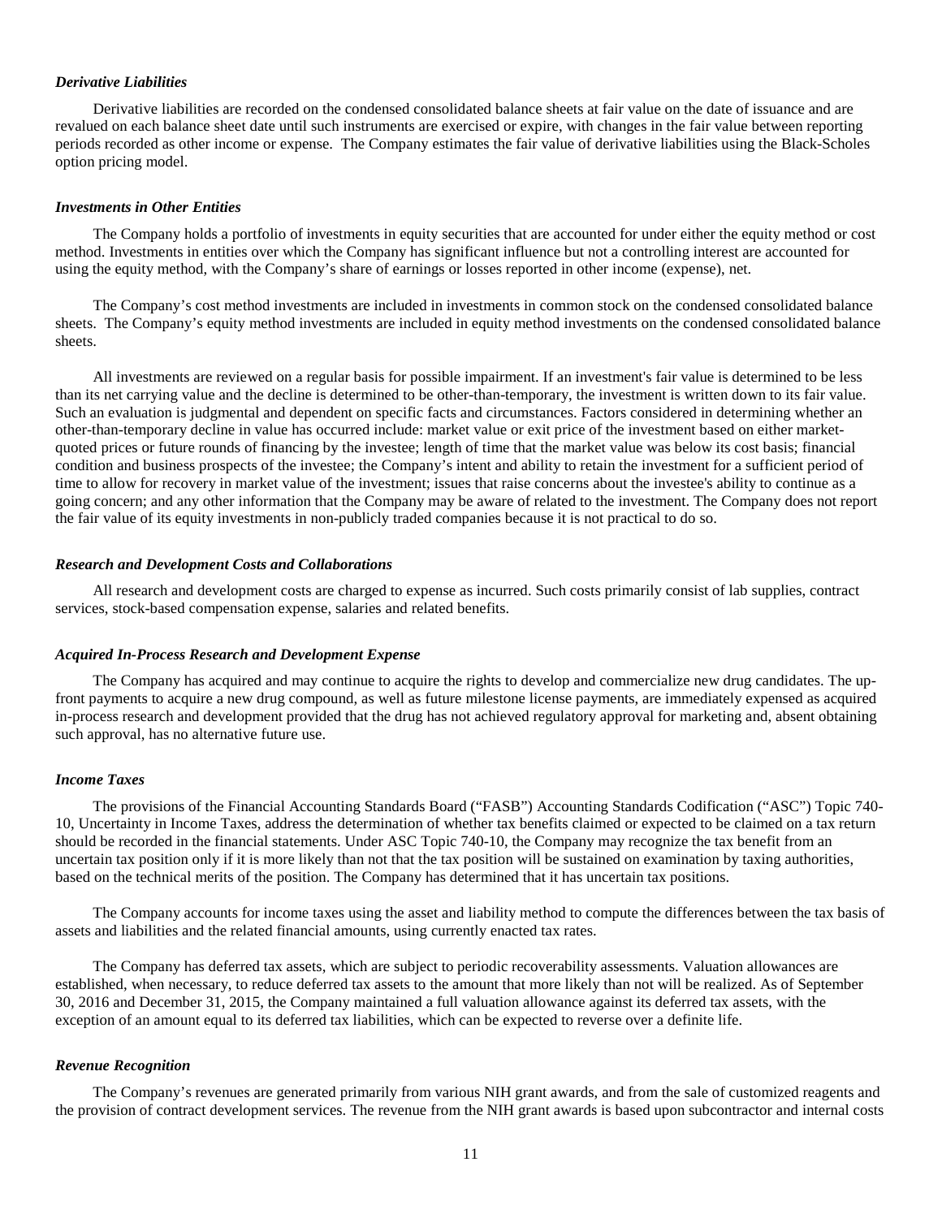### *Derivative Liabilities*

Derivative liabilities are recorded on the condensed consolidated balance sheets at fair value on the date of issuance and are revalued on each balance sheet date until such instruments are exercised or expire, with changes in the fair value between reporting periods recorded as other income or expense. The Company estimates the fair value of derivative liabilities using the Black-Scholes option pricing model.

### *Investments in Other Entities*

The Company holds a portfolio of investments in equity securities that are accounted for under either the equity method or cost method. Investments in entities over which the Company has significant influence but not a controlling interest are accounted for using the equity method, with the Company's share of earnings or losses reported in other income (expense), net.

The Company's cost method investments are included in investments in common stock on the condensed consolidated balance sheets. The Company's equity method investments are included in equity method investments on the condensed consolidated balance sheets.

All investments are reviewed on a regular basis for possible impairment. If an investment's fair value is determined to be less than its net carrying value and the decline is determined to be other-than-temporary, the investment is written down to its fair value. Such an evaluation is judgmental and dependent on specific facts and circumstances. Factors considered in determining whether an other-than-temporary decline in value has occurred include: market value or exit price of the investment based on either market-quoted prices or future rounds of financing by the investee; length of time that the market value was below its cost basis; financial condition and business prospects of the investee; the Company's intent and ability to retain the investment for a sufficient period of time to allow for recovery in market value of the investment; issues that raise concerns about the investee's ability to continue as a going concern; and any other information that the Company may be aware of related to the investment. The Company does not report the fair value of its equity investments in non-publicly traded companies because it is not practical to do so.

### *Research and Development Costs and Collaborations*

All research and development costs are charged to expense as incurred. Such costs primarily consist of lab supplies, contract services, stock-based compensation expense, salaries and related benefits.

### *Acquired In-Process Research and Development Expense*

The Company has acquired and may continue to acquire the rights to develop and commercialize new drug candidates. The up-front payments to acquire a new drug compound, as well as future milestone license payments, are immediately expensed as acquired in-process research and development provided that the drug has not achieved regulatory approval for marketing and, absent obtaining such approval, has no alternative future use.

### *Income Taxes*

The provisions of the Financial Accounting Standards Board ("FASB") Accounting Standards Codification ("ASC") Topic 740-10, Uncertainty in Income Taxes, address the determination of whether tax benefits claimed or expected to be claimed on a tax return should be recorded in the financial statements. Under ASC Topic 740-10, the Company may recognize the tax benefit from an uncertain tax position only if it is more likely than not that the tax position will be sustained on examination by taxing authorities, based on the technical merits of the position. The Company has determined that it has uncertain tax positions.

The Company accounts for income taxes using the asset and liability method to compute the differences between the tax basis of assets and liabilities and the related financial amounts, using currently enacted tax rates.

The Company has deferred tax assets, which are subject to periodic recoverability assessments. Valuation allowances are established, when necessary, to reduce deferred tax assets to the amount that more likely than not will be realized. As of September 30, 2016 and December 31, 2015, the Company maintained a full valuation allowance against its deferred tax assets, with the exception of an amount equal to its deferred tax liabilities, which can be expected to reverse over a definite life.

### *Revenue Recognition*

The Company's revenues are generated primarily from various NIH grant awards, and from the sale of customized reagents and the provision of contract development services. The revenue from the NIH grant awards is based upon subcontractor and internal costs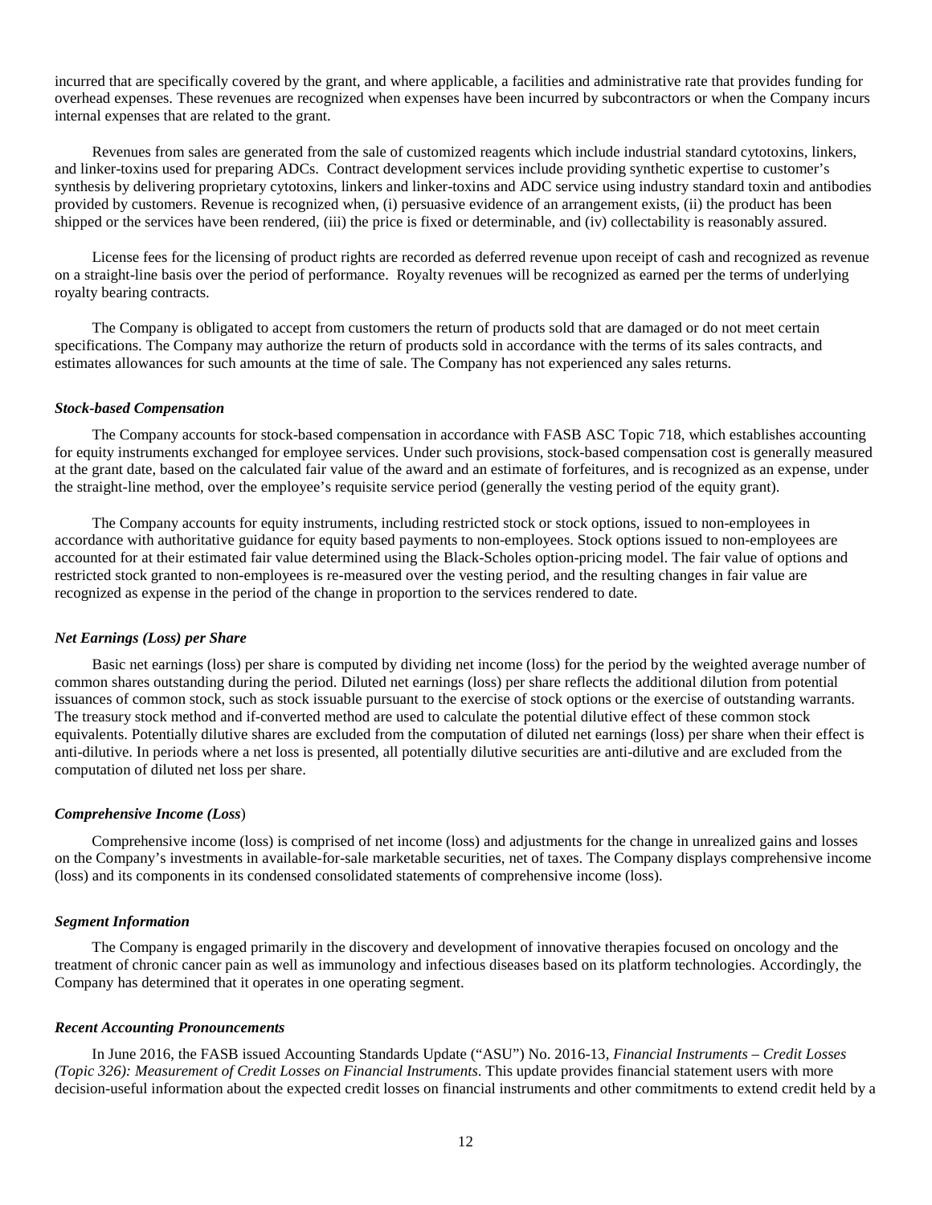incurred that are specifically covered by the grant, and where applicable, a facilities and administrative rate that provides funding for overhead expenses. These revenues are recognized when expenses have been incurred by subcontractors or when the Company incurs internal expenses that are related to the grant.

Revenues from sales are generated from the sale of customized reagents which include industrial standard cytotoxins, linkers, and linker-toxins used for preparing ADCs. Contract development services include providing synthetic expertise to customer's synthesis by delivering proprietary cytotoxins, linkers and linker-toxins and ADC service using industry standard toxin and antibodies provided by customers. Revenue is recognized when, (i) persuasive evidence of an arrangement exists, (ii) the product has been shipped or the services have been rendered, (iii) the price is fixed or determinable, and (iv) collectability is reasonably assured.

License fees for the licensing of product rights are recorded as deferred revenue upon receipt of cash and recognized as revenue on a straight-line basis over the period of performance. Royalty revenues will be recognized as earned per the terms of underlying royalty bearing contracts.

The Company is obligated to accept from customers the return of products sold that are damaged or do not meet certain specifications. The Company may authorize the return of products sold in accordance with the terms of its sales contracts, and estimates allowances for such amounts at the time of sale. The Company has not experienced any sales returns.

***Stock-based Compensation***

The Company accounts for stock-based compensation in accordance with FASB ASC Topic 718, which establishes accounting for equity instruments exchanged for employee services. Under such provisions, stock-based compensation cost is generally measured at the grant date, based on the calculated fair value of the award and an estimate of forfeitures, and is recognized as an expense, under the straight-line method, over the employee's requisite service period (generally the vesting period of the equity grant).

The Company accounts for equity instruments, including restricted stock or stock options, issued to non-employees in accordance with authoritative guidance for equity based payments to non-employees. Stock options issued to non-employees are accounted for at their estimated fair value determined using the Black-Scholes option-pricing model. The fair value of options and restricted stock granted to non-employees is re-measured over the vesting period, and the resulting changes in fair value are recognized as expense in the period of the change in proportion to the services rendered to date.

***Net Earnings (Loss) per Share***

Basic net earnings (loss) per share is computed by dividing net income (loss) for the period by the weighted average number of common shares outstanding during the period. Diluted net earnings (loss) per share reflects the additional dilution from potential issuances of common stock, such as stock issuable pursuant to the exercise of stock options or the exercise of outstanding warrants. The treasury stock method and if-converted method are used to calculate the potential dilutive effect of these common stock equivalents. Potentially dilutive shares are excluded from the computation of diluted net earnings (loss) per share when their effect is anti-dilutive. In periods where a net loss is presented, all potentially dilutive securities are anti-dilutive and are excluded from the computation of diluted net loss per share.

***Comprehensive Income (Loss)***

Comprehensive income (loss) is comprised of net income (loss) and adjustments for the change in unrealized gains and losses on the Company's investments in available-for-sale marketable securities, net of taxes. The Company displays comprehensive income (loss) and its components in its condensed consolidated statements of comprehensive income (loss).

***Segment Information***

The Company is engaged primarily in the discovery and development of innovative therapies focused on oncology and the treatment of chronic cancer pain as well as immunology and infectious diseases based on its platform technologies. Accordingly, the Company has determined that it operates in one operating segment.

***Recent Accounting Pronouncements***

In June 2016, the FASB issued Accounting Standards Update ("ASU") No. 2016-13, *Financial Instruments – Credit Losses (Topic 326): Measurement of Credit Losses on Financial Instruments*. This update provides financial statement users with more decision-useful information about the expected credit losses on financial instruments and other commitments to extend credit held by a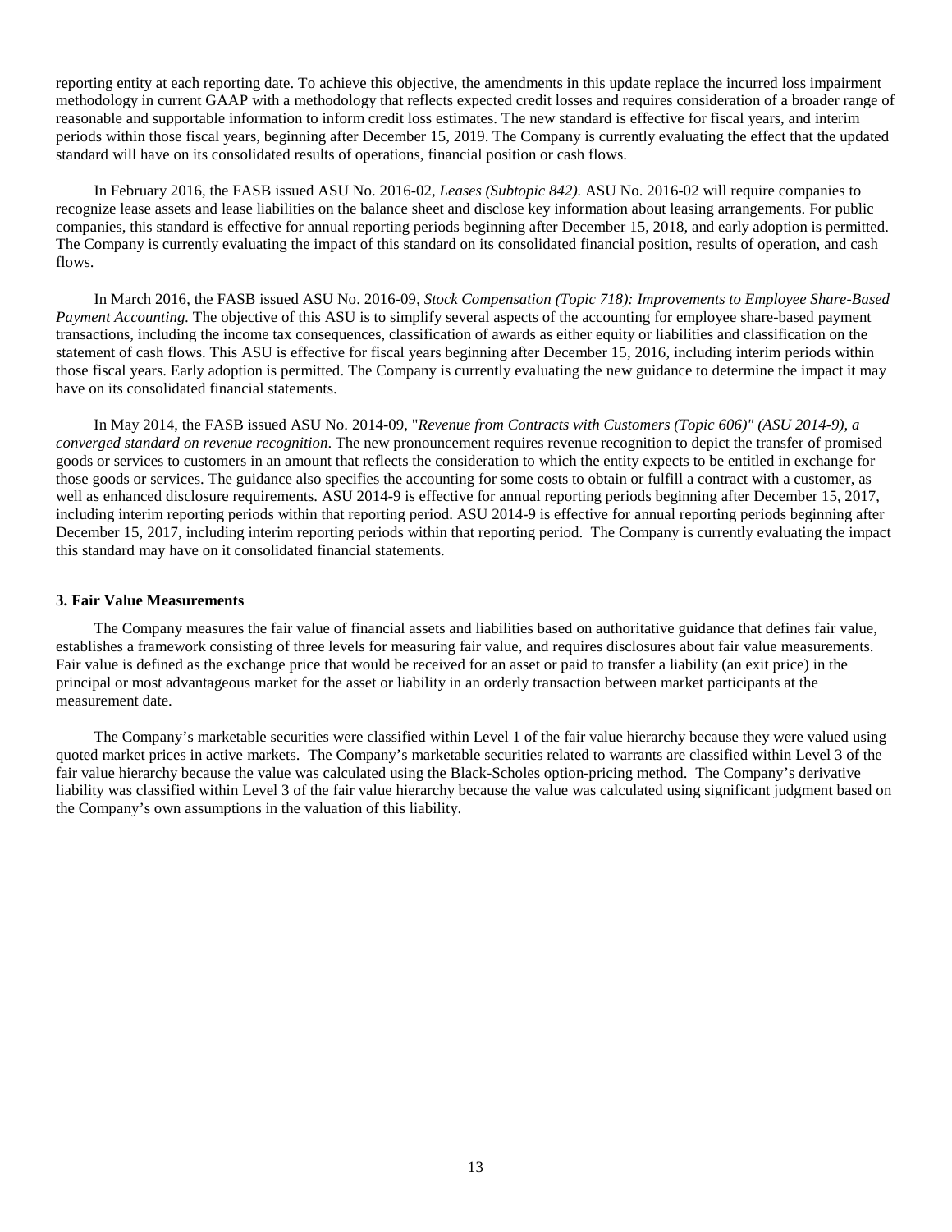reporting entity at each reporting date. To achieve this objective, the amendments in this update replace the incurred loss impairment methodology in current GAAP with a methodology that reflects expected credit losses and requires consideration of a broader range of reasonable and supportable information to inform credit loss estimates. The new standard is effective for fiscal years, and interim periods within those fiscal years, beginning after December 15, 2019. The Company is currently evaluating the effect that the updated standard will have on its consolidated results of operations, financial position or cash flows.

In February 2016, the FASB issued ASU No. 2016-02, *Leases (Subtopic 842).* ASU No. 2016-02 will require companies to recognize lease assets and lease liabilities on the balance sheet and disclose key information about leasing arrangements. For public companies, this standard is effective for annual reporting periods beginning after December 15, 2018, and early adoption is permitted. The Company is currently evaluating the impact of this standard on its consolidated financial position, results of operation, and cash flows.

In March 2016, the FASB issued ASU No. 2016-09, *Stock Compensation (Topic 718): Improvements to Employee Share-Based Payment Accounting.* The objective of this ASU is to simplify several aspects of the accounting for employee share-based payment transactions, including the income tax consequences, classification of awards as either equity or liabilities and classification on the statement of cash flows. This ASU is effective for fiscal years beginning after December 15, 2016, including interim periods within those fiscal years. Early adoption is permitted. The Company is currently evaluating the new guidance to determine the impact it may have on its consolidated financial statements.

In May 2014, the FASB issued ASU No. 2014-09, "*Revenue from Contracts with Customers (Topic 606)" (ASU 2014-9), a converged standard on revenue recognition*. The new pronouncement requires revenue recognition to depict the transfer of promised goods or services to customers in an amount that reflects the consideration to which the entity expects to be entitled in exchange for those goods or services. The guidance also specifies the accounting for some costs to obtain or fulfill a contract with a customer, as well as enhanced disclosure requirements. ASU 2014-9 is effective for annual reporting periods beginning after December 15, 2017, including interim reporting periods within that reporting period. ASU 2014-9 is effective for annual reporting periods beginning after December 15, 2017, including interim reporting periods within that reporting period. The Company is currently evaluating the impact this standard may have on it consolidated financial statements.

**3. Fair Value Measurements**

The Company measures the fair value of financial assets and liabilities based on authoritative guidance that defines fair value, establishes a framework consisting of three levels for measuring fair value, and requires disclosures about fair value measurements. Fair value is defined as the exchange price that would be received for an asset or paid to transfer a liability (an exit price) in the principal or most advantageous market for the asset or liability in an orderly transaction between market participants at the measurement date.

The Company's marketable securities were classified within Level 1 of the fair value hierarchy because they were valued using quoted market prices in active markets. The Company's marketable securities related to warrants are classified within Level 3 of the fair value hierarchy because the value was calculated using the Black-Scholes option-pricing method. The Company's derivative liability was classified within Level 3 of the fair value hierarchy because the value was calculated using significant judgment based on the Company's own assumptions in the valuation of this liability.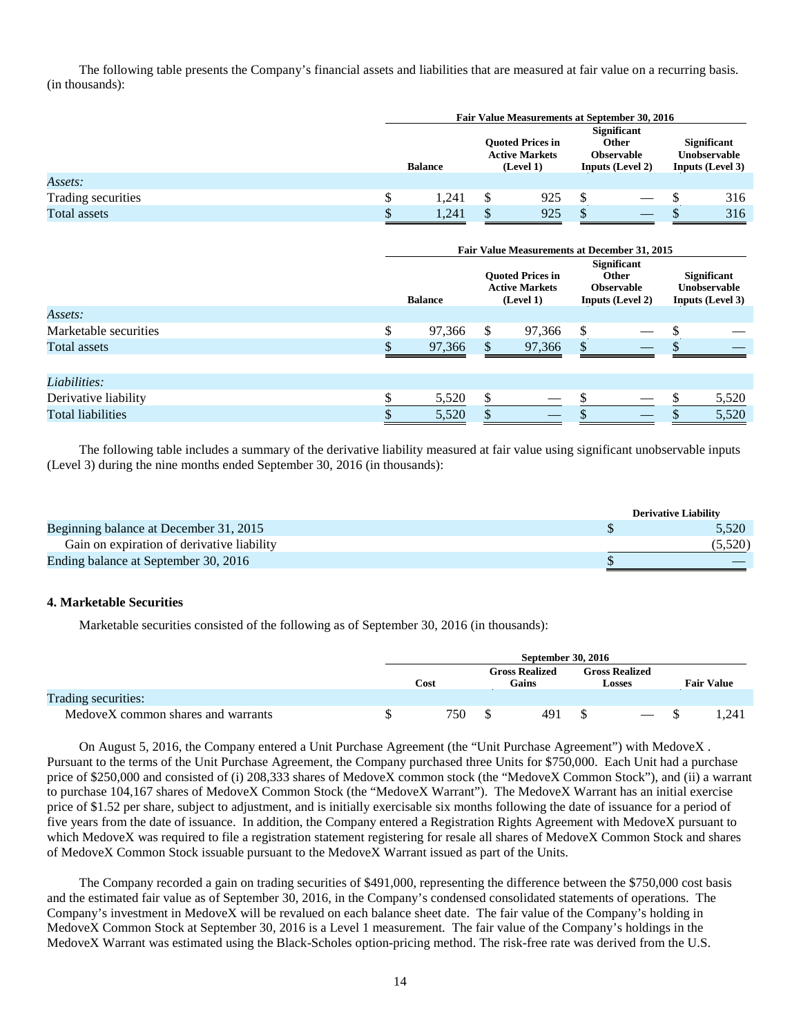The following table presents the Company's financial assets and liabilities that are measured at fair value on a recurring basis. (in thousands):

| | Fair Value Measurements at September 30, 2016 | | | |
|---|---|---|---|---|
| | Balance | Quoted Prices in Active Markets (Level 1) | Significant Other Observable Inputs (Level 2) | Significant Unobservable Inputs (Level 3) |
| *Assets:* | | | | |
| Trading securities | $ 1,241 | $ 925 | $ — | $ 316 |
| Total assets | $ 1,241 | $ 925 | $ — | $ 316 |

| | Fair Value Measurements at December 31, 2015 | | | |
|---|---|---|---|---|
| | Balance | Quoted Prices in Active Markets (Level 1) | Significant Other Observable Inputs (Level 2) | Significant Unobservable Inputs (Level 3) |
| *Assets:* | | | | |
| Marketable securities | $ 97,366 | $ 97,366 | $ — | $ — |
| Total assets | $ 97,366 | $ 97,366 | $ — | $ — |
| *Liabilities:* | | | | |
| Derivative liability | $ 5,520 | $ — | $ — | $ 5,520 |
| Total liabilities | $ 5,520 | $ — | $ — | $ 5,520 |

The following table includes a summary of the derivative liability measured at fair value using significant unobservable inputs (Level 3) during the nine months ended September 30, 2016 (in thousands):

| | Derivative Liability |
|---|---|
| Beginning balance at December 31, 2015 | $ 5,520 |
| Gain on expiration of derivative liability | (5,520) |
| Ending balance at September 30, 2016 | $ — |

### 4. Marketable Securities

Marketable securities consisted of the following as of September 30, 2016 (in thousands):

| | September 30, 2016 | | | |
|---|---|---|---|---|
| | Cost | Gross Realized Gains | Gross Realized Losses | Fair Value |
| Trading securities: | | | | |
| MedoveX common shares and warrants | $ 750 | $ 491 | $ — | $ 1,241 |

On August 5, 2016, the Company entered a Unit Purchase Agreement (the "Unit Purchase Agreement") with MedoveX . Pursuant to the terms of the Unit Purchase Agreement, the Company purchased three Units for $750,000. Each Unit had a purchase price of $250,000 and consisted of (i) 208,333 shares of MedoveX common stock (the "MedoveX Common Stock"), and (ii) a warrant to purchase 104,167 shares of MedoveX Common Stock (the "MedoveX Warrant"). The MedoveX Warrant has an initial exercise price of $1.52 per share, subject to adjustment, and is initially exercisable six months following the date of issuance for a period of five years from the date of issuance. In addition, the Company entered a Registration Rights Agreement with MedoveX pursuant to which MedoveX was required to file a registration statement registering for resale all shares of MedoveX Common Stock and shares of MedoveX Common Stock issuable pursuant to the MedoveX Warrant issued as part of the Units.

The Company recorded a gain on trading securities of $491,000, representing the difference between the $750,000 cost basis and the estimated fair value as of September 30, 2016, in the Company's condensed consolidated statements of operations. The Company's investment in MedoveX will be revalued on each balance sheet date. The fair value of the Company's holding in MedoveX Common Stock at September 30, 2016 is a Level 1 measurement. The fair value of the Company's holdings in the MedoveX Warrant was estimated using the Black-Scholes option-pricing method. The risk-free rate was derived from the U.S.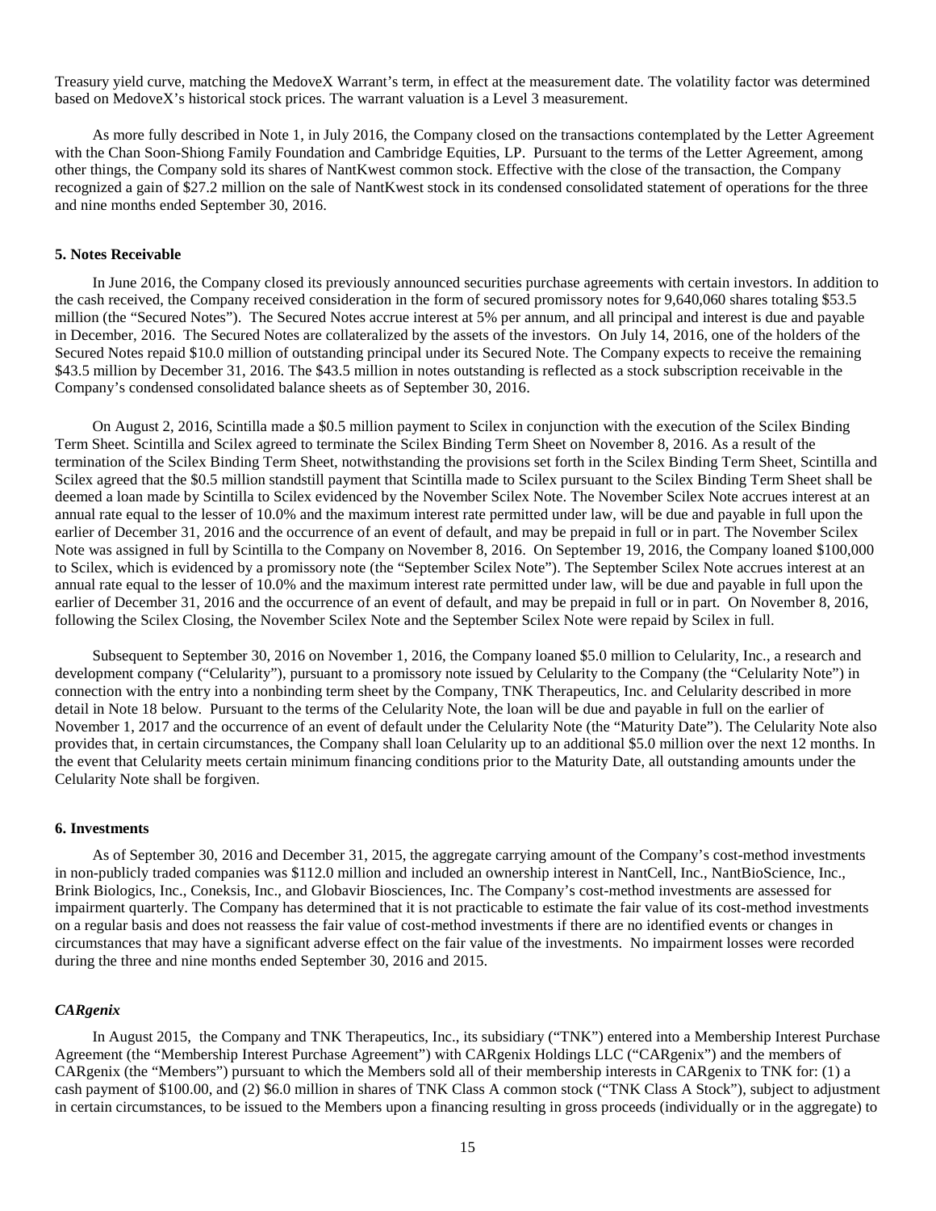Treasury yield curve, matching the MedoveX Warrant's term, in effect at the measurement date. The volatility factor was determined based on MedoveX's historical stock prices. The warrant valuation is a Level 3 measurement.

As more fully described in Note 1, in July 2016, the Company closed on the transactions contemplated by the Letter Agreement with the Chan Soon-Shiong Family Foundation and Cambridge Equities, LP. Pursuant to the terms of the Letter Agreement, among other things, the Company sold its shares of NantKwest common stock. Effective with the close of the transaction, the Company recognized a gain of $27.2 million on the sale of NantKwest stock in its condensed consolidated statement of operations for the three and nine months ended September 30, 2016.

**5. Notes Receivable**

In June 2016, the Company closed its previously announced securities purchase agreements with certain investors. In addition to the cash received, the Company received consideration in the form of secured promissory notes for 9,640,060 shares totaling $53.5 million (the "Secured Notes"). The Secured Notes accrue interest at 5% per annum, and all principal and interest is due and payable in December, 2016. The Secured Notes are collateralized by the assets of the investors. On July 14, 2016, one of the holders of the Secured Notes repaid $10.0 million of outstanding principal under its Secured Note. The Company expects to receive the remaining $43.5 million by December 31, 2016. The $43.5 million in notes outstanding is reflected as a stock subscription receivable in the Company's condensed consolidated balance sheets as of September 30, 2016.

On August 2, 2016, Scintilla made a $0.5 million payment to Scilex in conjunction with the execution of the Scilex Binding Term Sheet. Scintilla and Scilex agreed to terminate the Scilex Binding Term Sheet on November 8, 2016. As a result of the termination of the Scilex Binding Term Sheet, notwithstanding the provisions set forth in the Scilex Binding Term Sheet, Scintilla and Scilex agreed that the $0.5 million standstill payment that Scintilla made to Scilex pursuant to the Scilex Binding Term Sheet shall be deemed a loan made by Scintilla to Scilex evidenced by the November Scilex Note. The November Scilex Note accrues interest at an annual rate equal to the lesser of 10.0% and the maximum interest rate permitted under law, will be due and payable in full upon the earlier of December 31, 2016 and the occurrence of an event of default, and may be prepaid in full or in part. The November Scilex Note was assigned in full by Scintilla to the Company on November 8, 2016. On September 19, 2016, the Company loaned $100,000 to Scilex, which is evidenced by a promissory note (the "September Scilex Note"). The September Scilex Note accrues interest at an annual rate equal to the lesser of 10.0% and the maximum interest rate permitted under law, will be due and payable in full upon the earlier of December 31, 2016 and the occurrence of an event of default, and may be prepaid in full or in part. On November 8, 2016, following the Scilex Closing, the November Scilex Note and the September Scilex Note were repaid by Scilex in full.

Subsequent to September 30, 2016 on November 1, 2016, the Company loaned $5.0 million to Celularity, Inc., a research and development company ("Celularity"), pursuant to a promissory note issued by Celularity to the Company (the "Celularity Note") in connection with the entry into a nonbinding term sheet by the Company, TNK Therapeutics, Inc. and Celularity described in more detail in Note 18 below. Pursuant to the terms of the Celularity Note, the loan will be due and payable in full on the earlier of November 1, 2017 and the occurrence of an event of default under the Celularity Note (the "Maturity Date"). The Celularity Note also provides that, in certain circumstances, the Company shall loan Celularity up to an additional $5.0 million over the next 12 months. In the event that Celularity meets certain minimum financing conditions prior to the Maturity Date, all outstanding amounts under the Celularity Note shall be forgiven.

**6. Investments**

As of September 30, 2016 and December 31, 2015, the aggregate carrying amount of the Company's cost-method investments in non-publicly traded companies was $112.0 million and included an ownership interest in NantCell, Inc., NantBioScience, Inc., Brink Biologics, Inc., Coneksis, Inc., and Globavir Biosciences, Inc. The Company's cost-method investments are assessed for impairment quarterly. The Company has determined that it is not practicable to estimate the fair value of its cost-method investments on a regular basis and does not reassess the fair value of cost-method investments if there are no identified events or changes in circumstances that may have a significant adverse effect on the fair value of the investments. No impairment losses were recorded during the three and nine months ended September 30, 2016 and 2015.

***CARgenix***

In August 2015, the Company and TNK Therapeutics, Inc., its subsidiary ("TNK") entered into a Membership Interest Purchase Agreement (the "Membership Interest Purchase Agreement") with CARgenix Holdings LLC ("CARgenix") and the members of CARgenix (the "Members") pursuant to which the Members sold all of their membership interests in CARgenix to TNK for: (1) a cash payment of $100.00, and (2) $6.0 million in shares of TNK Class A common stock ("TNK Class A Stock"), subject to adjustment in certain circumstances, to be issued to the Members upon a financing resulting in gross proceeds (individually or in the aggregate) to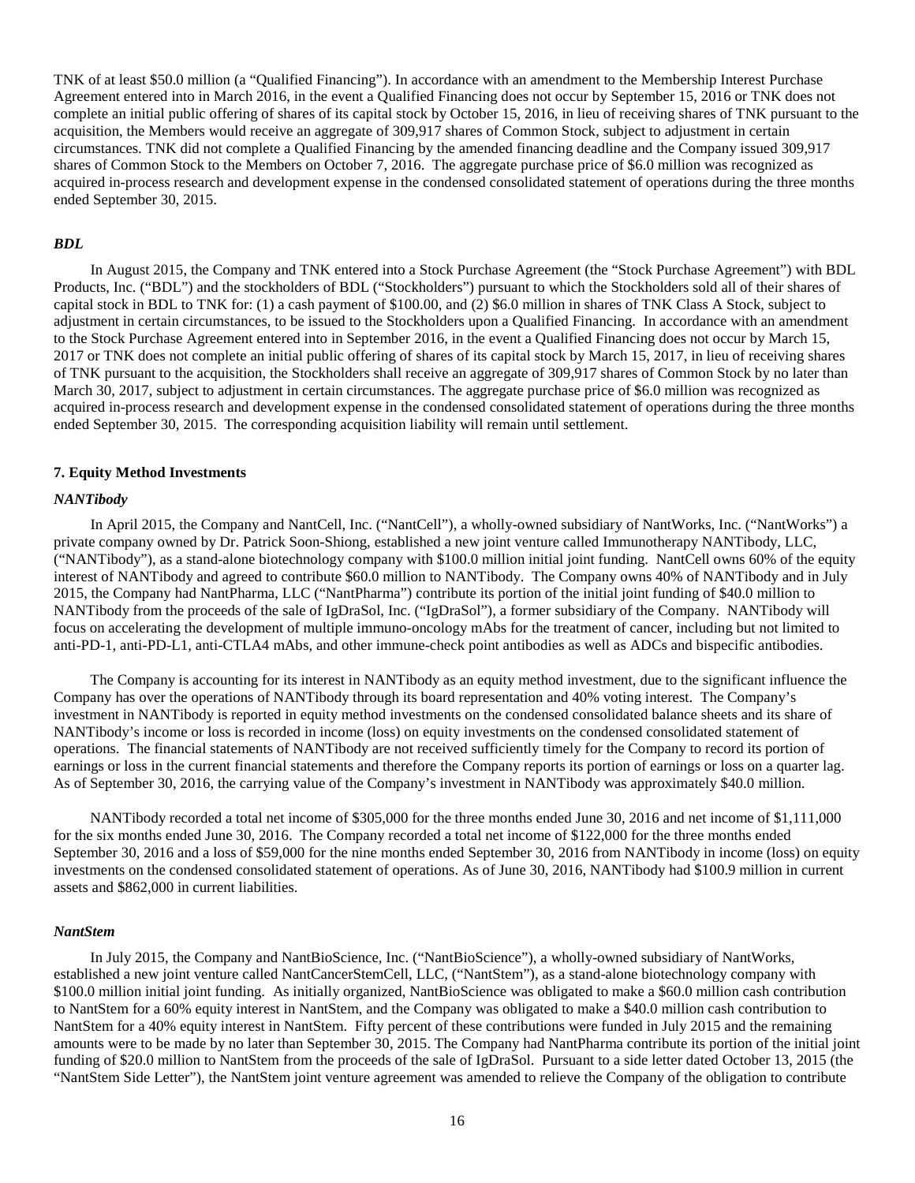TNK of at least $50.0 million (a "Qualified Financing"). In accordance with an amendment to the Membership Interest Purchase Agreement entered into in March 2016, in the event a Qualified Financing does not occur by September 15, 2016 or TNK does not complete an initial public offering of shares of its capital stock by October 15, 2016, in lieu of receiving shares of TNK pursuant to the acquisition, the Members would receive an aggregate of 309,917 shares of Common Stock, subject to adjustment in certain circumstances. TNK did not complete a Qualified Financing by the amended financing deadline and the Company issued 309,917 shares of Common Stock to the Members on October 7, 2016. The aggregate purchase price of $6.0 million was recognized as acquired in-process research and development expense in the condensed consolidated statement of operations during the three months ended September 30, 2015.

### *BDL*

In August 2015, the Company and TNK entered into a Stock Purchase Agreement (the "Stock Purchase Agreement") with BDL Products, Inc. ("BDL") and the stockholders of BDL ("Stockholders") pursuant to which the Stockholders sold all of their shares of capital stock in BDL to TNK for: (1) a cash payment of $100.00, and (2) $6.0 million in shares of TNK Class A Stock, subject to adjustment in certain circumstances, to be issued to the Stockholders upon a Qualified Financing. In accordance with an amendment to the Stock Purchase Agreement entered into in September 2016, in the event a Qualified Financing does not occur by March 15, 2017 or TNK does not complete an initial public offering of shares of its capital stock by March 15, 2017, in lieu of receiving shares of TNK pursuant to the acquisition, the Stockholders shall receive an aggregate of 309,917 shares of Common Stock by no later than March 30, 2017, subject to adjustment in certain circumstances. The aggregate purchase price of $6.0 million was recognized as acquired in-process research and development expense in the condensed consolidated statement of operations during the three months ended September 30, 2015. The corresponding acquisition liability will remain until settlement.

## 7. Equity Method Investments

### *NANTibody*

In April 2015, the Company and NantCell, Inc. ("NantCell"), a wholly-owned subsidiary of NantWorks, Inc. ("NantWorks") a private company owned by Dr. Patrick Soon-Shiong, established a new joint venture called Immunotherapy NANTibody, LLC, ("NANTibody"), as a stand-alone biotechnology company with $100.0 million initial joint funding. NantCell owns 60% of the equity interest of NANTibody and agreed to contribute $60.0 million to NANTibody. The Company owns 40% of NANTibody and in July 2015, the Company had NantPharma, LLC ("NantPharma") contribute its portion of the initial joint funding of $40.0 million to NANTibody from the proceeds of the sale of IgDraSol, Inc. ("IgDraSol"), a former subsidiary of the Company. NANTibody will focus on accelerating the development of multiple immuno-oncology mAbs for the treatment of cancer, including but not limited to anti-PD-1, anti-PD-L1, anti-CTLA4 mAbs, and other immune-check point antibodies as well as ADCs and bispecific antibodies.

The Company is accounting for its interest in NANTibody as an equity method investment, due to the significant influence the Company has over the operations of NANTibody through its board representation and 40% voting interest. The Company's investment in NANTibody is reported in equity method investments on the condensed consolidated balance sheets and its share of NANTibody's income or loss is recorded in income (loss) on equity investments on the condensed consolidated statement of operations. The financial statements of NANTibody are not received sufficiently timely for the Company to record its portion of earnings or loss in the current financial statements and therefore the Company reports its portion of earnings or loss on a quarter lag. As of September 30, 2016, the carrying value of the Company's investment in NANTibody was approximately $40.0 million.

NANTibody recorded a total net income of $305,000 for the three months ended June 30, 2016 and net income of $1,111,000 for the six months ended June 30, 2016. The Company recorded a total net income of $122,000 for the three months ended September 30, 2016 and a loss of $59,000 for the nine months ended September 30, 2016 from NANTibody in income (loss) on equity investments on the condensed consolidated statement of operations. As of June 30, 2016, NANTibody had $100.9 million in current assets and $862,000 in current liabilities.

### *NantStem*

In July 2015, the Company and NantBioScience, Inc. ("NantBioScience"), a wholly-owned subsidiary of NantWorks, established a new joint venture called NantCancerStemCell, LLC, ("NantStem"), as a stand-alone biotechnology company with $100.0 million initial joint funding. As initially organized, NantBioScience was obligated to make a $60.0 million cash contribution to NantStem for a 60% equity interest in NantStem, and the Company was obligated to make a $40.0 million cash contribution to NantStem for a 40% equity interest in NantStem. Fifty percent of these contributions were funded in July 2015 and the remaining amounts were to be made by no later than September 30, 2015. The Company had NantPharma contribute its portion of the initial joint funding of $20.0 million to NantStem from the proceeds of the sale of IgDraSol. Pursuant to a side letter dated October 13, 2015 (the "NantStem Side Letter"), the NantStem joint venture agreement was amended to relieve the Company of the obligation to contribute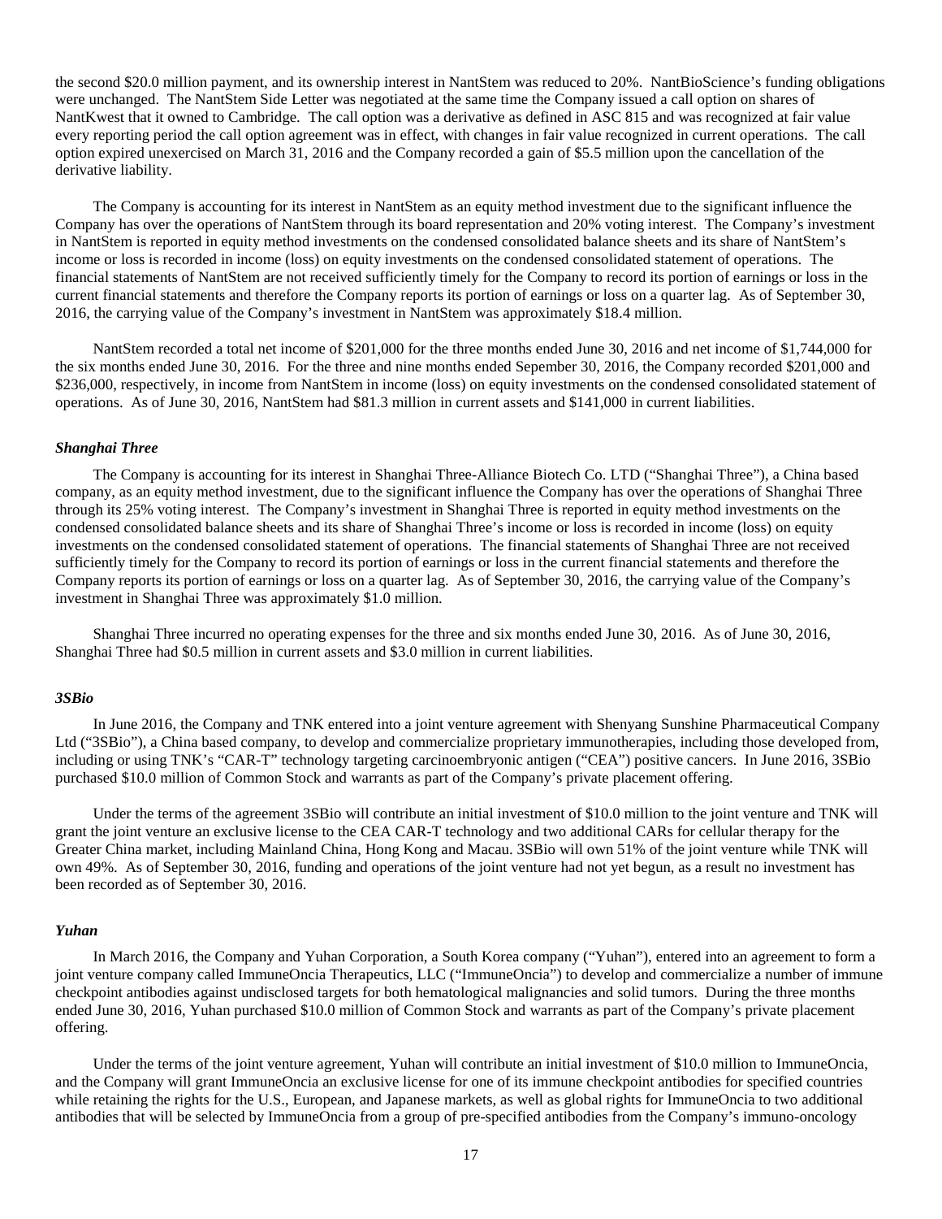the second $20.0 million payment, and its ownership interest in NantStem was reduced to 20%. NantBioScience's funding obligations were unchanged. The NantStem Side Letter was negotiated at the same time the Company issued a call option on shares of NantKwest that it owned to Cambridge. The call option was a derivative as defined in ASC 815 and was recognized at fair value every reporting period the call option agreement was in effect, with changes in fair value recognized in current operations. The call option expired unexercised on March 31, 2016 and the Company recorded a gain of $5.5 million upon the cancellation of the derivative liability.

The Company is accounting for its interest in NantStem as an equity method investment due to the significant influence the Company has over the operations of NantStem through its board representation and 20% voting interest. The Company's investment in NantStem is reported in equity method investments on the condensed consolidated balance sheets and its share of NantStem's income or loss is recorded in income (loss) on equity investments on the condensed consolidated statement of operations. The financial statements of NantStem are not received sufficiently timely for the Company to record its portion of earnings or loss in the current financial statements and therefore the Company reports its portion of earnings or loss on a quarter lag. As of September 30, 2016, the carrying value of the Company's investment in NantStem was approximately $18.4 million.

NantStem recorded a total net income of $201,000 for the three months ended June 30, 2016 and net income of $1,744,000 for the six months ended June 30, 2016. For the three and nine months ended Sepember 30, 2016, the Company recorded $201,000 and $236,000, respectively, in income from NantStem in income (loss) on equity investments on the condensed consolidated statement of operations. As of June 30, 2016, NantStem had $81.3 million in current assets and $141,000 in current liabilities.

### *Shanghai Three*

The Company is accounting for its interest in Shanghai Three-Alliance Biotech Co. LTD ("Shanghai Three"), a China based company, as an equity method investment, due to the significant influence the Company has over the operations of Shanghai Three through its 25% voting interest. The Company's investment in Shanghai Three is reported in equity method investments on the condensed consolidated balance sheets and its share of Shanghai Three's income or loss is recorded in income (loss) on equity investments on the condensed consolidated statement of operations. The financial statements of Shanghai Three are not received sufficiently timely for the Company to record its portion of earnings or loss in the current financial statements and therefore the Company reports its portion of earnings or loss on a quarter lag. As of September 30, 2016, the carrying value of the Company's investment in Shanghai Three was approximately $1.0 million.

Shanghai Three incurred no operating expenses for the three and six months ended June 30, 2016. As of June 30, 2016, Shanghai Three had $0.5 million in current assets and $3.0 million in current liabilities.

### *3SBio*

In June 2016, the Company and TNK entered into a joint venture agreement with Shenyang Sunshine Pharmaceutical Company Ltd ("3SBio"), a China based company, to develop and commercialize proprietary immunotherapies, including those developed from, including or using TNK's "CAR-T" technology targeting carcinoembryonic antigen ("CEA") positive cancers. In June 2016, 3SBio purchased $10.0 million of Common Stock and warrants as part of the Company's private placement offering.

Under the terms of the agreement 3SBio will contribute an initial investment of $10.0 million to the joint venture and TNK will grant the joint venture an exclusive license to the CEA CAR-T technology and two additional CARs for cellular therapy for the Greater China market, including Mainland China, Hong Kong and Macau. 3SBio will own 51% of the joint venture while TNK will own 49%. As of September 30, 2016, funding and operations of the joint venture had not yet begun, as a result no investment has been recorded as of September 30, 2016.

### *Yuhan*

In March 2016, the Company and Yuhan Corporation, a South Korea company ("Yuhan"), entered into an agreement to form a joint venture company called ImmuneOncia Therapeutics, LLC ("ImmuneOncia") to develop and commercialize a number of immune checkpoint antibodies against undisclosed targets for both hematological malignancies and solid tumors. During the three months ended June 30, 2016, Yuhan purchased $10.0 million of Common Stock and warrants as part of the Company's private placement offering.

Under the terms of the joint venture agreement, Yuhan will contribute an initial investment of $10.0 million to ImmuneOncia, and the Company will grant ImmuneOncia an exclusive license for one of its immune checkpoint antibodies for specified countries while retaining the rights for the U.S., European, and Japanese markets, as well as global rights for ImmuneOncia to two additional antibodies that will be selected by ImmuneOncia from a group of pre-specified antibodies from the Company's immuno-oncology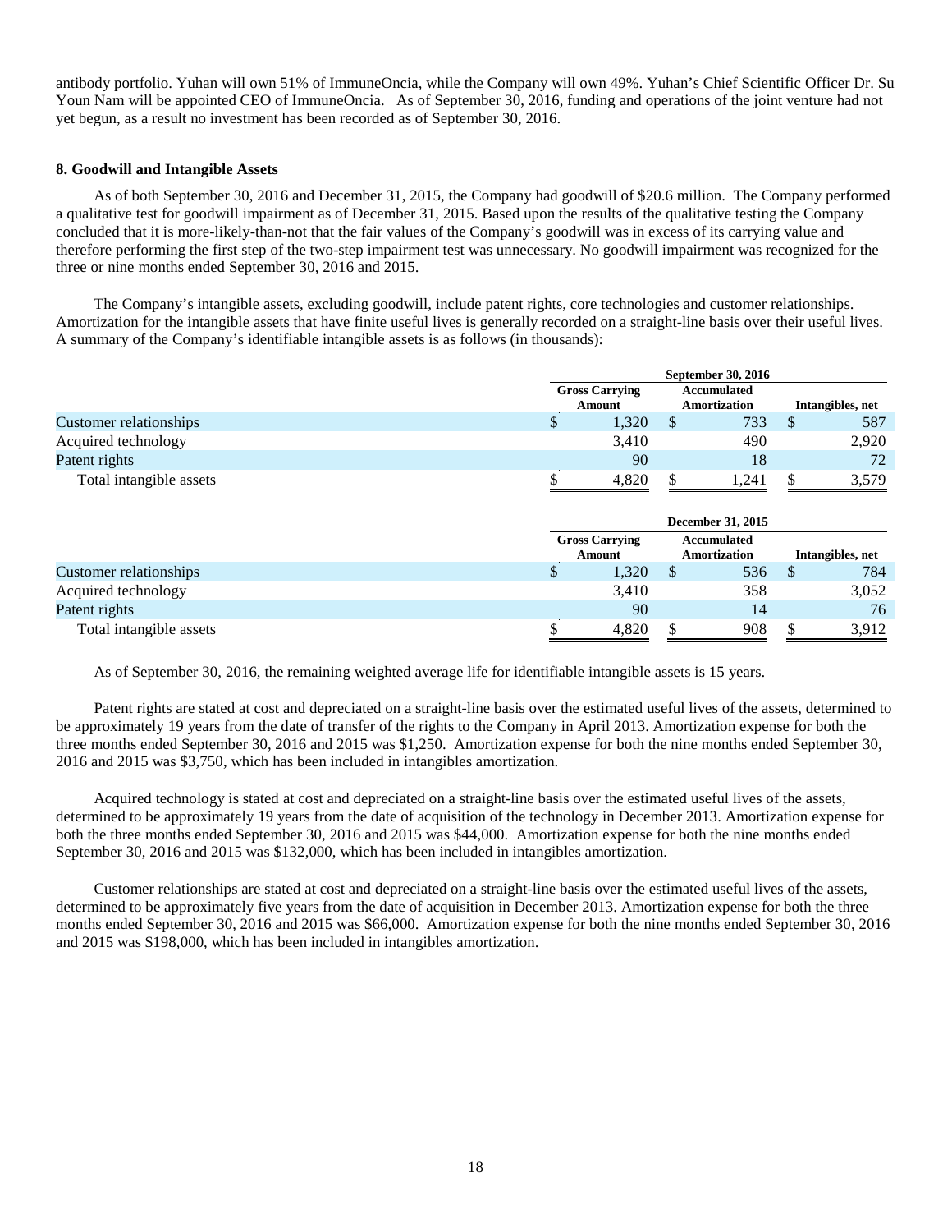antibody portfolio. Yuhan will own 51% of ImmuneOncia, while the Company will own 49%. Yuhan's Chief Scientific Officer Dr. Su Youn Nam will be appointed CEO of ImmuneOncia. As of September 30, 2016, funding and operations of the joint venture had not yet begun, as a result no investment has been recorded as of September 30, 2016.

**8. Goodwill and Intangible Assets**

As of both September 30, 2016 and December 31, 2015, the Company had goodwill of $20.6 million. The Company performed a qualitative test for goodwill impairment as of December 31, 2015. Based upon the results of the qualitative testing the Company concluded that it is more-likely-than-not that the fair values of the Company's goodwill was in excess of its carrying value and therefore performing the first step of the two-step impairment test was unnecessary. No goodwill impairment was recognized for the three or nine months ended September 30, 2016 and 2015.

The Company's intangible assets, excluding goodwill, include patent rights, core technologies and customer relationships. Amortization for the intangible assets that have finite useful lives is generally recorded on a straight-line basis over their useful lives. A summary of the Company's identifiable intangible assets is as follows (in thousands):

| | September 30, 2016 | | |
|---|---|---|---|
| | Gross Carrying Amount | Accumulated Amortization | Intangibles, net |
| Customer relationships | $ 1,320 | $ 733 | $ 587 |
| Acquired technology | 3,410 | 490 | 2,920 |
| Patent rights | 90 | 18 | 72 |
| Total intangible assets | $ 4,820 | $ 1,241 | $ 3,579 |

| | December 31, 2015 | | |
|---|---|---|---|
| | Gross Carrying Amount | Accumulated Amortization | Intangibles, net |
| Customer relationships | $ 1,320 | $ 536 | $ 784 |
| Acquired technology | 3,410 | 358 | 3,052 |
| Patent rights | 90 | 14 | 76 |
| Total intangible assets | $ 4,820 | $ 908 | $ 3,912 |

As of September 30, 2016, the remaining weighted average life for identifiable intangible assets is 15 years.

Patent rights are stated at cost and depreciated on a straight-line basis over the estimated useful lives of the assets, determined to be approximately 19 years from the date of transfer of the rights to the Company in April 2013. Amortization expense for both the three months ended September 30, 2016 and 2015 was $1,250. Amortization expense for both the nine months ended September 30, 2016 and 2015 was $3,750, which has been included in intangibles amortization.

Acquired technology is stated at cost and depreciated on a straight-line basis over the estimated useful lives of the assets, determined to be approximately 19 years from the date of acquisition of the technology in December 2013. Amortization expense for both the three months ended September 30, 2016 and 2015 was $44,000. Amortization expense for both the nine months ended September 30, 2016 and 2015 was $132,000, which has been included in intangibles amortization.

Customer relationships are stated at cost and depreciated on a straight-line basis over the estimated useful lives of the assets, determined to be approximately five years from the date of acquisition in December 2013. Amortization expense for both the three months ended September 30, 2016 and 2015 was $66,000. Amortization expense for both the nine months ended September 30, 2016 and 2015 was $198,000, which has been included in intangibles amortization.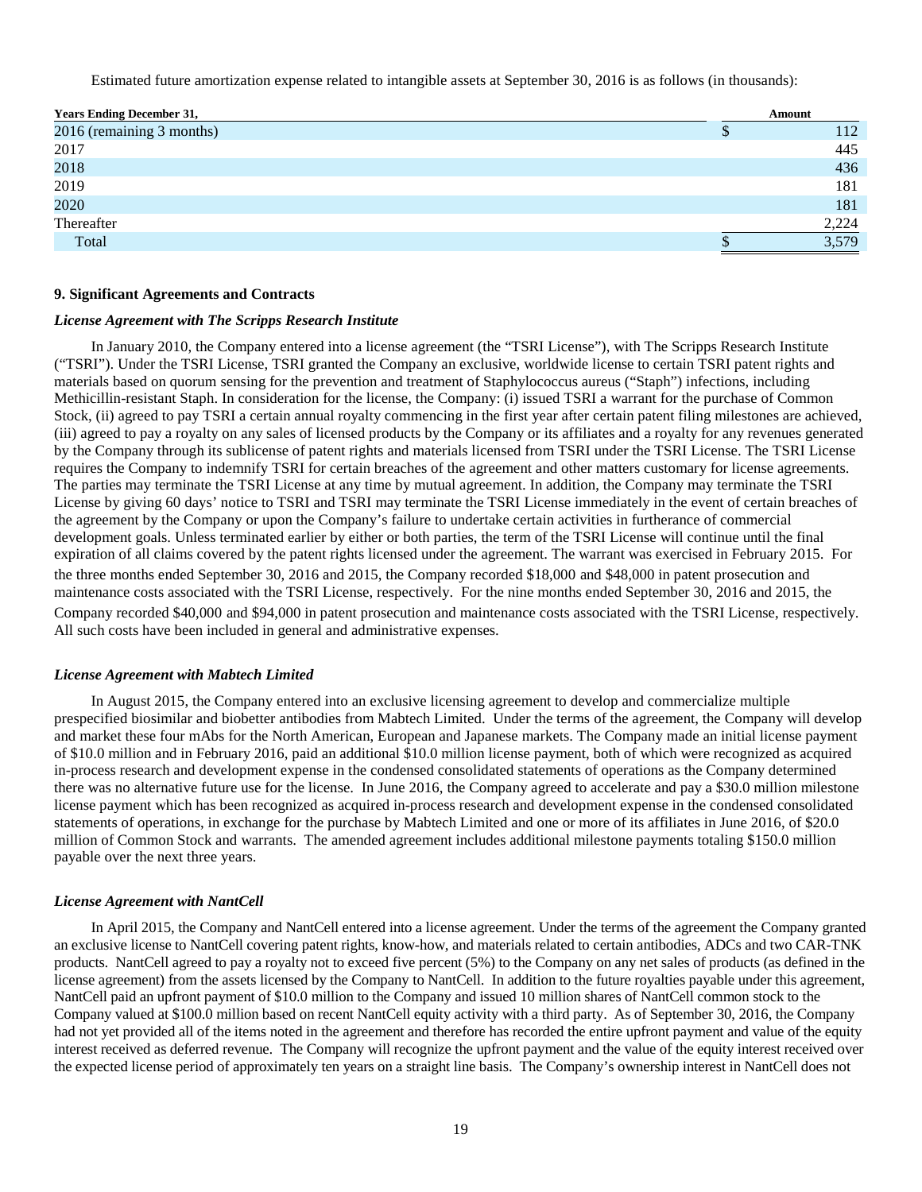Estimated future amortization expense related to intangible assets at September 30, 2016 is as follows (in thousands):

| Years Ending December 31, | Amount |
|---|---|
| 2016 (remaining 3 months) | $ 112 |
| 2017 | 445 |
| 2018 | 436 |
| 2019 | 181 |
| 2020 | 181 |
| Thereafter | 2,224 |
| Total | $ 3,579 |

**9. Significant Agreements and Contracts**

***License Agreement with The Scripps Research Institute***

In January 2010, the Company entered into a license agreement (the "TSRI License"), with The Scripps Research Institute ("TSRI"). Under the TSRI License, TSRI granted the Company an exclusive, worldwide license to certain TSRI patent rights and materials based on quorum sensing for the prevention and treatment of Staphylococcus aureus ("Staph") infections, including Methicillin-resistant Staph. In consideration for the license, the Company: (i) issued TSRI a warrant for the purchase of Common Stock, (ii) agreed to pay TSRI a certain annual royalty commencing in the first year after certain patent filing milestones are achieved, (iii) agreed to pay a royalty on any sales of licensed products by the Company or its affiliates and a royalty for any revenues generated by the Company through its sublicense of patent rights and materials licensed from TSRI under the TSRI License. The TSRI License requires the Company to indemnify TSRI for certain breaches of the agreement and other matters customary for license agreements. The parties may terminate the TSRI License at any time by mutual agreement. In addition, the Company may terminate the TSRI License by giving 60 days' notice to TSRI and TSRI may terminate the TSRI License immediately in the event of certain breaches of the agreement by the Company or upon the Company's failure to undertake certain activities in furtherance of commercial development goals. Unless terminated earlier by either or both parties, the term of the TSRI License will continue until the final expiration of all claims covered by the patent rights licensed under the agreement. The warrant was exercised in February 2015. For the three months ended September 30, 2016 and 2015, the Company recorded $18,000 and $48,000 in patent prosecution and maintenance costs associated with the TSRI License, respectively. For the nine months ended September 30, 2016 and 2015, the Company recorded $40,000 and $94,000 in patent prosecution and maintenance costs associated with the TSRI License, respectively. All such costs have been included in general and administrative expenses.

***License Agreement with Mabtech Limited***

In August 2015, the Company entered into an exclusive licensing agreement to develop and commercialize multiple prespecified biosimilar and biobetter antibodies from Mabtech Limited. Under the terms of the agreement, the Company will develop and market these four mAbs for the North American, European and Japanese markets. The Company made an initial license payment of $10.0 million and in February 2016, paid an additional $10.0 million license payment, both of which were recognized as acquired in-process research and development expense in the condensed consolidated statements of operations as the Company determined there was no alternative future use for the license. In June 2016, the Company agreed to accelerate and pay a $30.0 million milestone license payment which has been recognized as acquired in-process research and development expense in the condensed consolidated statements of operations, in exchange for the purchase by Mabtech Limited and one or more of its affiliates in June 2016, of $20.0 million of Common Stock and warrants. The amended agreement includes additional milestone payments totaling $150.0 million payable over the next three years.

***License Agreement with NantCell***

In April 2015, the Company and NantCell entered into a license agreement. Under the terms of the agreement the Company granted an exclusive license to NantCell covering patent rights, know-how, and materials related to certain antibodies, ADCs and two CAR-TNK products. NantCell agreed to pay a royalty not to exceed five percent (5%) to the Company on any net sales of products (as defined in the license agreement) from the assets licensed by the Company to NantCell. In addition to the future royalties payable under this agreement, NantCell paid an upfront payment of $10.0 million to the Company and issued 10 million shares of NantCell common stock to the Company valued at $100.0 million based on recent NantCell equity activity with a third party. As of September 30, 2016, the Company had not yet provided all of the items noted in the agreement and therefore has recorded the entire upfront payment and value of the equity interest received as deferred revenue. The Company will recognize the upfront payment and the value of the equity interest received over the expected license period of approximately ten years on a straight line basis. The Company's ownership interest in NantCell does not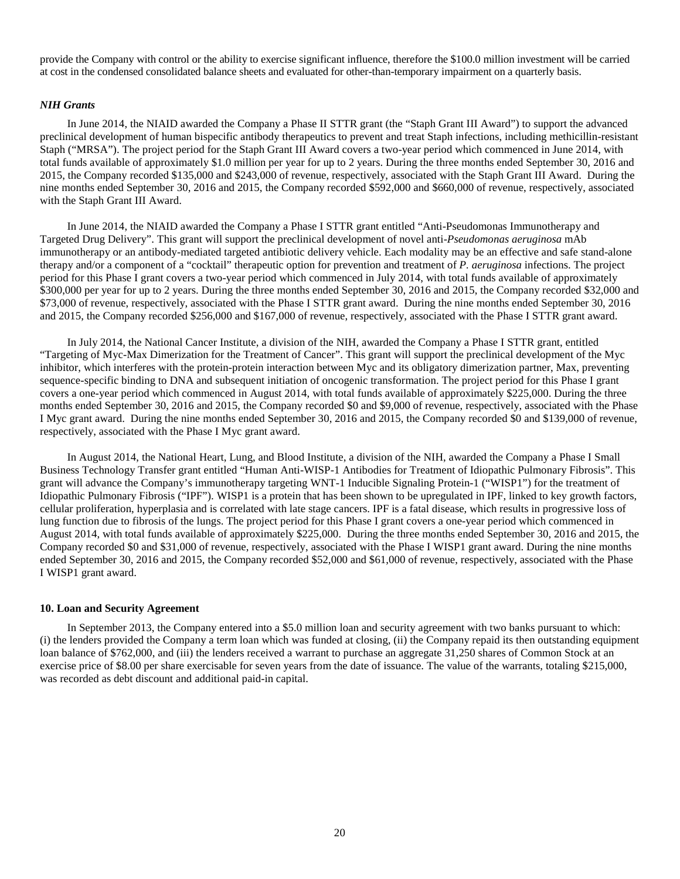provide the Company with control or the ability to exercise significant influence, therefore the $100.0 million investment will be carried at cost in the condensed consolidated balance sheets and evaluated for other-than-temporary impairment on a quarterly basis.

### *NIH Grants*

In June 2014, the NIAID awarded the Company a Phase II STTR grant (the "Staph Grant III Award") to support the advanced preclinical development of human bispecific antibody therapeutics to prevent and treat Staph infections, including methicillin-resistant Staph ("MRSA"). The project period for the Staph Grant III Award covers a two-year period which commenced in June 2014, with total funds available of approximately $1.0 million per year for up to 2 years. During the three months ended September 30, 2016 and 2015, the Company recorded $135,000 and $243,000 of revenue, respectively, associated with the Staph Grant III Award. During the nine months ended September 30, 2016 and 2015, the Company recorded $592,000 and $660,000 of revenue, respectively, associated with the Staph Grant III Award.

In June 2014, the NIAID awarded the Company a Phase I STTR grant entitled "Anti-Pseudomonas Immunotherapy and Targeted Drug Delivery". This grant will support the preclinical development of novel anti-*Pseudomonas aeruginosa* mAb immunotherapy or an antibody-mediated targeted antibiotic delivery vehicle. Each modality may be an effective and safe stand-alone therapy and/or a component of a "cocktail" therapeutic option for prevention and treatment of *P. aeruginosa* infections. The project period for this Phase I grant covers a two-year period which commenced in July 2014, with total funds available of approximately $300,000 per year for up to 2 years. During the three months ended September 30, 2016 and 2015, the Company recorded $32,000 and $73,000 of revenue, respectively, associated with the Phase I STTR grant award. During the nine months ended September 30, 2016 and 2015, the Company recorded $256,000 and $167,000 of revenue, respectively, associated with the Phase I STTR grant award.

In July 2014, the National Cancer Institute, a division of the NIH, awarded the Company a Phase I STTR grant, entitled "Targeting of Myc-Max Dimerization for the Treatment of Cancer". This grant will support the preclinical development of the Myc inhibitor, which interferes with the protein-protein interaction between Myc and its obligatory dimerization partner, Max, preventing sequence-specific binding to DNA and subsequent initiation of oncogenic transformation. The project period for this Phase I grant covers a one-year period which commenced in August 2014, with total funds available of approximately $225,000. During the three months ended September 30, 2016 and 2015, the Company recorded $0 and $9,000 of revenue, respectively, associated with the Phase I Myc grant award. During the nine months ended September 30, 2016 and 2015, the Company recorded $0 and $139,000 of revenue, respectively, associated with the Phase I Myc grant award.

In August 2014, the National Heart, Lung, and Blood Institute, a division of the NIH, awarded the Company a Phase I Small Business Technology Transfer grant entitled "Human Anti-WISP-1 Antibodies for Treatment of Idiopathic Pulmonary Fibrosis". This grant will advance the Company's immunotherapy targeting WNT-1 Inducible Signaling Protein-1 ("WISP1") for the treatment of Idiopathic Pulmonary Fibrosis ("IPF"). WISP1 is a protein that has been shown to be upregulated in IPF, linked to key growth factors, cellular proliferation, hyperplasia and is correlated with late stage cancers. IPF is a fatal disease, which results in progressive loss of lung function due to fibrosis of the lungs. The project period for this Phase I grant covers a one-year period which commenced in August 2014, with total funds available of approximately $225,000. During the three months ended September 30, 2016 and 2015, the Company recorded $0 and $31,000 of revenue, respectively, associated with the Phase I WISP1 grant award. During the nine months ended September 30, 2016 and 2015, the Company recorded $52,000 and $61,000 of revenue, respectively, associated with the Phase I WISP1 grant award.

### 10. Loan and Security Agreement

In September 2013, the Company entered into a $5.0 million loan and security agreement with two banks pursuant to which: (i) the lenders provided the Company a term loan which was funded at closing, (ii) the Company repaid its then outstanding equipment loan balance of $762,000, and (iii) the lenders received a warrant to purchase an aggregate 31,250 shares of Common Stock at an exercise price of $8.00 per share exercisable for seven years from the date of issuance. The value of the warrants, totaling $215,000, was recorded as debt discount and additional paid-in capital.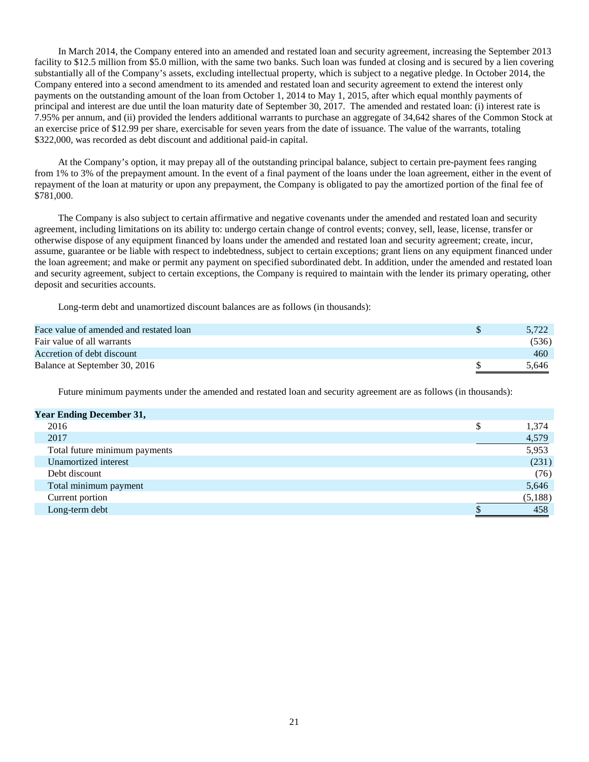In March 2014, the Company entered into an amended and restated loan and security agreement, increasing the September 2013 facility to $12.5 million from $5.0 million, with the same two banks. Such loan was funded at closing and is secured by a lien covering substantially all of the Company's assets, excluding intellectual property, which is subject to a negative pledge. In October 2014, the Company entered into a second amendment to its amended and restated loan and security agreement to extend the interest only payments on the outstanding amount of the loan from October 1, 2014 to May 1, 2015, after which equal monthly payments of principal and interest are due until the loan maturity date of September 30, 2017. The amended and restated loan: (i) interest rate is 7.95% per annum, and (ii) provided the lenders additional warrants to purchase an aggregate of 34,642 shares of the Common Stock at an exercise price of $12.99 per share, exercisable for seven years from the date of issuance. The value of the warrants, totaling $322,000, was recorded as debt discount and additional paid-in capital.

At the Company's option, it may prepay all of the outstanding principal balance, subject to certain pre-payment fees ranging from 1% to 3% of the prepayment amount. In the event of a final payment of the loans under the loan agreement, either in the event of repayment of the loan at maturity or upon any prepayment, the Company is obligated to pay the amortized portion of the final fee of $781,000.

The Company is also subject to certain affirmative and negative covenants under the amended and restated loan and security agreement, including limitations on its ability to: undergo certain change of control events; convey, sell, lease, license, transfer or otherwise dispose of any equipment financed by loans under the amended and restated loan and security agreement; create, incur, assume, guarantee or be liable with respect to indebtedness, subject to certain exceptions; grant liens on any equipment financed under the loan agreement; and make or permit any payment on specified subordinated debt. In addition, under the amended and restated loan and security agreement, subject to certain exceptions, the Company is required to maintain with the lender its primary operating, other deposit and securities accounts.

Long-term debt and unamortized discount balances are as follows (in thousands):

| | |
|---|---|
| Face value of amended and restated loan | $ 5,722 |
| Fair value of all warrants | (536) |
| Accretion of debt discount | 460 |
| Balance at September 30, 2016 | $ 5,646 |

Future minimum payments under the amended and restated loan and security agreement are as follows (in thousands):

| **Year Ending December 31,** | |
|---|---|
| 2016 | $ 1,374 |
| 2017 | 4,579 |
| Total future minimum payments | 5,953 |
| Unamortized interest | (231) |
| Debt discount | (76) |
| Total minimum payment | 5,646 |
| Current portion | (5,188) |
| Long-term debt | $ 458 |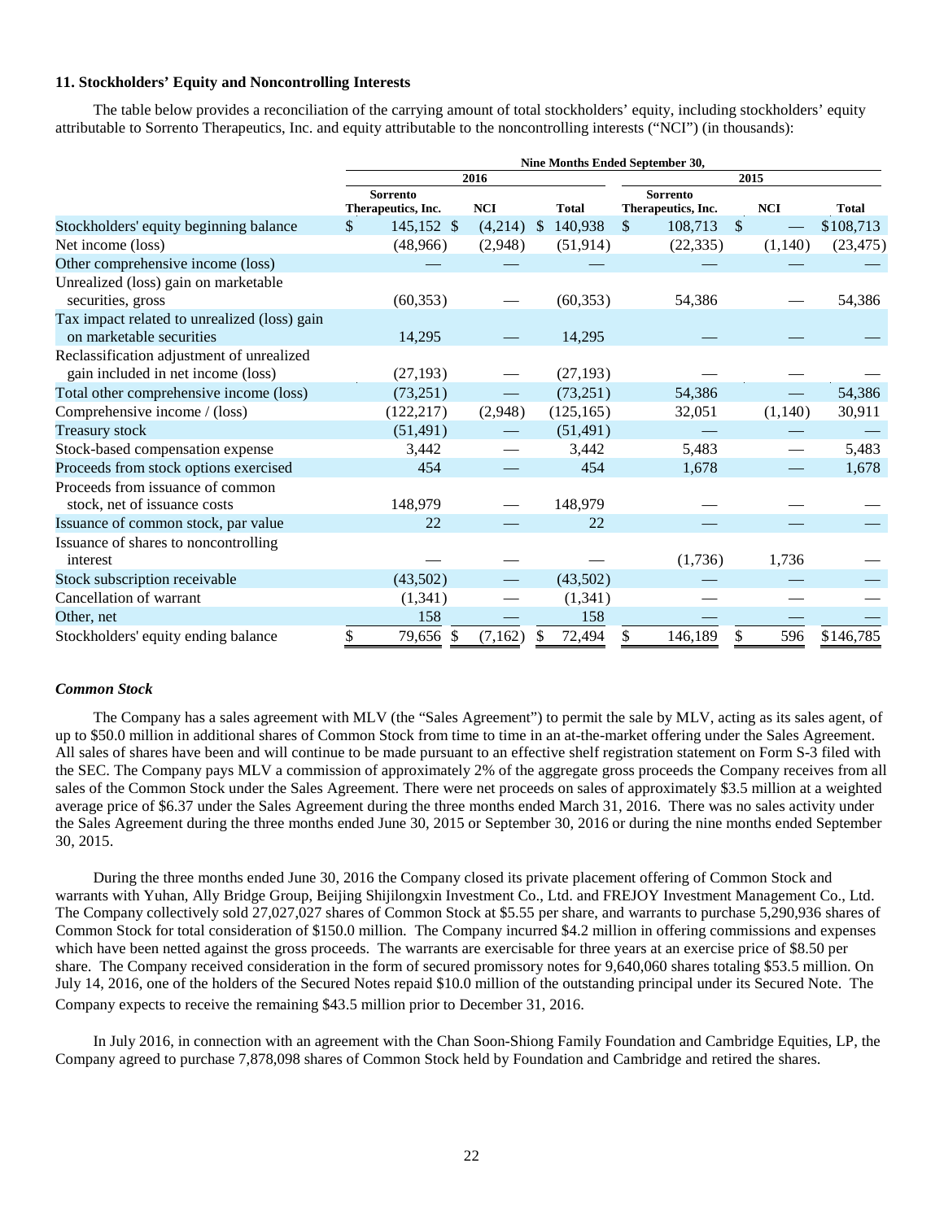### 11. Stockholders' Equity and Noncontrolling Interests

The table below provides a reconciliation of the carrying amount of total stockholders' equity, including stockholders' equity attributable to Sorrento Therapeutics, Inc. and equity attributable to the noncontrolling interests ("NCI") (in thousands):

| | Nine Months Ended September 30, | | | | | |
|---|---|---|---|---|---|---|
| | 2016 | | | 2015 | | |
| | Sorrento Therapeutics, Inc. | NCI | Total | Sorrento Therapeutics, Inc. | NCI | Total |
| Stockholders' equity beginning balance | $ 145,152 | $ (4,214) | $ 140,938 | $ 108,713 | $ — | $108,713 |
| Net income (loss) | (48,966) | (2,948) | (51,914) | (22,335) | (1,140) | (23,475) |
| Other comprehensive income (loss) | — | — | — | — | — | — |
| Unrealized (loss) gain on marketable securities, gross | (60,353) | — | (60,353) | 54,386 | — | 54,386 |
| Tax impact related to unrealized (loss) gain on marketable securities | 14,295 | — | 14,295 | — | — | — |
| Reclassification adjustment of unrealized gain included in net income (loss) | (27,193) | — | (27,193) | — | — | — |
| Total other comprehensive income (loss) | (73,251) | — | (73,251) | 54,386 | — | 54,386 |
| Comprehensive income / (loss) | (122,217) | (2,948) | (125,165) | 32,051 | (1,140) | 30,911 |
| Treasury stock | (51,491) | — | (51,491) | — | — | — |
| Stock-based compensation expense | 3,442 | — | 3,442 | 5,483 | — | 5,483 |
| Proceeds from stock options exercised | 454 | — | 454 | 1,678 | — | 1,678 |
| Proceeds from issuance of common stock, net of issuance costs | 148,979 | — | 148,979 | — | — | — |
| Issuance of common stock, par value | 22 | — | 22 | — | — | — |
| Issuance of shares to noncontrolling interest | — | — | — | (1,736) | 1,736 | — |
| Stock subscription receivable | (43,502) | — | (43,502) | — | — | — |
| Cancellation of warrant | (1,341) | — | (1,341) | — | — | — |
| Other, net | 158 | — | 158 | — | — | — |
| Stockholders' equity ending balance | $ 79,656 | $ (7,162) | $ 72,494 | $ 146,189 | $ 596 | $146,785 |

***Common Stock***

The Company has a sales agreement with MLV (the "Sales Agreement") to permit the sale by MLV, acting as its sales agent, of up to $50.0 million in additional shares of Common Stock from time to time in an at-the-market offering under the Sales Agreement. All sales of shares have been and will continue to be made pursuant to an effective shelf registration statement on Form S-3 filed with the SEC. The Company pays MLV a commission of approximately 2% of the aggregate gross proceeds the Company receives from all sales of the Common Stock under the Sales Agreement. There were net proceeds on sales of approximately $3.5 million at a weighted average price of $6.37 under the Sales Agreement during the three months ended March 31, 2016. There was no sales activity under the Sales Agreement during the three months ended June 30, 2015 or September 30, 2016 or during the nine months ended September 30, 2015.

During the three months ended June 30, 2016 the Company closed its private placement offering of Common Stock and warrants with Yuhan, Ally Bridge Group, Beijing Shijilongxin Investment Co., Ltd. and FREJOY Investment Management Co., Ltd. The Company collectively sold 27,027,027 shares of Common Stock at $5.55 per share, and warrants to purchase 5,290,936 shares of Common Stock for total consideration of $150.0 million. The Company incurred $4.2 million in offering commissions and expenses which have been netted against the gross proceeds. The warrants are exercisable for three years at an exercise price of $8.50 per share. The Company received consideration in the form of secured promissory notes for 9,640,060 shares totaling $53.5 million. On July 14, 2016, one of the holders of the Secured Notes repaid $10.0 million of the outstanding principal under its Secured Note. The Company expects to receive the remaining $43.5 million prior to December 31, 2016.

In July 2016, in connection with an agreement with the Chan Soon-Shiong Family Foundation and Cambridge Equities, LP, the Company agreed to purchase 7,878,098 shares of Common Stock held by Foundation and Cambridge and retired the shares.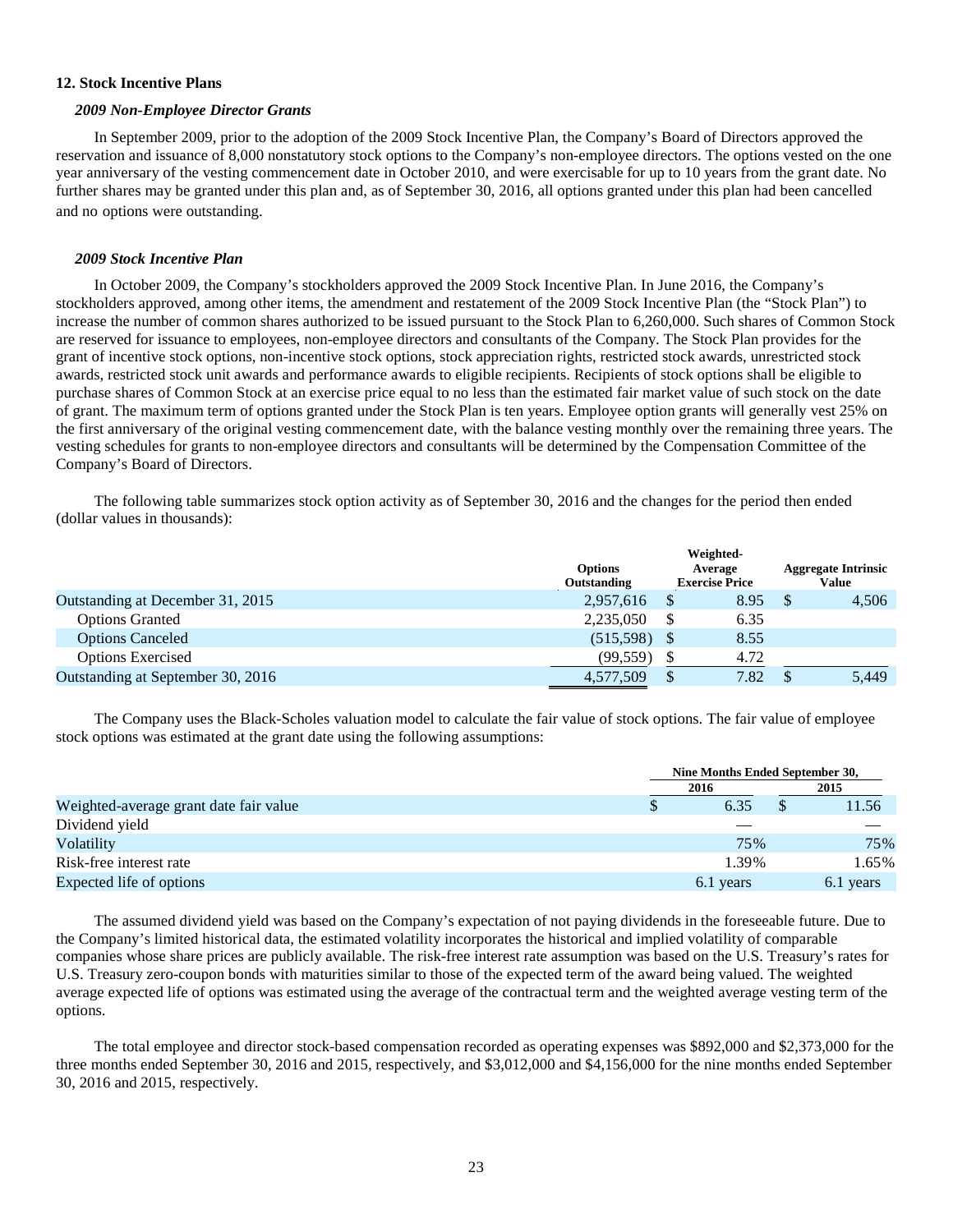## 12. Stock Incentive Plans

### *2009 Non-Employee Director Grants*

In September 2009, prior to the adoption of the 2009 Stock Incentive Plan, the Company's Board of Directors approved the reservation and issuance of 8,000 nonstatutory stock options to the Company's non-employee directors. The options vested on the one year anniversary of the vesting commencement date in October 2010, and were exercisable for up to 10 years from the grant date. No further shares may be granted under this plan and, as of September 30, 2016, all options granted under this plan had been cancelled and no options were outstanding.

### *2009 Stock Incentive Plan*

In October 2009, the Company's stockholders approved the 2009 Stock Incentive Plan. In June 2016, the Company's stockholders approved, among other items, the amendment and restatement of the 2009 Stock Incentive Plan (the "Stock Plan") to increase the number of common shares authorized to be issued pursuant to the Stock Plan to 6,260,000. Such shares of Common Stock are reserved for issuance to employees, non-employee directors and consultants of the Company. The Stock Plan provides for the grant of incentive stock options, non-incentive stock options, stock appreciation rights, restricted stock awards, unrestricted stock awards, restricted stock unit awards and performance awards to eligible recipients. Recipients of stock options shall be eligible to purchase shares of Common Stock at an exercise price equal to no less than the estimated fair market value of such stock on the date of grant. The maximum term of options granted under the Stock Plan is ten years. Employee option grants will generally vest 25% on the first anniversary of the original vesting commencement date, with the balance vesting monthly over the remaining three years. The vesting schedules for grants to non-employee directors and consultants will be determined by the Compensation Committee of the Company's Board of Directors.

The following table summarizes stock option activity as of September 30, 2016 and the changes for the period then ended (dollar values in thousands):

| | Options Outstanding | Weighted-Average Exercise Price | Aggregate Intrinsic Value |
|---|---|---|---|
| Outstanding at December 31, 2015 | 2,957,616 | $ 8.95 | $ 4,506 |
| Options Granted | 2,235,050 | $ 6.35 | |
| Options Canceled | (515,598) | $ 8.55 | |
| Options Exercised | (99,559) | $ 4.72 | |
| Outstanding at September 30, 2016 | 4,577,509 | $ 7.82 | $ 5,449 |

The Company uses the Black-Scholes valuation model to calculate the fair value of stock options. The fair value of employee stock options was estimated at the grant date using the following assumptions:

| | Nine Months Ended September 30, | |
|---|---|---|
| | 2016 | 2015 |
| Weighted-average grant date fair value | $ 6.35 | $ 11.56 |
| Dividend yield | — | — |
| Volatility | 75% | 75% |
| Risk-free interest rate | 1.39% | 1.65% |
| Expected life of options | 6.1 years | 6.1 years |

The assumed dividend yield was based on the Company's expectation of not paying dividends in the foreseeable future. Due to the Company's limited historical data, the estimated volatility incorporates the historical and implied volatility of comparable companies whose share prices are publicly available. The risk-free interest rate assumption was based on the U.S. Treasury's rates for U.S. Treasury zero-coupon bonds with maturities similar to those of the expected term of the award being valued. The weighted average expected life of options was estimated using the average of the contractual term and the weighted average vesting term of the options.

The total employee and director stock-based compensation recorded as operating expenses was $892,000 and $2,373,000 for the three months ended September 30, 2016 and 2015, respectively, and $3,012,000 and $4,156,000 for the nine months ended September 30, 2016 and 2015, respectively.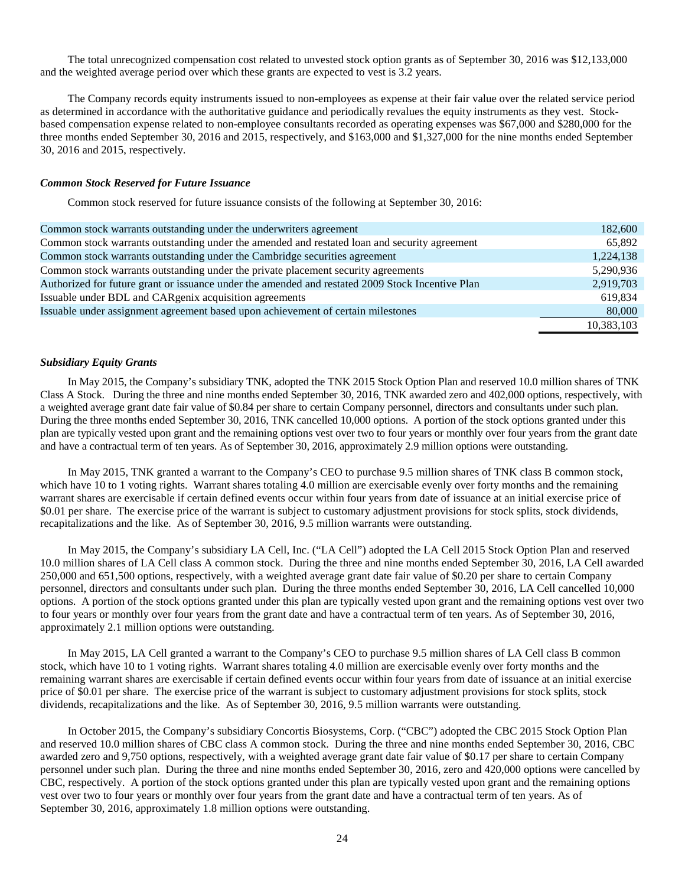The total unrecognized compensation cost related to unvested stock option grants as of September 30, 2016 was $12,133,000 and the weighted average period over which these grants are expected to vest is 3.2 years.

The Company records equity instruments issued to non-employees as expense at their fair value over the related service period as determined in accordance with the authoritative guidance and periodically revalues the equity instruments as they vest. Stock-based compensation expense related to non-employee consultants recorded as operating expenses was $67,000 and $280,000 for the three months ended September 30, 2016 and 2015, respectively, and $163,000 and $1,327,000 for the nine months ended September 30, 2016 and 2015, respectively.

***Common Stock Reserved for Future Issuance***

Common stock reserved for future issuance consists of the following at September 30, 2016:

| | |
|---|---|
| Common stock warrants outstanding under the underwriters agreement | 182,600 |
| Common stock warrants outstanding under the amended and restated loan and security agreement | 65,892 |
| Common stock warrants outstanding under the Cambridge securities agreement | 1,224,138 |
| Common stock warrants outstanding under the private placement security agreements | 5,290,936 |
| Authorized for future grant or issuance under the amended and restated 2009 Stock Incentive Plan | 2,919,703 |
| Issuable under BDL and CARgenix acquisition agreements | 619,834 |
| Issuable under assignment agreement based upon achievement of certain milestones | 80,000 |
| | 10,383,103 |

***Subsidiary Equity Grants***

In May 2015, the Company's subsidiary TNK, adopted the TNK 2015 Stock Option Plan and reserved 10.0 million shares of TNK Class A Stock. During the three and nine months ended September 30, 2016, TNK awarded zero and 402,000 options, respectively, with a weighted average grant date fair value of $0.84 per share to certain Company personnel, directors and consultants under such plan. During the three months ended September 30, 2016, TNK cancelled 10,000 options. A portion of the stock options granted under this plan are typically vested upon grant and the remaining options vest over two to four years or monthly over four years from the grant date and have a contractual term of ten years. As of September 30, 2016, approximately 2.9 million options were outstanding.

In May 2015, TNK granted a warrant to the Company's CEO to purchase 9.5 million shares of TNK class B common stock, which have 10 to 1 voting rights. Warrant shares totaling 4.0 million are exercisable evenly over forty months and the remaining warrant shares are exercisable if certain defined events occur within four years from date of issuance at an initial exercise price of $0.01 per share. The exercise price of the warrant is subject to customary adjustment provisions for stock splits, stock dividends, recapitalizations and the like. As of September 30, 2016, 9.5 million warrants were outstanding.

In May 2015, the Company's subsidiary LA Cell, Inc. ("LA Cell") adopted the LA Cell 2015 Stock Option Plan and reserved 10.0 million shares of LA Cell class A common stock. During the three and nine months ended September 30, 2016, LA Cell awarded 250,000 and 651,500 options, respectively, with a weighted average grant date fair value of $0.20 per share to certain Company personnel, directors and consultants under such plan. During the three months ended September 30, 2016, LA Cell cancelled 10,000 options. A portion of the stock options granted under this plan are typically vested upon grant and the remaining options vest over two to four years or monthly over four years from the grant date and have a contractual term of ten years. As of September 30, 2016, approximately 2.1 million options were outstanding.

In May 2015, LA Cell granted a warrant to the Company's CEO to purchase 9.5 million shares of LA Cell class B common stock, which have 10 to 1 voting rights. Warrant shares totaling 4.0 million are exercisable evenly over forty months and the remaining warrant shares are exercisable if certain defined events occur within four years from date of issuance at an initial exercise price of $0.01 per share. The exercise price of the warrant is subject to customary adjustment provisions for stock splits, stock dividends, recapitalizations and the like. As of September 30, 2016, 9.5 million warrants were outstanding.

In October 2015, the Company's subsidiary Concortis Biosystems, Corp. ("CBC") adopted the CBC 2015 Stock Option Plan and reserved 10.0 million shares of CBC class A common stock. During the three and nine months ended September 30, 2016, CBC awarded zero and 9,750 options, respectively, with a weighted average grant date fair value of $0.17 per share to certain Company personnel under such plan. During the three and nine months ended September 30, 2016, zero and 420,000 options were cancelled by CBC, respectively. A portion of the stock options granted under this plan are typically vested upon grant and the remaining options vest over two to four years or monthly over four years from the grant date and have a contractual term of ten years. As of September 30, 2016, approximately 1.8 million options were outstanding.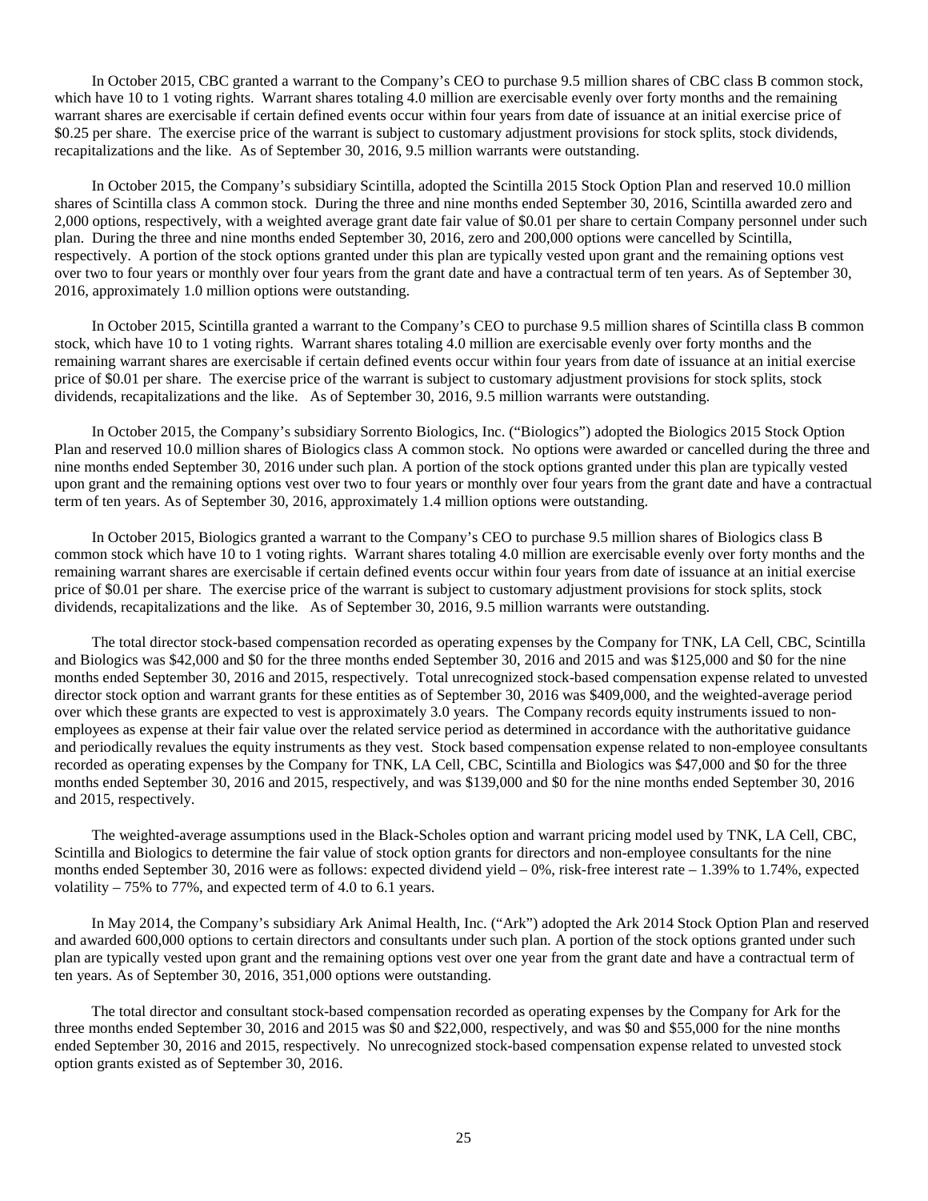In October 2015, CBC granted a warrant to the Company's CEO to purchase 9.5 million shares of CBC class B common stock, which have 10 to 1 voting rights. Warrant shares totaling 4.0 million are exercisable evenly over forty months and the remaining warrant shares are exercisable if certain defined events occur within four years from date of issuance at an initial exercise price of $0.25 per share. The exercise price of the warrant is subject to customary adjustment provisions for stock splits, stock dividends, recapitalizations and the like. As of September 30, 2016, 9.5 million warrants were outstanding.

In October 2015, the Company's subsidiary Scintilla, adopted the Scintilla 2015 Stock Option Plan and reserved 10.0 million shares of Scintilla class A common stock. During the three and nine months ended September 30, 2016, Scintilla awarded zero and 2,000 options, respectively, with a weighted average grant date fair value of $0.01 per share to certain Company personnel under such plan. During the three and nine months ended September 30, 2016, zero and 200,000 options were cancelled by Scintilla, respectively. A portion of the stock options granted under this plan are typically vested upon grant and the remaining options vest over two to four years or monthly over four years from the grant date and have a contractual term of ten years. As of September 30, 2016, approximately 1.0 million options were outstanding.

In October 2015, Scintilla granted a warrant to the Company's CEO to purchase 9.5 million shares of Scintilla class B common stock, which have 10 to 1 voting rights. Warrant shares totaling 4.0 million are exercisable evenly over forty months and the remaining warrant shares are exercisable if certain defined events occur within four years from date of issuance at an initial exercise price of $0.01 per share. The exercise price of the warrant is subject to customary adjustment provisions for stock splits, stock dividends, recapitalizations and the like. As of September 30, 2016, 9.5 million warrants were outstanding.

In October 2015, the Company's subsidiary Sorrento Biologics, Inc. ("Biologics") adopted the Biologics 2015 Stock Option Plan and reserved 10.0 million shares of Biologics class A common stock. No options were awarded or cancelled during the three and nine months ended September 30, 2016 under such plan. A portion of the stock options granted under this plan are typically vested upon grant and the remaining options vest over two to four years or monthly over four years from the grant date and have a contractual term of ten years. As of September 30, 2016, approximately 1.4 million options were outstanding.

In October 2015, Biologics granted a warrant to the Company's CEO to purchase 9.5 million shares of Biologics class B common stock which have 10 to 1 voting rights. Warrant shares totaling 4.0 million are exercisable evenly over forty months and the remaining warrant shares are exercisable if certain defined events occur within four years from date of issuance at an initial exercise price of $0.01 per share. The exercise price of the warrant is subject to customary adjustment provisions for stock splits, stock dividends, recapitalizations and the like. As of September 30, 2016, 9.5 million warrants were outstanding.

The total director stock-based compensation recorded as operating expenses by the Company for TNK, LA Cell, CBC, Scintilla and Biologics was $42,000 and $0 for the three months ended September 30, 2016 and 2015, respectively, and was $125,000 and $0 for the nine months ended September 30, 2016 and 2015, respectively. Total unrecognized stock-based compensation expense related to unvested director stock option and warrant grants for these entities as of September 30, 2016 was $409,000, and the weighted-average period over which these grants are expected to vest is approximately 3.0 years. The Company records equity instruments issued to non-employees as expense at their fair value over the related service period as determined in accordance with the authoritative guidance and periodically revalues the equity instruments as they vest. Stock based compensation expense related to non-employee consultants recorded as operating expenses by the Company for TNK, LA Cell, CBC, Scintilla and Biologics was $47,000 and $0 for the three months ended September 30, 2016 and 2015, respectively, and was $139,000 and $0 for the nine months ended September 30, 2016 and 2015, respectively.

The weighted-average assumptions used in the Black-Scholes option and warrant pricing model used by TNK, LA Cell, CBC, Scintilla and Biologics to determine the fair value of stock option grants for directors and non-employee consultants for the nine months ended September 30, 2016 were as follows: expected dividend yield – 0%, risk-free interest rate – 1.39% to 1.74%, expected volatility – 75% to 77%, and expected term of 4.0 to 6.1 years.

In May 2014, the Company's subsidiary Ark Animal Health, Inc. ("Ark") adopted the Ark 2014 Stock Option Plan and reserved and awarded 600,000 options to certain directors and consultants under such plan. A portion of the stock options granted under such plan are typically vested upon grant and the remaining options vest over one year from the grant date and have a contractual term of ten years. As of September 30, 2016, 351,000 options were outstanding.

The total director and consultant stock-based compensation recorded as operating expenses by the Company for Ark for the three months ended September 30, 2016 and 2015 was $0 and $22,000, respectively, and was $0 and $55,000 for the nine months ended September 30, 2016 and 2015, respectively. No unrecognized stock-based compensation expense related to unvested stock option grants existed as of September 30, 2016.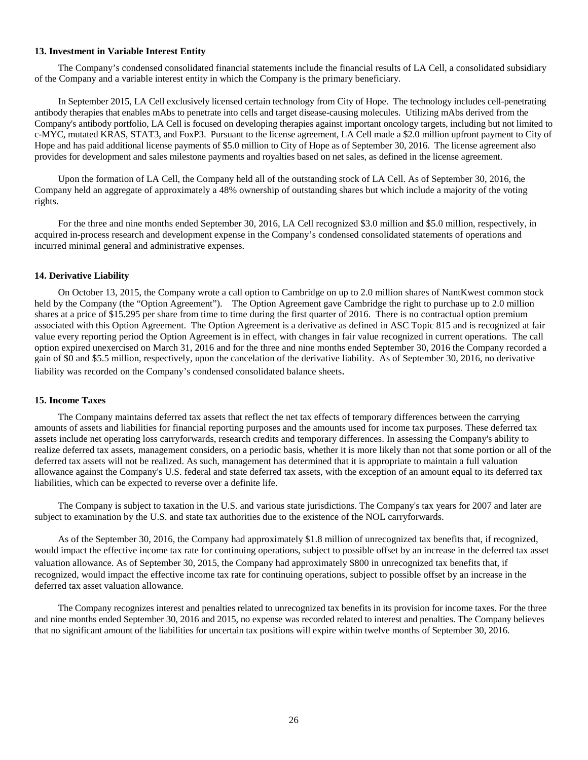### 13. Investment in Variable Interest Entity

The Company's condensed consolidated financial statements include the financial results of LA Cell, a consolidated subsidiary of the Company and a variable interest entity in which the Company is the primary beneficiary.

In September 2015, LA Cell exclusively licensed certain technology from City of Hope. The technology includes cell-penetrating antibody therapies that enables mAbs to penetrate into cells and target disease-causing molecules. Utilizing mAbs derived from the Company's antibody portfolio, LA Cell is focused on developing therapies against important oncology targets, including but not limited to c-MYC, mutated KRAS, STAT3, and FoxP3. Pursuant to the license agreement, LA Cell made a $2.0 million upfront payment to City of Hope and has paid additional license payments of $5.0 million to City of Hope as of September 30, 2016. The license agreement also provides for development and sales milestone payments and royalties based on net sales, as defined in the license agreement.

Upon the formation of LA Cell, the Company held all of the outstanding stock of LA Cell. As of September 30, 2016, the Company held an aggregate of approximately a 48% ownership of outstanding shares but which include a majority of the voting rights.

For the three and nine months ended September 30, 2016, LA Cell recognized $3.0 million and $5.0 million, respectively, in acquired in-process research and development expense in the Company's condensed consolidated statements of operations and incurred minimal general and administrative expenses.

### 14. Derivative Liability

On October 13, 2015, the Company wrote a call option to Cambridge on up to 2.0 million shares of NantKwest common stock held by the Company (the "Option Agreement"). The Option Agreement gave Cambridge the right to purchase up to 2.0 million shares at a price of $15.295 per share from time to time during the first quarter of 2016. There is no contractual option premium associated with this Option Agreement. The Option Agreement is a derivative as defined in ASC Topic 815 and is recognized at fair value every reporting period the Option Agreement is in effect, with changes in fair value recognized in current operations. The call option expired unexercised on March 31, 2016 and for the three and nine months ended September 30, 2016 the Company recorded a gain of $0 and $5.5 million, respectively, upon the cancelation of the derivative liability. As of September 30, 2016, no derivative liability was recorded on the Company's condensed consolidated balance sheets.

### 15. Income Taxes

The Company maintains deferred tax assets that reflect the net tax effects of temporary differences between the carrying amounts of assets and liabilities for financial reporting purposes and the amounts used for income tax purposes. These deferred tax assets include net operating loss carryforwards, research credits and temporary differences. In assessing the Company's ability to realize deferred tax assets, management considers, on a periodic basis, whether it is more likely than not that some portion or all of the deferred tax assets will not be realized. As such, management has determined that it is appropriate to maintain a full valuation allowance against the Company's U.S. federal and state deferred tax assets, with the exception of an amount equal to its deferred tax liabilities, which can be expected to reverse over a definite life.

The Company is subject to taxation in the U.S. and various state jurisdictions. The Company's tax years for 2007 and later are subject to examination by the U.S. and state tax authorities due to the existence of the NOL carryforwards.

As of the September 30, 2016, the Company had approximately $1.8 million of unrecognized tax benefits that, if recognized, would impact the effective income tax rate for continuing operations, subject to possible offset by an increase in the deferred tax asset valuation allowance. As of September 30, 2015, the Company had approximately $800 in unrecognized tax benefits that, if recognized, would impact the effective income tax rate for continuing operations, subject to possible offset by an increase in the deferred tax asset valuation allowance.

The Company recognizes interest and penalties related to unrecognized tax benefits in its provision for income taxes. For the three and nine months ended September 30, 2016 and 2015, no expense was recorded related to interest and penalties. The Company believes that no significant amount of the liabilities for uncertain tax positions will expire within twelve months of September 30, 2016.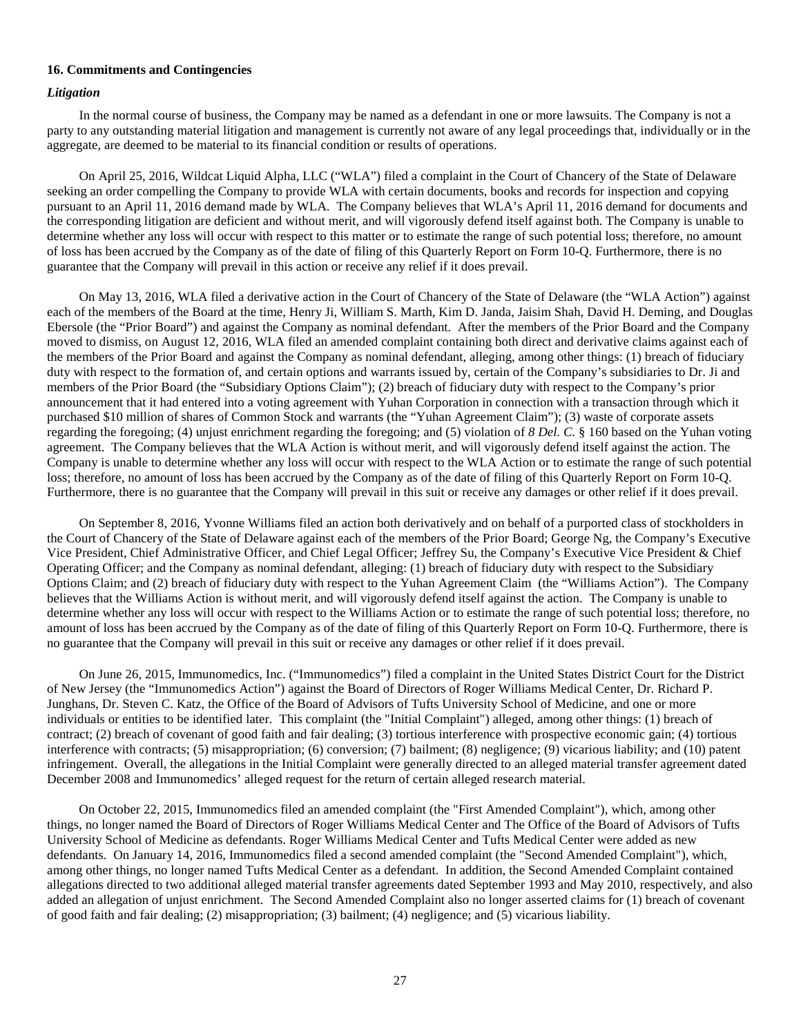### 16. Commitments and Contingencies

***Litigation***

In the normal course of business, the Company may be named as a defendant in one or more lawsuits. The Company is not a party to any outstanding material litigation and management is currently not aware of any legal proceedings that, individually or in the aggregate, are deemed to be material to its financial condition or results of operations.

On April 25, 2016, Wildcat Liquid Alpha, LLC ("WLA") filed a complaint in the Court of Chancery of the State of Delaware seeking an order compelling the Company to provide WLA with certain documents, books and records for inspection and copying pursuant to an April 11, 2016 demand made by WLA. The Company believes that WLA's April 11, 2016 demand for documents and the corresponding litigation are deficient and without merit, and will vigorously defend itself against both. The Company is unable to determine whether any loss will occur with respect to this matter or to estimate the range of such potential loss; therefore, no amount of loss has been accrued by the Company as of the date of filing of this Quarterly Report on Form 10-Q. Furthermore, there is no guarantee that the Company will prevail in this action or receive any relief if it does prevail.

On May 13, 2016, WLA filed a derivative action in the Court of Chancery of the State of Delaware (the "WLA Action") against each of the members of the Board at the time, Henry Ji, William S. Marth, Kim D. Janda, Jaisim Shah, David H. Deming, and Douglas Ebersole (the "Prior Board") and against the Company as nominal defendant. After the members of the Prior Board and the Company moved to dismiss, on August 12, 2016, WLA filed an amended complaint containing both direct and derivative claims against each of the members of the Prior Board and against the Company as nominal defendant, alleging, among other things: (1) breach of fiduciary duty with respect to the formation of, and certain options and warrants issued by, certain of the Company's subsidiaries to Dr. Ji and members of the Prior Board (the "Subsidiary Options Claim"); (2) breach of fiduciary duty with respect to the Company's prior announcement that it had entered into a voting agreement with Yuhan Corporation in connection with a transaction through which it purchased $10 million of shares of Common Stock and warrants (the "Yuhan Agreement Claim"); (3) waste of corporate assets regarding the foregoing; (4) unjust enrichment regarding the foregoing; and (5) violation of *8 Del. C.* § 160 based on the Yuhan voting agreement. The Company believes that the WLA Action is without merit, and will vigorously defend itself against the action. The Company is unable to determine whether any loss will occur with respect to the WLA Action or to estimate the range of such potential loss; therefore, no amount of loss has been accrued by the Company as of the date of filing of this Quarterly Report on Form 10-Q. Furthermore, there is no guarantee that the Company will prevail in this suit or receive any damages or other relief if it does prevail.

On September 8, 2016, Yvonne Williams filed an action both derivatively and on behalf of a purported class of stockholders in the Court of Chancery of the State of Delaware against each of the members of the Prior Board; George Ng, the Company's Executive Vice President, Chief Administrative Officer, and Chief Legal Officer; Jeffrey Su, the Company's Executive Vice President & Chief Operating Officer; and the Company as nominal defendant, alleging: (1) breach of fiduciary duty with respect to the Subsidiary Options Claim; and (2) breach of fiduciary duty with respect to the Yuhan Agreement Claim (the "Williams Action"). The Company believes that the Williams Action is without merit, and will vigorously defend itself against the action. The Company is unable to determine whether any loss will occur with respect to the Williams Action or to estimate the range of such potential loss; therefore, no amount of loss has been accrued by the Company as of the date of filing of this Quarterly Report on Form 10-Q. Furthermore, there is no guarantee that the Company will prevail in this suit or receive any damages or other relief if it does prevail.

On June 26, 2015, Immunomedics, Inc. ("Immunomedics") filed a complaint in the United States District Court for the District of New Jersey (the "Immunomedics Action") against the Board of Directors of Roger Williams Medical Center, Dr. Richard P. Junghans, Dr. Steven C. Katz, the Office of the Board of Advisors of Tufts University School of Medicine, and one or more individuals or entities to be identified later. This complaint (the "Initial Complaint") alleged, among other things: (1) breach of contract; (2) breach of covenant of good faith and fair dealing; (3) tortious interference with prospective economic gain; (4) tortious interference with contracts; (5) misappropriation; (6) conversion; (7) bailment; (8) negligence; (9) vicarious liability; and (10) patent infringement. Overall, the allegations in the Initial Complaint were generally directed to an alleged material transfer agreement dated December 2008 and Immunomedics' alleged request for the return of certain alleged research material.

On October 22, 2015, Immunomedics filed an amended complaint (the "First Amended Complaint"), which, among other things, no longer named the Board of Directors of Roger Williams Medical Center and The Office of the Board of Advisors of Tufts University School of Medicine as defendants. Roger Williams Medical Center and Tufts Medical Center were added as new defendants. On January 14, 2016, Immunomedics filed a second amended complaint (the "Second Amended Complaint"), which, among other things, no longer named Tufts Medical Center as a defendant. In addition, the Second Amended Complaint contained allegations directed to two additional alleged material transfer agreements dated September 1993 and May 2010, respectively, and also added an allegation of unjust enrichment. The Second Amended Complaint also no longer asserted claims for (1) breach of covenant of good faith and fair dealing; (2) misappropriation; (3) bailment; (4) negligence; and (5) vicarious liability.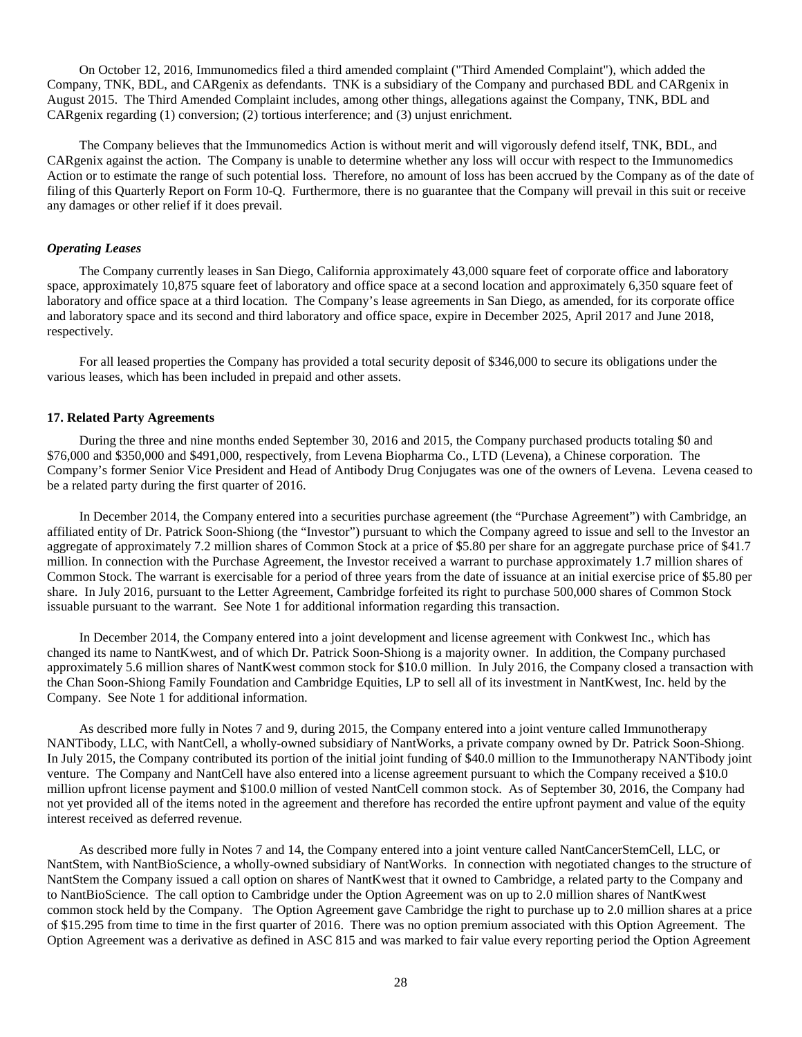On October 12, 2016, Immunomedics filed a third amended complaint ("Third Amended Complaint"), which added the Company, TNK, BDL, and CARgenix as defendants. TNK is a subsidiary of the Company and purchased BDL and CARgenix in August 2015. The Third Amended Complaint includes, among other things, allegations against the Company, TNK, BDL and CARgenix regarding (1) conversion; (2) tortious interference; and (3) unjust enrichment.

The Company believes that the Immunomedics Action is without merit and will vigorously defend itself, TNK, BDL, and CARgenix against the action. The Company is unable to determine whether any loss will occur with respect to the Immunomedics Action or to estimate the range of such potential loss. Therefore, no amount of loss has been accrued by the Company as of the date of filing of this Quarterly Report on Form 10-Q. Furthermore, there is no guarantee that the Company will prevail in this suit or receive any damages or other relief if it does prevail.

***Operating Leases***

The Company currently leases in San Diego, California approximately 43,000 square feet of corporate office and laboratory space, approximately 10,875 square feet of laboratory and office space at a second location and approximately 6,350 square feet of laboratory and office space at a third location. The Company's lease agreements in San Diego, as amended, for its corporate office and laboratory space and its second and third laboratory and office space, expire in December 2025, April 2017 and June 2018, respectively.

For all leased properties the Company has provided a total security deposit of $346,000 to secure its obligations under the various leases, which has been included in prepaid and other assets.

**17. Related Party Agreements**

During the three and nine months ended September 30, 2016 and 2015, the Company purchased products totaling $0 and $76,000 and $350,000 and $491,000, respectively, from Levena Biopharma Co., LTD (Levena), a Chinese corporation. The Company's former Senior Vice President and Head of Antibody Drug Conjugates was one of the owners of Levena. Levena ceased to be a related party during the first quarter of 2016.

In December 2014, the Company entered into a securities purchase agreement (the "Purchase Agreement") with Cambridge, an affiliated entity of Dr. Patrick Soon-Shiong (the "Investor") pursuant to which the Company agreed to issue and sell to the Investor an aggregate of approximately 7.2 million shares of Common Stock at a price of $5.80 per share for an aggregate purchase price of $41.7 million. In connection with the Purchase Agreement, the Investor received a warrant to purchase approximately 1.7 million shares of Common Stock. The warrant is exercisable for a period of three years from the date of issuance at an initial exercise price of $5.80 per share. In July 2016, pursuant to the Letter Agreement, Cambridge forfeited its right to purchase 500,000 shares of Common Stock issuable pursuant to the warrant. See Note 1 for additional information regarding this transaction.

In December 2014, the Company entered into a joint development and license agreement with Conkwest Inc., which has changed its name to NantKwest, and of which Dr. Patrick Soon-Shiong is a majority owner. In addition, the Company purchased approximately 5.6 million shares of NantKwest common stock for $10.0 million. In July 2016, the Company closed a transaction with the Chan Soon-Shiong Family Foundation and Cambridge Equities, LP to sell all of its investment in NantKwest, Inc. held by the Company. See Note 1 for additional information.

As described more fully in Notes 7 and 9, during 2015, the Company entered into a joint venture called Immunotherapy NANTibody, LLC, with NantCell, a wholly-owned subsidiary of NantWorks, a private company owned by Dr. Patrick Soon-Shiong. In July 2015, the Company contributed its portion of the initial joint funding of $40.0 million to the Immunotherapy NANTibody joint venture. The Company and NantCell have also entered into a license agreement pursuant to which the Company received a $10.0 million upfront license payment and $100.0 million of vested NantCell common stock. As of September 30, 2016, the Company had not yet provided all of the items noted in the agreement and therefore has recorded the entire upfront payment and value of the equity interest received as deferred revenue.

As described more fully in Notes 7 and 14, the Company entered into a joint venture called NantCancerStemCell, LLC, or NantStem, with NantBioScience, a wholly-owned subsidiary of NantWorks. In connection with negotiated changes to the structure of NantStem the Company issued a call option on shares of NantKwest that it owned to Cambridge, a related party to the Company and to NantBioScience. The call option to Cambridge under the Option Agreement was on up to 2.0 million shares of NantKwest common stock held by the Company. The Option Agreement gave Cambridge the right to purchase up to 2.0 million shares at a price of $15.295 from time to time in the first quarter of 2016. There was no option premium associated with this Option Agreement. The Option Agreement was a derivative as defined in ASC 815 and was marked to fair value every reporting period the Option Agreement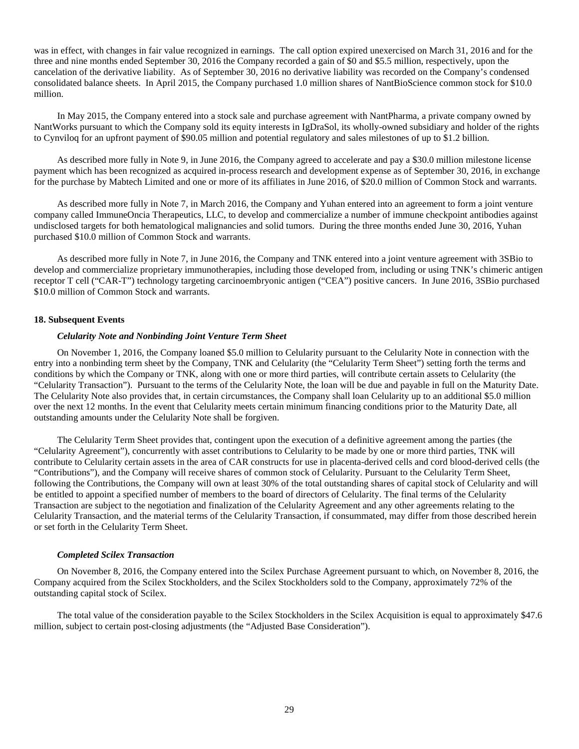was in effect, with changes in fair value recognized in earnings. The call option expired unexercised on March 31, 2016 and for the three and nine months ended September 30, 2016 the Company recorded a gain of $0 and $5.5 million, respectively, upon the cancelation of the derivative liability. As of September 30, 2016 no derivative liability was recorded on the Company's condensed consolidated balance sheets. In April 2015, the Company purchased 1.0 million shares of NantBioScience common stock for $10.0 million.

In May 2015, the Company entered into a stock sale and purchase agreement with NantPharma, a private company owned by NantWorks pursuant to which the Company sold its equity interests in IgDraSol, its wholly-owned subsidiary and holder of the rights to Cynviloq for an upfront payment of $90.05 million and potential regulatory and sales milestones of up to $1.2 billion.

As described more fully in Note 9, in June 2016, the Company agreed to accelerate and pay a $30.0 million milestone license payment which has been recognized as acquired in-process research and development expense as of September 30, 2016, in exchange for the purchase by Mabtech Limited and one or more of its affiliates in June 2016, of $20.0 million of Common Stock and warrants.

As described more fully in Note 7, in March 2016, the Company and Yuhan entered into an agreement to form a joint venture company called ImmuneOncia Therapeutics, LLC, to develop and commercialize a number of immune checkpoint antibodies against undisclosed targets for both hematological malignancies and solid tumors. During the three months ended June 30, 2016, Yuhan purchased $10.0 million of Common Stock and warrants.

As described more fully in Note 7, in June 2016, the Company and TNK entered into a joint venture agreement with 3SBio to develop and commercialize proprietary immunotherapies, including those developed from, including or using TNK's chimeric antigen receptor T cell ("CAR-T") technology targeting carcinoembryonic antigen ("CEA") positive cancers. In June 2016, 3SBio purchased $10.0 million of Common Stock and warrants.

## 18. Subsequent Events

### *Celularity Note and Nonbinding Joint Venture Term Sheet*

On November 1, 2016, the Company loaned $5.0 million to Celularity pursuant to the Celularity Note in connection with the entry into a nonbinding term sheet by the Company, TNK and Celularity (the "Celularity Term Sheet") setting forth the terms and conditions by which the Company or TNK, along with one or more third parties, will contribute certain assets to Celularity (the "Celularity Transaction"). Pursuant to the terms of the Celularity Note, the loan will be due and payable in full on the Maturity Date. The Celularity Note also provides that, in certain circumstances, the Company shall loan Celularity up to an additional $5.0 million over the next 12 months. In the event that Celularity meets certain minimum financing conditions prior to the Maturity Date, all outstanding amounts under the Celularity Note shall be forgiven.

The Celularity Term Sheet provides that, contingent upon the execution of a definitive agreement among the parties (the "Celularity Agreement"), concurrently with asset contributions to Celularity to be made by one or more third parties, TNK will contribute to Celularity certain assets in the area of CAR constructs for use in placenta-derived cells and cord blood-derived cells (the "Contributions"), and the Company will receive shares of common stock of Celularity. Pursuant to the Celularity Term Sheet, following the Contributions, the Company will own at least 30% of the total outstanding shares of capital stock of Celularity and will be entitled to appoint a specified number of members to the board of directors of Celularity. The final terms of the Celularity Transaction are subject to the negotiation and finalization of the Celularity Agreement and any other agreements relating to the Celularity Transaction, and the material terms of the Celularity Transaction, if consummated, may differ from those described herein or set forth in the Celularity Term Sheet.

### *Completed Scilex Transaction*

On November 8, 2016, the Company entered into the Scilex Purchase Agreement pursuant to which, on November 8, 2016, the Company acquired from the Scilex Stockholders, and the Scilex Stockholders sold to the Company, approximately 72% of the outstanding capital stock of Scilex.

The total value of the consideration payable to the Scilex Stockholders in the Scilex Acquisition is equal to approximately $47.6 million, subject to certain post-closing adjustments (the "Adjusted Base Consideration").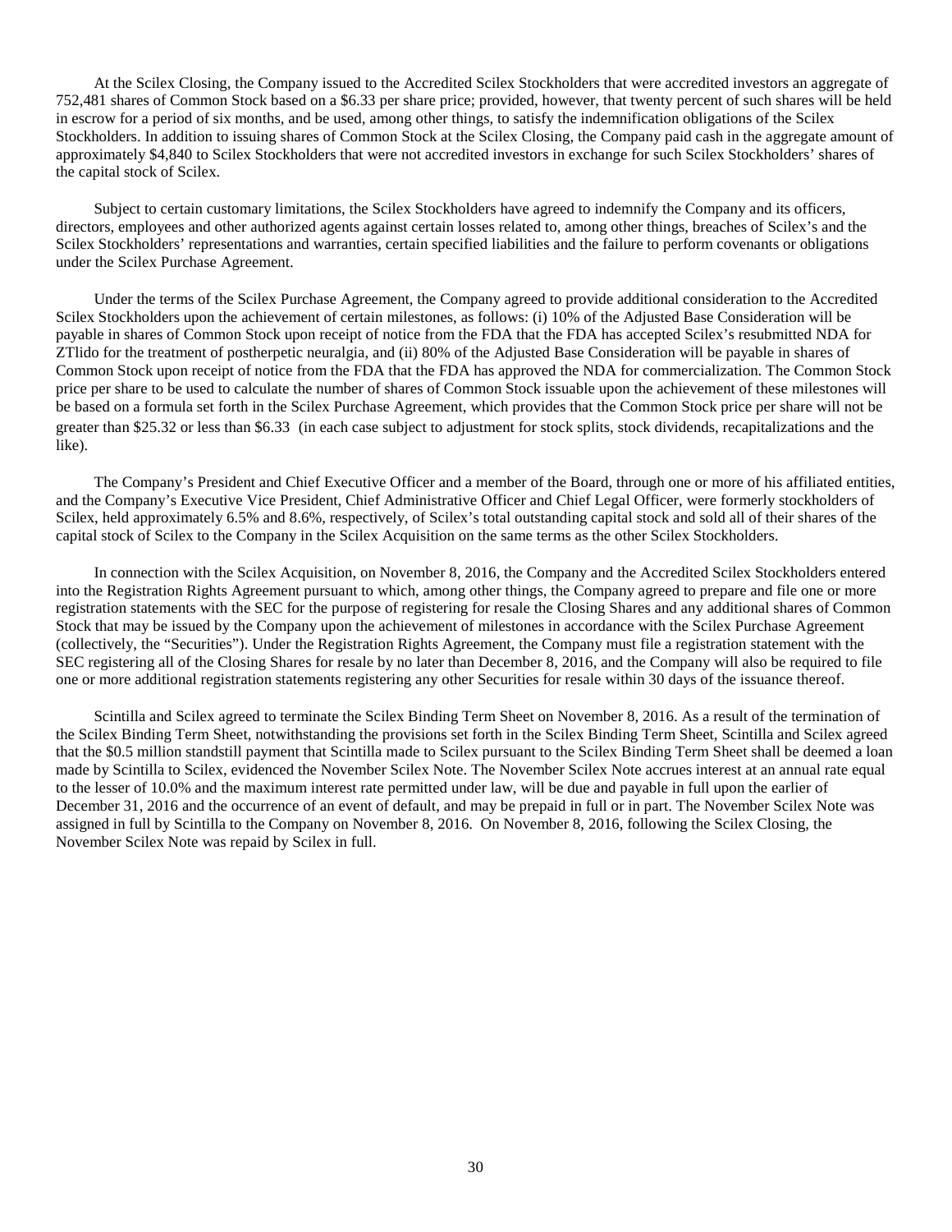At the Scilex Closing, the Company issued to the Accredited Scilex Stockholders that were accredited investors an aggregate of 752,481 shares of Common Stock based on a $6.33 per share price; provided, however, that twenty percent of such shares will be held in escrow for a period of six months, and be used, among other things, to satisfy the indemnification obligations of the Scilex Stockholders. In addition to issuing shares of Common Stock at the Scilex Closing, the Company paid cash in the aggregate amount of approximately $4,840 to Scilex Stockholders that were not accredited investors in exchange for such Scilex Stockholders' shares of the capital stock of Scilex.

Subject to certain customary limitations, the Scilex Stockholders have agreed to indemnify the Company and its officers, directors, employees and other authorized agents against certain losses related to, among other things, breaches of Scilex's and the Scilex Stockholders' representations and warranties, certain specified liabilities and the failure to perform covenants or obligations under the Scilex Purchase Agreement.

Under the terms of the Scilex Purchase Agreement, the Company agreed to provide additional consideration to the Accredited Scilex Stockholders upon the achievement of certain milestones, as follows: (i) 10% of the Adjusted Base Consideration will be payable in shares of Common Stock upon receipt of notice from the FDA that the FDA has accepted Scilex's resubmitted NDA for ZTlido for the treatment of postherpetic neuralgia, and (ii) 80% of the Adjusted Base Consideration will be payable in shares of Common Stock upon receipt of notice from the FDA that the FDA has approved the NDA for commercialization. The Common Stock price per share to be used to calculate the number of shares of Common Stock issuable upon the achievement of these milestones will be based on a formula set forth in the Scilex Purchase Agreement, which provides that the Common Stock price per share will not be greater than $25.32 or less than $6.33 (in each case subject to adjustment for stock splits, stock dividends, recapitalizations and the like).

The Company's President and Chief Executive Officer and a member of the Board, through one or more of his affiliated entities, and the Company's Executive Vice President, Chief Administrative Officer and Chief Legal Officer, were formerly stockholders of Scilex, held approximately 6.5% and 8.6%, respectively, of Scilex's total outstanding capital stock and sold all of their shares of the capital stock of Scilex to the Company in the Scilex Acquisition on the same terms as the other Scilex Stockholders.

In connection with the Scilex Acquisition, on November 8, 2016, the Company and the Accredited Scilex Stockholders entered into the Registration Rights Agreement pursuant to which, among other things, the Company agreed to prepare and file one or more registration statements with the SEC for the purpose of registering for resale the Closing Shares and any additional shares of Common Stock that may be issued by the Company upon the achievement of milestones in accordance with the Scilex Purchase Agreement (collectively, the "Securities"). Under the Registration Rights Agreement, the Company must file a registration statement with the SEC registering all of the Closing Shares for resale by no later than December 8, 2016, and the Company will also be required to file one or more additional registration statements registering any other Securities for resale within 30 days of the issuance thereof.

Scintilla and Scilex agreed to terminate the Scilex Binding Term Sheet on November 8, 2016. As a result of the termination of the Scilex Binding Term Sheet, notwithstanding the provisions set forth in the Scilex Binding Term Sheet, Scintilla and Scilex agreed that the $0.5 million standstill payment that Scintilla made to Scilex pursuant to the Scilex Binding Term Sheet shall be deemed a loan made by Scintilla to Scilex, evidenced the November Scilex Note. The November Scilex Note accrues interest at an annual rate equal to the lesser of 10.0% and the maximum interest rate permitted under law, will be due and payable in full upon the earlier of December 31, 2016 and the occurrence of an event of default, and may be prepaid in full or in part. The November Scilex Note was assigned in full by Scintilla to the Company on November 8, 2016. On November 8, 2016, following the Scilex Closing, the November Scilex Note was repaid by Scilex in full.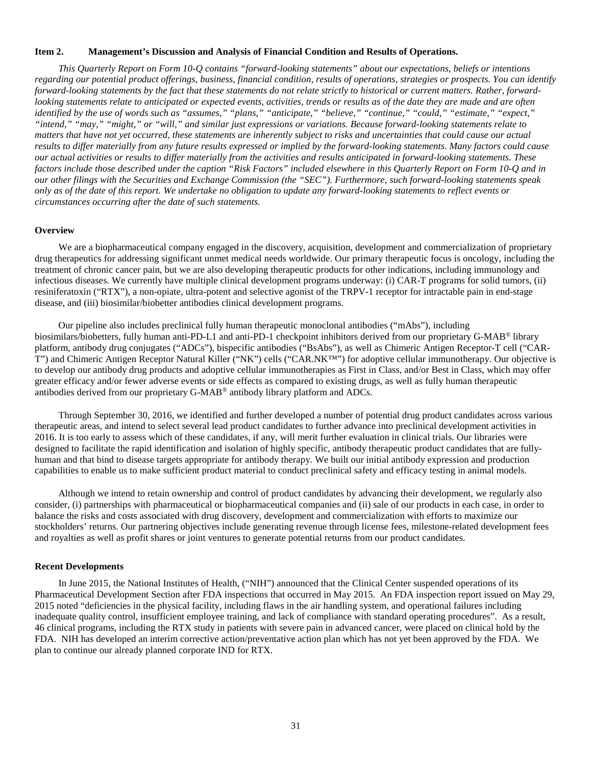**Item 2. Management's Discussion and Analysis of Financial Condition and Results of Operations.**

*This Quarterly Report on Form 10-Q contains "forward-looking statements" about our expectations, beliefs or intentions regarding our potential product offerings, business, financial condition, results of operations, strategies or prospects. You can identify forward-looking statements by the fact that these statements do not relate strictly to historical or current matters. Rather, forward-looking statements relate to anticipated or expected events, activities, trends or results as of the date they are made and are often identified by the use of words such as "assumes," "plans," "anticipate," "believe," "continue," "could," "estimate," "expect," "intend," "may," "might," or "will," and similar just expressions or variations. Because forward-looking statements relate to matters that have not yet occurred, these statements are inherently subject to risks and uncertainties that could cause our actual results to differ materially from any future results expressed or implied by the forward-looking statements. Many factors could cause our actual activities or results to differ materially from the activities and results anticipated in forward-looking statements. These factors include those described under the caption "Risk Factors" included elsewhere in this Quarterly Report on Form 10-Q and in our other filings with the Securities and Exchange Commission (the "SEC"). Furthermore, such forward-looking statements speak only as of the date of this report. We undertake no obligation to update any forward-looking statements to reflect events or circumstances occurring after the date of such statements.*

**Overview**

We are a biopharmaceutical company engaged in the discovery, acquisition, development and commercialization of proprietary drug therapeutics for addressing significant unmet medical needs worldwide. Our primary therapeutic focus is oncology, including the treatment of chronic cancer pain, but we are also developing therapeutic products for other indications, including immunology and infectious diseases. We currently have multiple clinical development programs underway: (i) CAR-T programs for solid tumors, (ii) resiniferatoxin ("RTX"), a non-opiate, ultra-potent and selective agonist of the TRPV-1 receptor for intractable pain in end-stage disease, and (iii) biosimilar/biobetter antibodies clinical development programs.

Our pipeline also includes preclinical fully human therapeutic monoclonal antibodies ("mAbs"), including biosimilars/biobetters, fully human anti-PD-L1 and anti-PD-1 checkpoint inhibitors derived from our proprietary G-MAB® library platform, antibody drug conjugates ("ADCs"), bispecific antibodies ("BsAbs"), as well as Chimeric Antigen Receptor-T cell ("CAR-T") and Chimeric Antigen Receptor Natural Killer ("NK") cells ("CAR.NK™") for adoptive cellular immunotherapy. Our objective is to develop our antibody drug products and adoptive cellular immunotherapies as First in Class, and/or Best in Class, which may offer greater efficacy and/or fewer adverse events or side effects as compared to existing drugs, as well as fully human therapeutic antibodies derived from our proprietary G-MAB® antibody library platform and ADCs.

Through September 30, 2016, we identified and further developed a number of potential drug product candidates across various therapeutic areas, and intend to select several lead product candidates to further advance into preclinical development activities in 2016. It is too early to assess which of these candidates, if any, will merit further evaluation in clinical trials. Our libraries were designed to facilitate the rapid identification and isolation of highly specific, antibody therapeutic product candidates that are fully-human and that bind to disease targets appropriate for antibody therapy. We built our initial antibody expression and production capabilities to enable us to make sufficient product material to conduct preclinical safety and efficacy testing in animal models.

Although we intend to retain ownership and control of product candidates by advancing their development, we regularly also consider, (i) partnerships with pharmaceutical or biopharmaceutical companies and (ii) sale of our products in each case, in order to balance the risks and costs associated with drug discovery, development and commercialization with efforts to maximize our stockholders' returns. Our partnering objectives include generating revenue through license fees, milestone-related development fees and royalties as well as profit shares or joint ventures to generate potential returns from our product candidates.

**Recent Developments**

In June 2015, the National Institutes of Health, ("NIH") announced that the Clinical Center suspended operations of its Pharmaceutical Development Section after FDA inspections that occurred in May 2015. An FDA inspection report issued on May 29, 2015 noted "deficiencies in the physical facility, including flaws in the air handling system, and operational failures including inadequate quality control, insufficient employee training, and lack of compliance with standard operating procedures". As a result, 46 clinical programs, including the RTX study in patients with severe pain in advanced cancer, were placed on clinical hold by the FDA. NIH has developed an interim corrective action/preventative action plan which has not yet been approved by the FDA. We plan to continue our already planned corporate IND for RTX.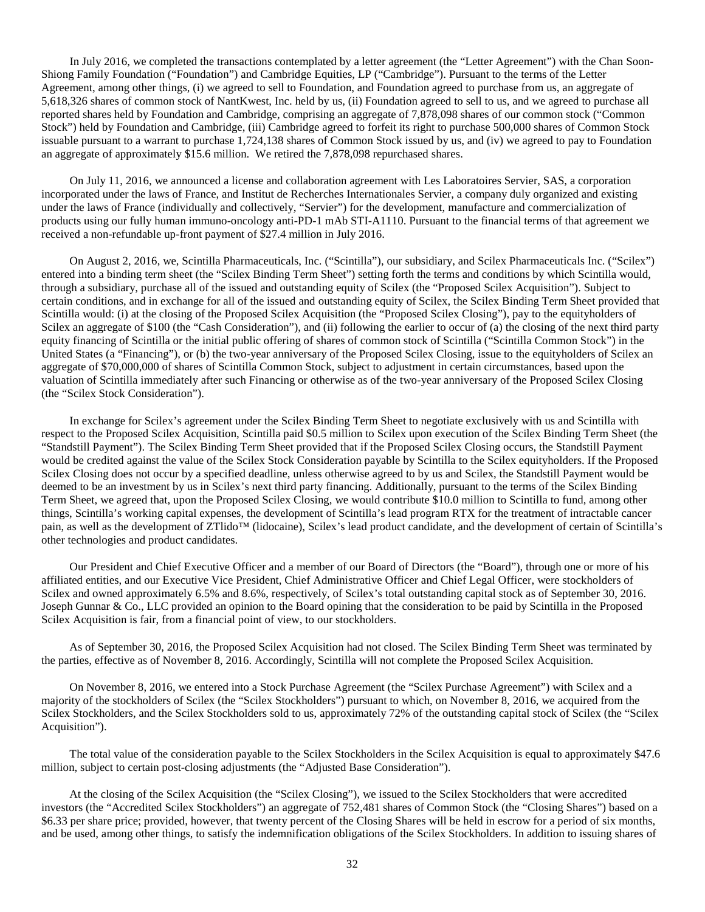In July 2016, we completed the transactions contemplated by a letter agreement (the "Letter Agreement") with the Chan Soon-Shiong Family Foundation ("Foundation") and Cambridge Equities, LP ("Cambridge"). Pursuant to the terms of the Letter Agreement, among other things, (i) we agreed to sell to Foundation, and Foundation agreed to purchase from us, an aggregate of 5,618,326 shares of common stock of NantKwest, Inc. held by us, (ii) Foundation agreed to sell to us, and we agreed to purchase all reported shares held by Foundation and Cambridge, comprising an aggregate of 7,878,098 shares of our common stock ("Common Stock") held by Foundation and Cambridge, (iii) Cambridge agreed to forfeit its right to purchase 500,000 shares of Common Stock issuable pursuant to a warrant to purchase 1,724,138 shares of Common Stock issued by us, and (iv) we agreed to pay to Foundation an aggregate of approximately $15.6 million. We retired the 7,878,098 repurchased shares.

On July 11, 2016, we announced a license and collaboration agreement with Les Laboratoires Servier, SAS, a corporation incorporated under the laws of France, and Institut de Recherches Internationales Servier, a company duly organized and existing under the laws of France (individually and collectively, "Servier") for the development, manufacture and commercialization of products using our fully human immuno-oncology anti-PD-1 mAb STI-A1110. Pursuant to the financial terms of that agreement we received a non-refundable up-front payment of $27.4 million in July 2016.

On August 2, 2016, we, Scintilla Pharmaceuticals, Inc. ("Scintilla"), our subsidiary, and Scilex Pharmaceuticals Inc. ("Scilex") entered into a binding term sheet (the "Scilex Binding Term Sheet") setting forth the terms and conditions by which Scintilla would, through a subsidiary, purchase all of the issued and outstanding equity of Scilex (the "Proposed Scilex Acquisition"). Subject to certain conditions, and in exchange for all of the issued and outstanding equity of Scilex, the Scilex Binding Term Sheet provided that Scintilla would: (i) at the closing of the Proposed Scilex Acquisition (the "Proposed Scilex Closing"), pay to the equityholders of Scilex an aggregate of $100 (the "Cash Consideration"), and (ii) following the earlier to occur of (a) the closing of the next third party equity financing of Scintilla or the initial public offering of shares of common stock of Scintilla ("Scintilla Common Stock") in the United States (a "Financing"), or (b) the two-year anniversary of the Proposed Scilex Closing, issue to the equityholders of Scilex an aggregate of $70,000,000 of shares of Scintilla Common Stock, subject to adjustment in certain circumstances, based upon the valuation of Scintilla immediately after such Financing or otherwise as of the two-year anniversary of the Proposed Scilex Closing (the "Scilex Stock Consideration").

In exchange for Scilex's agreement under the Scilex Binding Term Sheet to negotiate exclusively with us and Scintilla with respect to the Proposed Scilex Acquisition, Scintilla paid $0.5 million to Scilex upon execution of the Scilex Binding Term Sheet (the "Standstill Payment"). The Scilex Binding Term Sheet provided that if the Proposed Scilex Closing occurs, the Standstill Payment would be credited against the value of the Scilex Stock Consideration payable by Scintilla to the Scilex equityholders. If the Proposed Scilex Closing does not occur by a specified deadline, unless otherwise agreed to by us and Scilex, the Standstill Payment would be deemed to be an investment by us in Scilex's next third party financing. Additionally, pursuant to the terms of the Scilex Binding Term Sheet, we agreed that, upon the Proposed Scilex Closing, we would contribute $10.0 million to Scintilla to fund, among other things, Scintilla's working capital expenses, the development of Scintilla's lead program RTX for the treatment of intractable cancer pain, as well as the development of ZTlido™ (lidocaine), Scilex's lead product candidate, and the development of certain of Scintilla's other technologies and product candidates.

Our President and Chief Executive Officer and a member of our Board of Directors (the "Board"), through one or more of his affiliated entities, and our Executive Vice President, Chief Administrative Officer and Chief Legal Officer, were stockholders of Scilex and owned approximately 6.5% and 8.6%, respectively, of Scilex's total outstanding capital stock as of September 30, 2016. Joseph Gunnar & Co., LLC provided an opinion to the Board opining that the consideration to be paid by Scintilla in the Proposed Scilex Acquisition is fair, from a financial point of view, to our stockholders.

As of September 30, 2016, the Proposed Scilex Acquisition had not closed. The Scilex Binding Term Sheet was terminated by the parties, effective as of November 8, 2016. Accordingly, Scintilla will not complete the Proposed Scilex Acquisition.

On November 8, 2016, we entered into a Stock Purchase Agreement (the "Scilex Purchase Agreement") with Scilex and a majority of the stockholders of Scilex (the "Scilex Stockholders") pursuant to which, on November 8, 2016, we acquired from the Scilex Stockholders, and the Scilex Stockholders sold to us, approximately 72% of the outstanding capital stock of Scilex (the "Scilex Acquisition").

The total value of the consideration payable to the Scilex Stockholders in the Scilex Acquisition is equal to approximately $47.6 million, subject to certain post-closing adjustments (the "Adjusted Base Consideration").

At the closing of the Scilex Acquisition (the "Scilex Closing"), we issued to the Scilex Stockholders that were accredited investors (the "Accredited Scilex Stockholders") an aggregate of 752,481 shares of Common Stock (the "Closing Shares") based on a $6.33 per share price; provided, however, that twenty percent of the Closing Shares will be held in escrow for a period of six months, and be used, among other things, to satisfy the indemnification obligations of the Scilex Stockholders. In addition to issuing shares of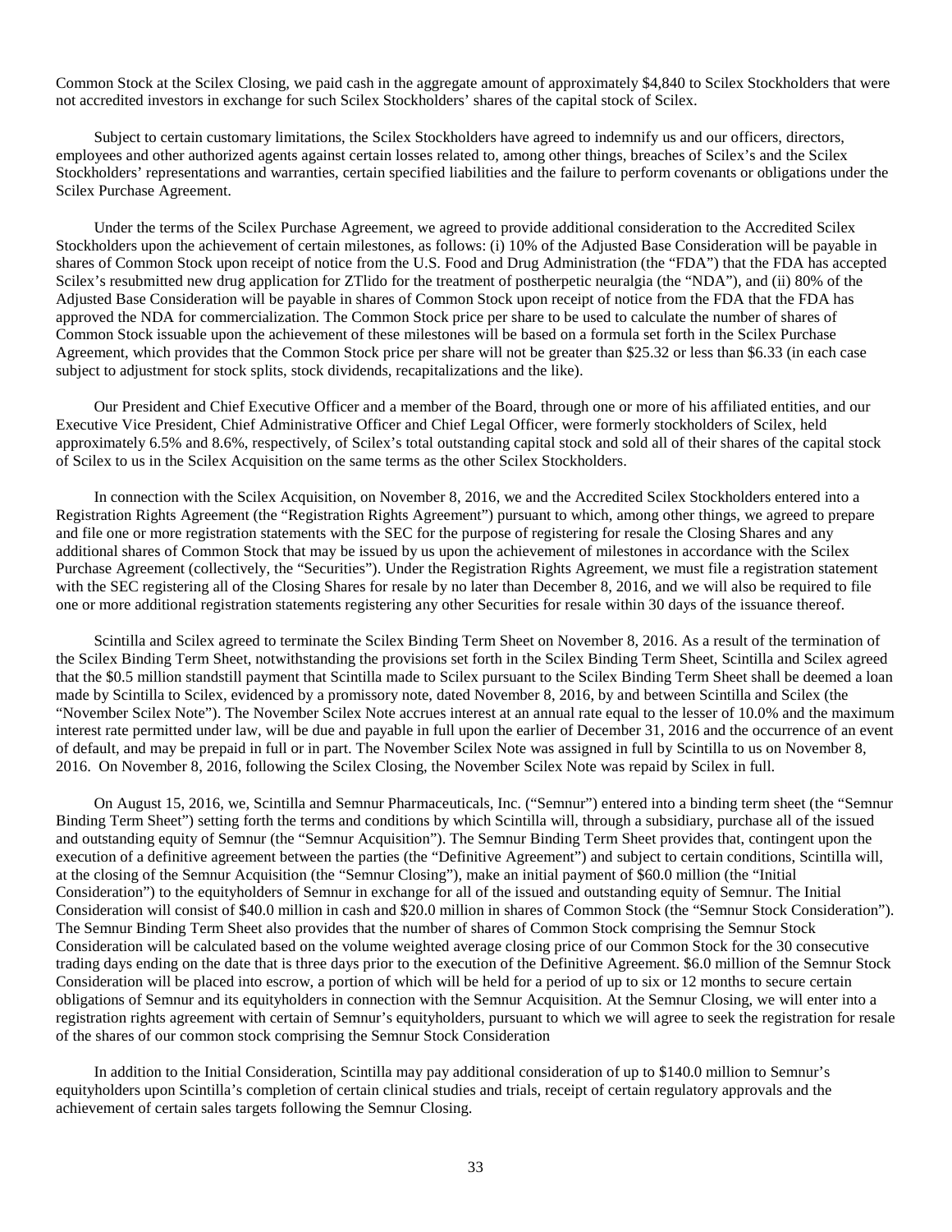Common Stock at the Scilex Closing, we paid cash in the aggregate amount of approximately $4,840 to Scilex Stockholders that were not accredited investors in exchange for such Scilex Stockholders' shares of the capital stock of Scilex.

Subject to certain customary limitations, the Scilex Stockholders have agreed to indemnify us and our officers, directors, employees and other authorized agents against certain losses related to, among other things, breaches of Scilex's and the Scilex Stockholders' representations and warranties, certain specified liabilities and the failure to perform covenants or obligations under the Scilex Purchase Agreement.

Under the terms of the Scilex Purchase Agreement, we agreed to provide additional consideration to the Accredited Scilex Stockholders upon the achievement of certain milestones, as follows: (i) 10% of the Adjusted Base Consideration will be payable in shares of Common Stock upon receipt of notice from the U.S. Food and Drug Administration (the "FDA") that the FDA has accepted Scilex's resubmitted new drug application for ZTlido for the treatment of postherpetic neuralgia (the "NDA"), and (ii) 80% of the Adjusted Base Consideration will be payable in shares of Common Stock upon receipt of notice from the FDA that the FDA has approved the NDA for commercialization. The Common Stock price per share to be used to calculate the number of shares of Common Stock issuable upon the achievement of these milestones will be based on a formula set forth in the Scilex Purchase Agreement, which provides that the Common Stock price per share will not be greater than $25.32 or less than $6.33 (in each case subject to adjustment for stock splits, stock dividends, recapitalizations and the like).

Our President and Chief Executive Officer and a member of the Board, through one or more of his affiliated entities, and our Executive Vice President, Chief Administrative Officer and Chief Legal Officer, were formerly stockholders of Scilex, held approximately 6.5% and 8.6%, respectively, of Scilex's total outstanding capital stock and sold all of their shares of the capital stock of Scilex to us in the Scilex Acquisition on the same terms as the other Scilex Stockholders.

In connection with the Scilex Acquisition, on November 8, 2016, we and the Accredited Scilex Stockholders entered into a Registration Rights Agreement (the "Registration Rights Agreement") pursuant to which, among other things, we agreed to prepare and file one or more registration statements with the SEC for the purpose of registering for resale the Closing Shares and any additional shares of Common Stock that may be issued by us upon the achievement of milestones in accordance with the Scilex Purchase Agreement (collectively, the "Securities"). Under the Registration Rights Agreement, we must file a registration statement with the SEC registering all of the Closing Shares for resale by no later than December 8, 2016, and we will also be required to file one or more additional registration statements registering any other Securities for resale within 30 days of the issuance thereof.

Scintilla and Scilex agreed to terminate the Scilex Binding Term Sheet on November 8, 2016. As a result of the termination of the Scilex Binding Term Sheet, notwithstanding the provisions set forth in the Scilex Binding Term Sheet, Scintilla and Scilex agreed that the $0.5 million standstill payment that Scintilla made to Scilex pursuant to the Scilex Binding Term Sheet shall be deemed a loan made by Scintilla to Scilex, evidenced by a promissory note, dated November 8, 2016, by and between Scintilla and Scilex (the "November Scilex Note"). The November Scilex Note accrues interest at an annual rate equal to the lesser of 10.0% and the maximum interest rate permitted under law, will be due and payable in full upon the earlier of December 31, 2016 and the occurrence of an event of default, and may be prepaid in full or in part. The November Scilex Note was assigned in full by Scintilla to us on November 8, 2016. On November 8, 2016, following the Scilex Closing, the November Scilex Note was repaid by Scilex in full.

On August 15, 2016, we, Scintilla and Semnur Pharmaceuticals, Inc. ("Semnur") entered into a binding term sheet (the "Semnur Binding Term Sheet") setting forth the terms and conditions by which Scintilla will, through a subsidiary, purchase all of the issued and outstanding equity of Semnur (the "Semnur Acquisition"). The Semnur Binding Term Sheet provides that, contingent upon the execution of a definitive agreement between the parties (the "Definitive Agreement") and subject to certain conditions, Scintilla will, at the closing of the Semnur Acquisition (the "Semnur Closing"), make an initial payment of $60.0 million (the "Initial Consideration") to the equityholders of Semnur in exchange for all of the issued and outstanding equity of Semnur. The Initial Consideration will consist of $40.0 million in cash and $20.0 million in shares of Common Stock (the "Semnur Stock Consideration"). The Semnur Binding Term Sheet also provides that the number of shares of Common Stock comprising the Semnur Stock Consideration will be calculated based on the volume weighted average closing price of our Common Stock for the 30 consecutive trading days ending on the date that is three days prior to the execution of the Definitive Agreement. $6.0 million of the Semnur Stock Consideration will be placed into escrow, a portion of which will be held for a period of up to six or 12 months to secure certain obligations of Semnur and its equityholders in connection with the Semnur Acquisition. At the Semnur Closing, we will enter into a registration rights agreement with certain of Semnur's equityholders, pursuant to which we will agree to seek the registration for resale of the shares of our common stock comprising the Semnur Stock Consideration

In addition to the Initial Consideration, Scintilla may pay additional consideration of up to $140.0 million to Semnur's equityholders upon Scintilla's completion of certain clinical studies and trials, receipt of certain regulatory approvals and the achievement of certain sales targets following the Semnur Closing.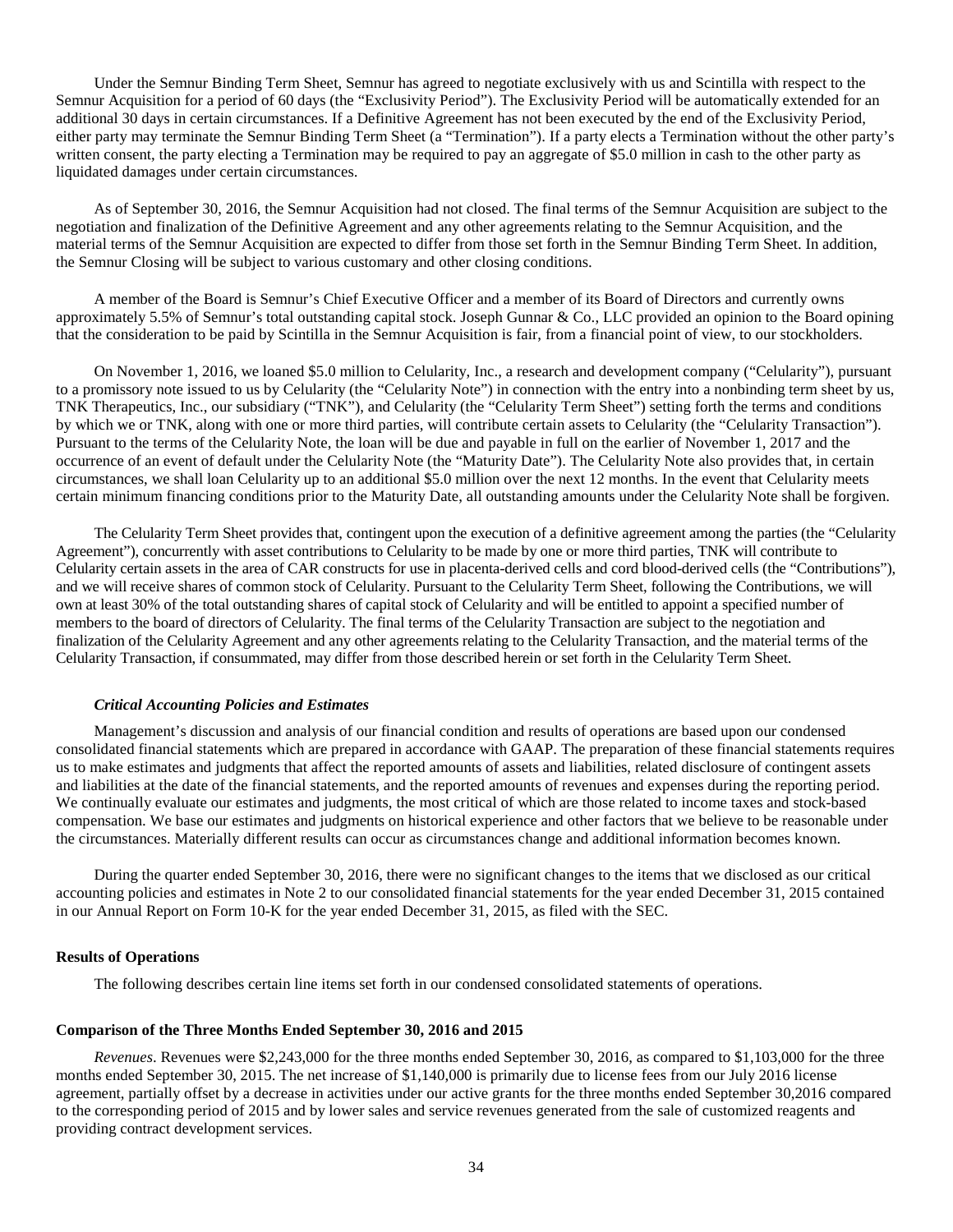Under the Semnur Binding Term Sheet, Semnur has agreed to negotiate exclusively with us and Scintilla with respect to the Semnur Acquisition for a period of 60 days (the "Exclusivity Period"). The Exclusivity Period will be automatically extended for an additional 30 days in certain circumstances. If a Definitive Agreement has not been executed by the end of the Exclusivity Period, either party may terminate the Semnur Binding Term Sheet (a "Termination"). If a party elects a Termination without the other party's written consent, the party electing a Termination may be required to pay an aggregate of $5.0 million in cash to the other party as liquidated damages under certain circumstances.

As of September 30, 2016, the Semnur Acquisition had not closed. The final terms of the Semnur Acquisition are subject to the negotiation and finalization of the Definitive Agreement and any other agreements relating to the Semnur Acquisition, and the material terms of the Semnur Acquisition are expected to differ from those set forth in the Semnur Binding Term Sheet. In addition, the Semnur Closing will be subject to various customary and other closing conditions.

A member of the Board is Semnur's Chief Executive Officer and a member of its Board of Directors and currently owns approximately 5.5% of Semnur's total outstanding capital stock. Joseph Gunnar & Co., LLC provided an opinion to the Board opining that the consideration to be paid by Scintilla in the Semnur Acquisition is fair, from a financial point of view, to our stockholders.

On November 1, 2016, we loaned $5.0 million to Celularity, Inc., a research and development company ("Celularity"), pursuant to a promissory note issued to us by Celularity (the "Celularity Note") in connection with the entry into a nonbinding term sheet by us, TNK Therapeutics, Inc., our subsidiary ("TNK"), and Celularity (the "Celularity Term Sheet") setting forth the terms and conditions by which we or TNK, along with one or more third parties, will contribute certain assets to Celularity (the "Celularity Transaction"). Pursuant to the terms of the Celularity Note, the loan will be due and payable in full on the earlier of November 1, 2017 and the occurrence of an event of default under the Celularity Note (the "Maturity Date"). The Celularity Note also provides that, in certain circumstances, we shall loan Celularity up to an additional $5.0 million over the next 12 months. In the event that Celularity meets certain minimum financing conditions prior to the Maturity Date, all outstanding amounts under the Celularity Note shall be forgiven.

The Celularity Term Sheet provides that, contingent upon the execution of a definitive agreement among the parties (the "Celularity Agreement"), concurrently with asset contributions to Celularity to be made by one or more third parties, TNK will contribute to Celularity certain assets in the area of CAR constructs for use in placenta-derived cells and cord blood-derived cells (the "Contributions"), and we will receive shares of common stock of Celularity. Pursuant to the Celularity Term Sheet, following the Contributions, we will own at least 30% of the total outstanding shares of capital stock of Celularity and will be entitled to appoint a specified number of members to the board of directors of Celularity. The final terms of the Celularity Transaction are subject to the negotiation and finalization of the Celularity Agreement and any other agreements relating to the Celularity Transaction, and the material terms of the Celularity Transaction, if consummated, may differ from those described herein or set forth in the Celularity Term Sheet.

### *Critical Accounting Policies and Estimates*

Management's discussion and analysis of our financial condition and results of operations are based upon our condensed consolidated financial statements which are prepared in accordance with GAAP. The preparation of these financial statements requires us to make estimates and judgments that affect the reported amounts of assets and liabilities, related disclosure of contingent assets and liabilities at the date of the financial statements, and the reported amounts of revenues and expenses during the reporting period. We continually evaluate our estimates and judgments, the most critical of which are those related to income taxes and stock-based compensation. We base our estimates and judgments on historical experience and other factors that we believe to be reasonable under the circumstances. Materially different results can occur as circumstances change and additional information becomes known.

During the quarter ended September 30, 2016, there were no significant changes to the items that we disclosed as our critical accounting policies and estimates in Note 2 to our consolidated financial statements for the year ended December 31, 2015 contained in our Annual Report on Form 10-K for the year ended December 31, 2015, as filed with the SEC.

## Results of Operations

The following describes certain line items set forth in our condensed consolidated statements of operations.

## Comparison of the Three Months Ended September 30, 2016 and 2015

*Revenues*. Revenues were $2,243,000 for the three months ended September 30, 2016, as compared to $1,103,000 for the three months ended September 30, 2015. The net increase of $1,140,000 is primarily due to license fees from our July 2016 license agreement, partially offset by a decrease in activities under our active grants for the three months ended September 30,2016 compared to the corresponding period of 2015 and by lower sales and service revenues generated from the sale of customized reagents and providing contract development services.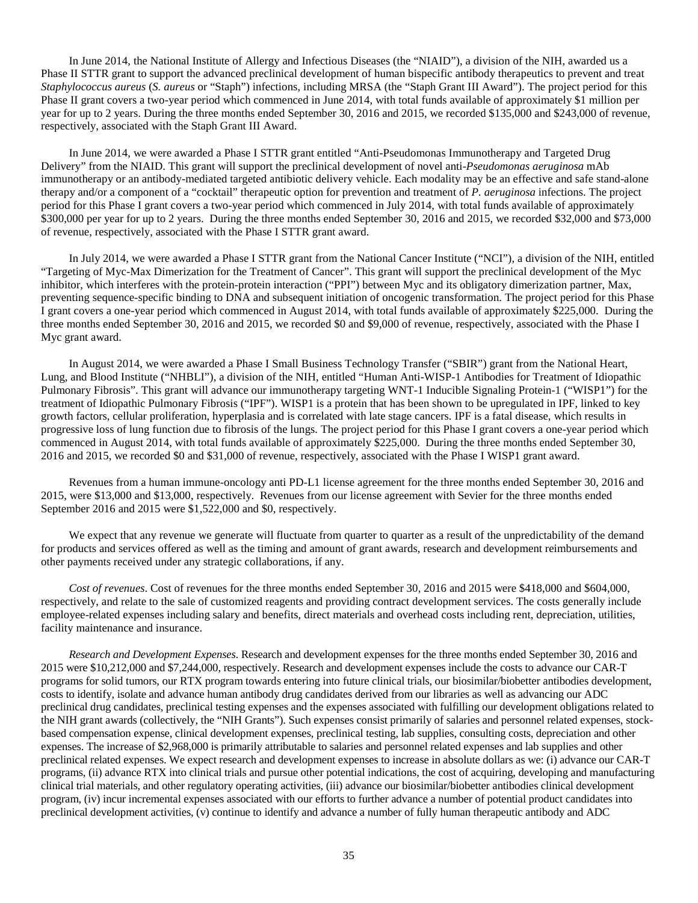In June 2014, the National Institute of Allergy and Infectious Diseases (the "NIAID"), a division of the NIH, awarded us a Phase II STTR grant to support the advanced preclinical development of human bispecific antibody therapeutics to prevent and treat *Staphylococcus aureus* (*S. aureus* or "Staph") infections, including MRSA (the "Staph Grant III Award"). The project period for this Phase II grant covers a two-year period which commenced in June 2014, with total funds available of approximately $1 million per year for up to 2 years. During the three months ended September 30, 2016 and 2015, we recorded $135,000 and $243,000 of revenue, respectively, associated with the Staph Grant III Award.

In June 2014, we were awarded a Phase I STTR grant entitled "Anti-Pseudomonas Immunotherapy and Targeted Drug Delivery" from the NIAID. This grant will support the preclinical development of novel anti-*Pseudomonas aeruginosa* mAb immunotherapy or an antibody-mediated targeted antibiotic delivery vehicle. Each modality may be an effective and safe stand-alone therapy and/or a component of a "cocktail" therapeutic option for prevention and treatment of *P. aeruginosa* infections. The project period for this Phase I grant covers a two-year period which commenced in July 2014, with total funds available of approximately $300,000 per year for up to 2 years. During the three months ended September 30, 2016 and 2015, we recorded $32,000 and $73,000 of revenue, respectively, associated with the Phase I STTR grant award.

In July 2014, we were awarded a Phase I STTR grant from the National Cancer Institute ("NCI"), a division of the NIH, entitled "Targeting of Myc-Max Dimerization for the Treatment of Cancer". This grant will support the preclinical development of the Myc inhibitor, which interferes with the protein-protein interaction ("PPI") between Myc and its obligatory dimerization partner, Max, preventing sequence-specific binding to DNA and subsequent initiation of oncogenic transformation. The project period for this Phase I grant covers a one-year period which commenced in August 2014, with total funds available of approximately $225,000. During the three months ended September 30, 2016 and 2015, we recorded $0 and $9,000 of revenue, respectively, associated with the Phase I Myc grant award.

In August 2014, we were awarded a Phase I Small Business Technology Transfer ("SBIR") grant from the National Heart, Lung, and Blood Institute ("NHBLI"), a division of the NIH, entitled "Human Anti-WISP-1 Antibodies for Treatment of Idiopathic Pulmonary Fibrosis". This grant will advance our immunotherapy targeting WNT-1 Inducible Signaling Protein-1 ("WISP1") for the treatment of Idiopathic Pulmonary Fibrosis ("IPF"). WISP1 is a protein that has been shown to be upregulated in IPF, linked to key growth factors, cellular proliferation, hyperplasia and is correlated with late stage cancers. IPF is a fatal disease, which results in progressive loss of lung function due to fibrosis of the lungs. The project period for this Phase I grant covers a one-year period which commenced in August 2014, with total funds available of approximately $225,000. During the three months ended September 30, 2016 and 2015, we recorded $0 and $31,000 of revenue, respectively, associated with the Phase I WISP1 grant award.

Revenues from a human immune-oncology anti PD-L1 license agreement for the three months ended September 30, 2016 and 2015, were $13,000 and $13,000, respectively. Revenues from our license agreement with Sevier for the three months ended September 2016 and 2015 were $1,522,000 and $0, respectively.

We expect that any revenue we generate will fluctuate from quarter to quarter as a result of the unpredictability of the demand for products and services offered as well as the timing and amount of grant awards, research and development reimbursements and other payments received under any strategic collaborations, if any.

*Cost of revenues*. Cost of revenues for the three months ended September 30, 2016 and 2015 were $418,000 and $604,000, respectively, and relate to the sale of customized reagents and providing contract development services. The costs generally include employee-related expenses including salary and benefits, direct materials and overhead costs including rent, depreciation, utilities, facility maintenance and insurance.

*Research and Development Expenses*. Research and development expenses for the three months ended September 30, 2016 and 2015 were $10,212,000 and $7,244,000, respectively. Research and development expenses include the costs to advance our CAR-T programs for solid tumors, our RTX program towards entering into future clinical trials, our biosimilar/biobetter antibodies development, costs to identify, isolate and advance human antibody drug candidates derived from our libraries as well as advancing our ADC preclinical drug candidates, preclinical testing expenses and the expenses associated with fulfilling our development obligations related to the NIH grant awards (collectively, the "NIH Grants"). Such expenses consist primarily of salaries and personnel related expenses, stock-based compensation expense, clinical development expenses, preclinical testing, lab supplies, consulting costs, depreciation and other expenses. The increase of $2,968,000 is primarily attributable to salaries and personnel related expenses and lab supplies and other preclinical related expenses. We expect research and development expenses to increase in absolute dollars as we: (i) advance our CAR-T programs, (ii) advance RTX into clinical trials and pursue other potential indications, the cost of acquiring, developing and manufacturing clinical trial materials, and other regulatory operating activities, (iii) advance our biosimilar/biobetter antibodies clinical development program, (iv) incur incremental expenses associated with our efforts to further advance a number of potential product candidates into preclinical development activities, (v) continue to identify and advance a number of fully human therapeutic antibody and ADC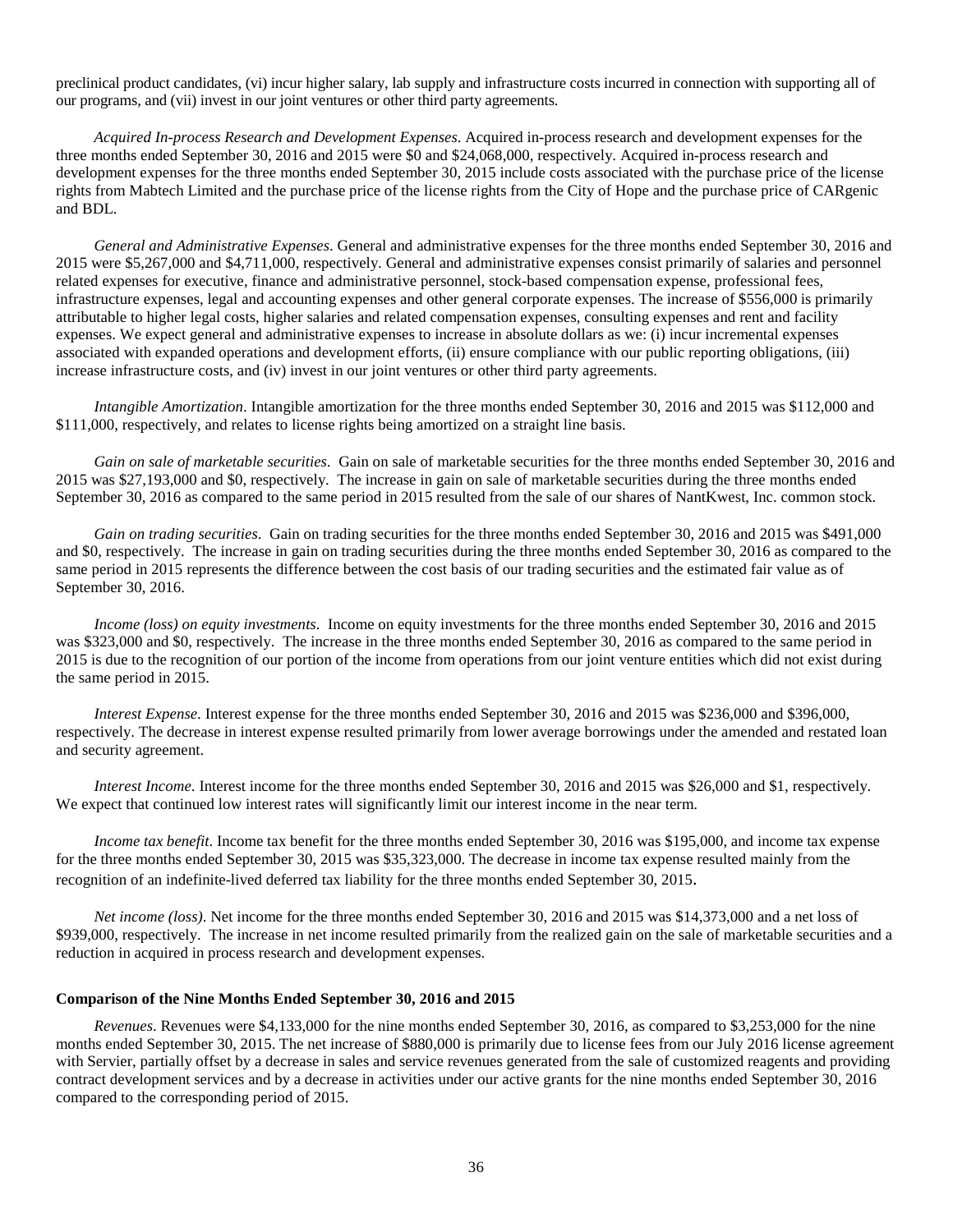preclinical product candidates, (vi) incur higher salary, lab supply and infrastructure costs incurred in connection with supporting all of our programs, and (vii) invest in our joint ventures or other third party agreements.

*Acquired In-process Research and Development Expenses*. Acquired in-process research and development expenses for the three months ended September 30, 2016 and 2015 were $0 and $24,068,000, respectively. Acquired in-process research and development expenses for the three months ended September 30, 2015 include costs associated with the purchase price of the license rights from Mabtech Limited and the purchase price of the license rights from the City of Hope and the purchase price of CARgenic and BDL.

*General and Administrative Expenses*. General and administrative expenses for the three months ended September 30, 2016 and 2015 were $5,267,000 and $4,711,000, respectively. General and administrative expenses consist primarily of salaries and personnel related expenses for executive, finance and administrative personnel, stock-based compensation expense, professional fees, infrastructure expenses, legal and accounting expenses and other general corporate expenses. The increase of $556,000 is primarily attributable to higher legal costs, higher salaries and related compensation expenses, consulting expenses and rent and facility expenses. We expect general and administrative expenses to increase in absolute dollars as we: (i) incur incremental expenses associated with expanded operations and development efforts, (ii) ensure compliance with our public reporting obligations, (iii) increase infrastructure costs, and (iv) invest in our joint ventures or other third party agreements.

*Intangible Amortization*. Intangible amortization for the three months ended September 30, 2016 and 2015 was $112,000 and $111,000, respectively, and relates to license rights being amortized on a straight line basis.

*Gain on sale of marketable securities*. Gain on sale of marketable securities for the three months ended September 30, 2016 and 2015 was $27,193,000 and $0, respectively. The increase in gain on sale of marketable securities during the three months ended September 30, 2016 as compared to the same period in 2015 resulted from the sale of our shares of NantKwest, Inc. common stock.

*Gain on trading securities*. Gain on trading securities for the three months ended September 30, 2016 and 2015 was $491,000 and $0, respectively. The increase in gain on trading securities during the three months ended September 30, 2016 as compared to the same period in 2015 represents the difference between the cost basis of our trading securities and the estimated fair value as of September 30, 2016.

*Income (loss) on equity investments*. Income on equity investments for the three months ended September 30, 2016 and 2015 was $323,000 and $0, respectively. The increase in the three months ended September 30, 2016 as compared to the same period in 2015 is due to the recognition of our portion of the income from operations from our joint venture entities which did not exist during the same period in 2015.

*Interest Expense*. Interest expense for the three months ended September 30, 2016 and 2015 was $236,000 and $396,000, respectively. The decrease in interest expense resulted primarily from lower average borrowings under the amended and restated loan and security agreement.

*Interest Income*. Interest income for the three months ended September 30, 2016 and 2015 was $26,000 and $1, respectively. We expect that continued low interest rates will significantly limit our interest income in the near term.

*Income tax benefit*. Income tax benefit for the three months ended September 30, 2016 was $195,000, and income tax expense for the three months ended September 30, 2015 was $35,323,000. The decrease in income tax expense resulted mainly from the recognition of an indefinite-lived deferred tax liability for the three months ended September 30, 2015.

*Net income (loss)*. Net income for the three months ended September 30, 2016 and 2015 was $14,373,000 and a net loss of $939,000, respectively. The increase in net income resulted primarily from the realized gain on the sale of marketable securities and a reduction in acquired in process research and development expenses.

**Comparison of the Nine Months Ended September 30, 2016 and 2015**

*Revenues*. Revenues were $4,133,000 for the nine months ended September 30, 2016, as compared to $3,253,000 for the nine months ended September 30, 2015. The net increase of $880,000 is primarily due to license fees from our July 2016 license agreement with Servier, partially offset by a decrease in sales and service revenues generated from the sale of customized reagents and providing contract development services and by a decrease in activities under our active grants for the nine months ended September 30, 2016 compared to the corresponding period of 2015.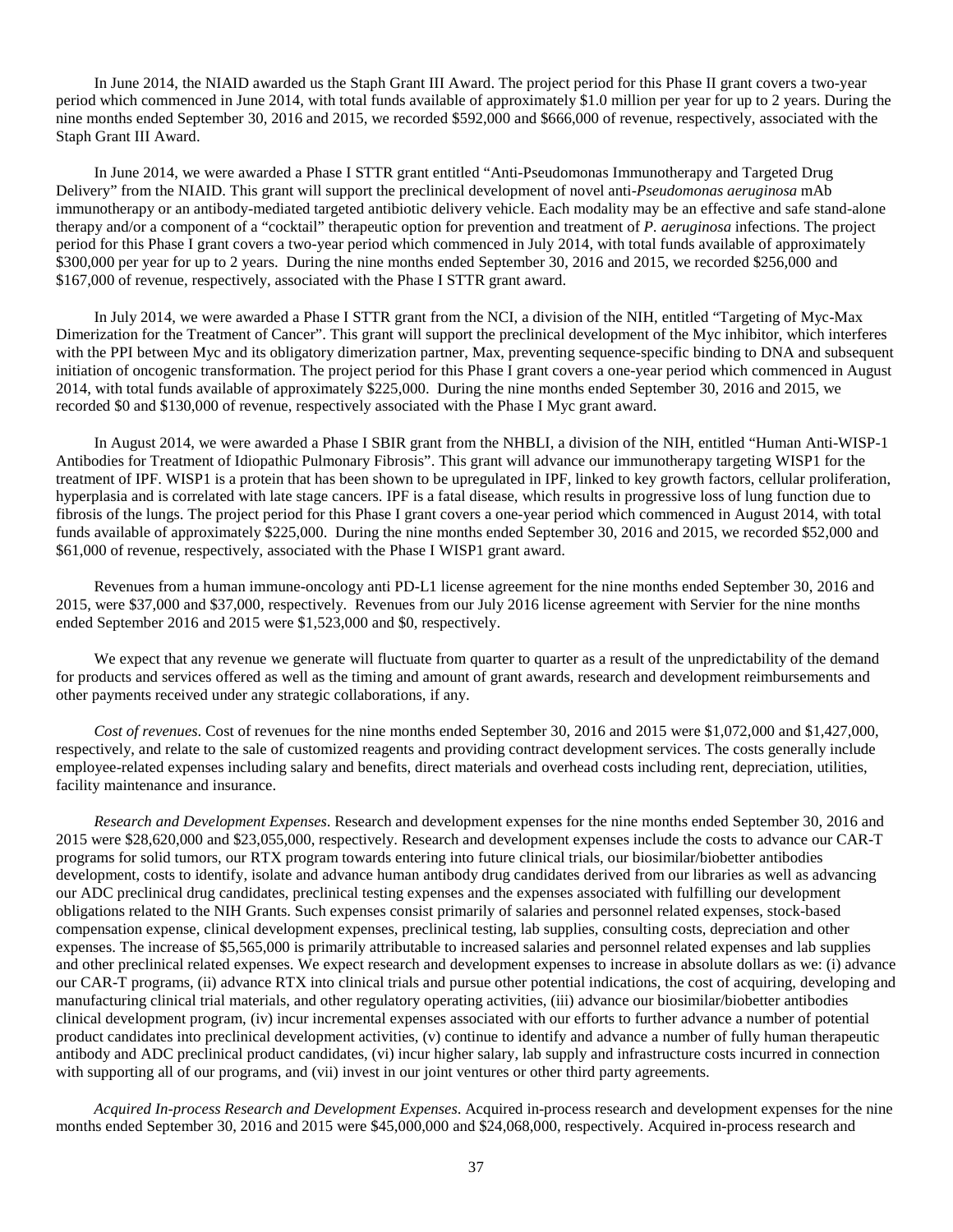In June 2014, the NIAID awarded us the Staph Grant III Award. The project period for this Phase II grant covers a two-year period which commenced in June 2014, with total funds available of approximately $1.0 million per year for up to 2 years. During the nine months ended September 30, 2016 and 2015, we recorded $592,000 and $666,000 of revenue, respectively, associated with the Staph Grant III Award.

In June 2014, we were awarded a Phase I STTR grant entitled "Anti-Pseudomonas Immunotherapy and Targeted Drug Delivery" from the NIAID. This grant will support the preclinical development of novel anti-*Pseudomonas aeruginosa* mAb immunotherapy or an antibody-mediated targeted antibiotic delivery vehicle. Each modality may be an effective and safe stand-alone therapy and/or a component of a "cocktail" therapeutic option for prevention and treatment of *P. aeruginosa* infections. The project period for this Phase I grant covers a two-year period which commenced in July 2014, with total funds available of approximately $300,000 per year for up to 2 years. During the nine months ended September 30, 2016 and 2015, we recorded $256,000 and $167,000 of revenue, respectively, associated with the Phase I STTR grant award.

In July 2014, we were awarded a Phase I STTR grant from the NCI, a division of the NIH, entitled "Targeting of Myc-Max Dimerization for the Treatment of Cancer". This grant will support the preclinical development of the Myc inhibitor, which interferes with the PPI between Myc and its obligatory dimerization partner, Max, preventing sequence-specific binding to DNA and subsequent initiation of oncogenic transformation. The project period for this Phase I grant covers a one-year period which commenced in August 2014, with total funds available of approximately $225,000. During the nine months ended September 30, 2016 and 2015, we recorded $0 and $130,000 of revenue, respectively associated with the Phase I Myc grant award.

In August 2014, we were awarded a Phase I SBIR grant from the NHBLI, a division of the NIH, entitled "Human Anti-WISP-1 Antibodies for Treatment of Idiopathic Pulmonary Fibrosis". This grant will advance our immunotherapy targeting WISP1 for the treatment of IPF. WISP1 is a protein that has been shown to be upregulated in IPF, linked to key growth factors, cellular proliferation, hyperplasia and is correlated with late stage cancers. IPF is a fatal disease, which results in progressive loss of lung function due to fibrosis of the lungs. The project period for this Phase I grant covers a one-year period which commenced in August 2014, with total funds available of approximately $225,000. During the nine months ended September 30, 2016 and 2015, we recorded $52,000 and $61,000 of revenue, respectively, associated with the Phase I WISP1 grant award.

Revenues from a human immune-oncology anti PD-L1 license agreement for the nine months ended September 30, 2016 and 2015, were $37,000 and $37,000, respectively. Revenues from our July 2016 license agreement with Servier for the nine months ended September 2016 and 2015 were $1,523,000 and $0, respectively.

We expect that any revenue we generate will fluctuate from quarter to quarter as a result of the unpredictability of the demand for products and services offered as well as the timing and amount of grant awards, research and development reimbursements and other payments received under any strategic collaborations, if any.

*Cost of revenues*. Cost of revenues for the nine months ended September 30, 2016 and 2015 were $1,072,000 and $1,427,000, respectively, and relate to the sale of customized reagents and providing contract development services. The costs generally include employee-related expenses including salary and benefits, direct materials and overhead costs including rent, depreciation, utilities, facility maintenance and insurance.

*Research and Development Expenses*. Research and development expenses for the nine months ended September 30, 2016 and 2015 were $28,620,000 and $23,055,000, respectively. Research and development expenses include the costs to advance our CAR-T programs for solid tumors, our RTX program towards entering into future clinical trials, our biosimilar/biobetter antibodies development, costs to identify, isolate and advance human antibody drug candidates derived from our libraries as well as advancing our ADC preclinical drug candidates, preclinical testing expenses and the expenses associated with fulfilling our development obligations related to the NIH Grants. Such expenses consist primarily of salaries and personnel related expenses, stock-based compensation expense, clinical development expenses, preclinical testing, lab supplies, consulting costs, depreciation and other expenses. The increase of $5,565,000 is primarily attributable to increased salaries and personnel related expenses and lab supplies and other preclinical related expenses. We expect research and development expenses to increase in absolute dollars as we: (i) advance our CAR-T programs, (ii) advance RTX into clinical trials and pursue other potential indications, the cost of acquiring, developing and manufacturing clinical trial materials, and other regulatory operating activities, (iii) advance our biosimilar/biobetter antibodies clinical development program, (iv) incur incremental expenses associated with our efforts to further advance a number of potential product candidates into preclinical development activities, (v) continue to identify and advance a number of fully human therapeutic antibody and ADC preclinical product candidates, (vi) incur higher salary, lab supply and infrastructure costs incurred in connection with supporting all of our programs, and (vii) invest in our joint ventures or other third party agreements.

*Acquired In-process Research and Development Expenses*. Acquired in-process research and development expenses for the nine months ended September 30, 2016 and 2015 were $45,000,000 and $24,068,000, respectively. Acquired in-process research and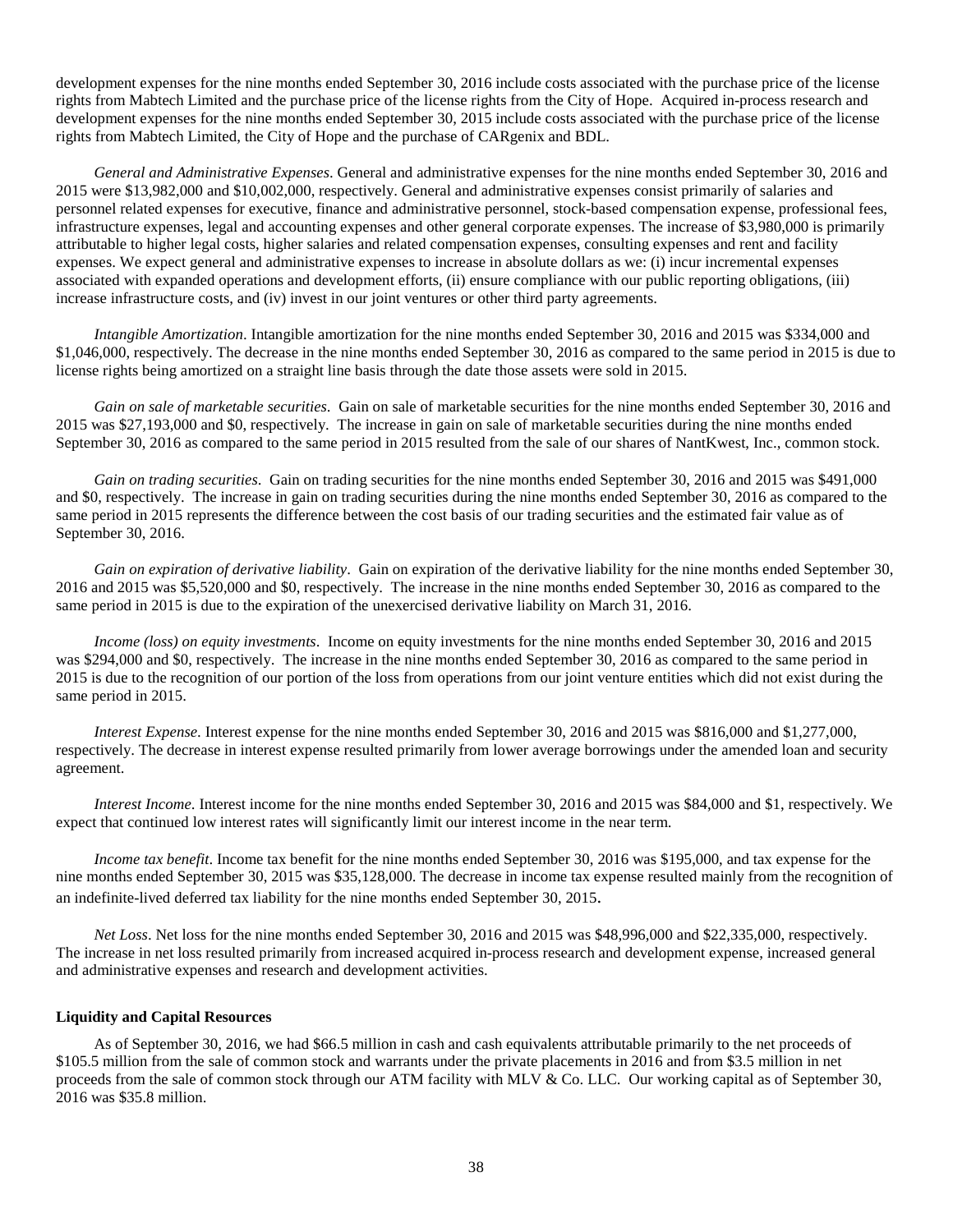development expenses for the nine months ended September 30, 2016 include costs associated with the purchase price of the license rights from Mabtech Limited and the purchase price of the license rights from the City of Hope. Acquired in-process research and development expenses for the nine months ended September 30, 2015 include costs associated with the purchase price of the license rights from Mabtech Limited, the City of Hope and the purchase of CARgenix and BDL.

*General and Administrative Expenses*. General and administrative expenses for the nine months ended September 30, 2016 and 2015 were $13,982,000 and $10,002,000, respectively. General and administrative expenses consist primarily of salaries and personnel related expenses for executive, finance and administrative personnel, stock-based compensation expense, professional fees, infrastructure expenses, legal and accounting expenses and other general corporate expenses. The increase of $3,980,000 is primarily attributable to higher legal costs, higher salaries and related compensation expenses, consulting expenses and rent and facility expenses. We expect general and administrative expenses to increase in absolute dollars as we: (i) incur incremental expenses associated with expanded operations and development efforts, (ii) ensure compliance with our public reporting obligations, (iii) increase infrastructure costs, and (iv) invest in our joint ventures or other third party agreements.

*Intangible Amortization*. Intangible amortization for the nine months ended September 30, 2016 and 2015 was $334,000 and $1,046,000, respectively. The decrease in the nine months ended September 30, 2016 as compared to the same period in 2015 is due to license rights being amortized on a straight line basis through the date those assets were sold in 2015.

*Gain on sale of marketable securities*. Gain on sale of marketable securities for the nine months ended September 30, 2016 and 2015 was $27,193,000 and $0, respectively. The increase in gain on sale of marketable securities during the nine months ended September 30, 2016 as compared to the same period in 2015 resulted from the sale of our shares of NantKwest, Inc., common stock.

*Gain on trading securities*. Gain on trading securities for the nine months ended September 30, 2016 and 2015 was $491,000 and $0, respectively. The increase in gain on trading securities during the nine months ended September 30, 2016 as compared to the same period in 2015 represents the difference between the cost basis of our trading securities and the estimated fair value as of September 30, 2016.

*Gain on expiration of derivative liability*. Gain on expiration of the derivative liability for the nine months ended September 30, 2016 and 2015 was $5,520,000 and $0, respectively. The increase in the nine months ended September 30, 2016 as compared to the same period in 2015 is due to the expiration of the unexercised derivative liability on March 31, 2016.

*Income (loss) on equity investments*. Income on equity investments for the nine months ended September 30, 2016 and 2015 was $294,000 and $0, respectively. The increase in the nine months ended September 30, 2016 as compared to the same period in 2015 is due to the recognition of our portion of the loss from operations from our joint venture entities which did not exist during the same period in 2015.

*Interest Expense*. Interest expense for the nine months ended September 30, 2016 and 2015 was $816,000 and $1,277,000, respectively. The decrease in interest expense resulted primarily from lower average borrowings under the amended loan and security agreement.

*Interest Income*. Interest income for the nine months ended September 30, 2016 and 2015 was $84,000 and $1, respectively. We expect that continued low interest rates will significantly limit our interest income in the near term.

*Income tax benefit*. Income tax benefit for the nine months ended September 30, 2016 was $195,000, and tax expense for the nine months ended September 30, 2015 was $35,128,000. The decrease in income tax expense resulted mainly from the recognition of an indefinite-lived deferred tax liability for the nine months ended September 30, 2015.

*Net Loss*. Net loss for the nine months ended September 30, 2016 and 2015 was $48,996,000 and $22,335,000, respectively. The increase in net loss resulted primarily from increased acquired in-process research and development expense, increased general and administrative expenses and research and development activities.

**Liquidity and Capital Resources**

As of September 30, 2016, we had $66.5 million in cash and cash equivalents attributable primarily to the net proceeds of $105.5 million from the sale of common stock and warrants under the private placements in 2016 and from $3.5 million in net proceeds from the sale of common stock through our ATM facility with MLV & Co. LLC. Our working capital as of September 30, 2016 was $35.8 million.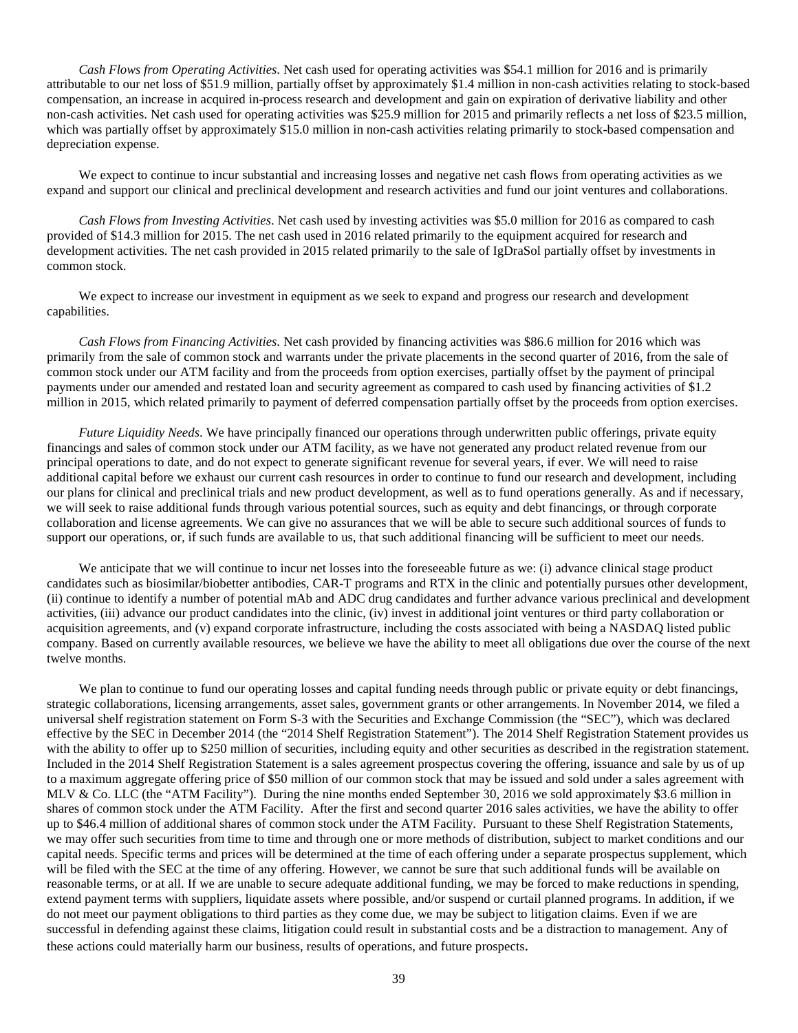*Cash Flows from Operating Activities*. Net cash used for operating activities was $54.1 million for 2016 and is primarily attributable to our net loss of $51.9 million, partially offset by approximately $1.4 million in non-cash activities relating to stock-based compensation, an increase in acquired in-process research and development and gain on expiration of derivative liability and other non-cash activities. Net cash used for operating activities was $25.9 million for 2015 and primarily reflects a net loss of $23.5 million, which was partially offset by approximately $15.0 million in non-cash activities relating primarily to stock-based compensation and depreciation expense.

We expect to continue to incur substantial and increasing losses and negative net cash flows from operating activities as we expand and support our clinical and preclinical development and research activities and fund our joint ventures and collaborations.

*Cash Flows from Investing Activities*. Net cash used by investing activities was $5.0 million for 2016 as compared to cash provided of $14.3 million for 2015. The net cash used in 2016 related primarily to the equipment acquired for research and development activities. The net cash provided in 2015 related primarily to the sale of IgDraSol partially offset by investments in common stock.

We expect to increase our investment in equipment as we seek to expand and progress our research and development capabilities.

*Cash Flows from Financing Activities*. Net cash provided by financing activities was $86.6 million for 2016 which was primarily from the sale of common stock and warrants under the private placements in the second quarter of 2016, from the sale of common stock under our ATM facility and from the proceeds from option exercises, partially offset by the payment of principal payments under our amended and restated loan and security agreement as compared to cash used by financing activities of $1.2 million in 2015, which related primarily to payment of deferred compensation partially offset by the proceeds from option exercises.

*Future Liquidity Needs*. We have principally financed our operations through underwritten public offerings, private equity financings and sales of common stock under our ATM facility, as we have not generated any product related revenue from our principal operations to date, and do not expect to generate significant revenue for several years, if ever. We will need to raise additional capital before we exhaust our current cash resources in order to continue to fund our research and development, including our plans for clinical and preclinical trials and new product development, as well as to fund operations generally. As and if necessary, we will seek to raise additional funds through various potential sources, such as equity and debt financings, or through corporate collaboration and license agreements. We can give no assurances that we will be able to secure such additional sources of funds to support our operations, or, if such funds are available to us, that such additional financing will be sufficient to meet our needs.

We anticipate that we will continue to incur net losses into the foreseeable future as we: (i) advance clinical stage product candidates such as biosimilar/biobetter antibodies, CAR-T programs and RTX in the clinic and potentially pursues other development, (ii) continue to identify a number of potential mAb and ADC drug candidates and further advance various preclinical and development activities, (iii) advance our product candidates into the clinic, (iv) invest in additional joint ventures or third party collaboration or acquisition agreements, and (v) expand corporate infrastructure, including the costs associated with being a NASDAQ listed public company. Based on currently available resources, we believe we have the ability to meet all obligations due over the course of the next twelve months.

We plan to continue to fund our operating losses and capital funding needs through public or private equity or debt financings, strategic collaborations, licensing arrangements, asset sales, government grants or other arrangements. In November 2014, we filed a universal shelf registration statement on Form S-3 with the Securities and Exchange Commission (the "SEC"), which was declared effective by the SEC in December 2014 (the "2014 Shelf Registration Statement"). The 2014 Shelf Registration Statement provides us with the ability to offer up to $250 million of securities, including equity and other securities as described in the registration statement. Included in the 2014 Shelf Registration Statement is a sales agreement prospectus covering the offering, issuance and sale by us of up to a maximum aggregate offering price of $50 million of our common stock that may be issued and sold under a sales agreement with MLV & Co. LLC (the "ATM Facility"). During the nine months ended September 30, 2016 we sold approximately $3.6 million in shares of common stock under the ATM Facility. After the first and second quarter 2016 sales activities, we have the ability to offer up to $46.4 million of additional shares of common stock under the ATM Facility. Pursuant to these Shelf Registration Statements, we may offer such securities from time to time and through one or more methods of distribution, subject to market conditions and our capital needs. Specific terms and prices will be determined at the time of each offering under a separate prospectus supplement, which will be filed with the SEC at the time of any offering. However, we cannot be sure that such additional funds will be available on reasonable terms, or at all. If we are unable to secure adequate additional funding, we may be forced to make reductions in spending, extend payment terms with suppliers, liquidate assets where possible, and/or suspend or curtail planned programs. In addition, if we do not meet our payment obligations to third parties as they come due, we may be subject to litigation claims. Even if we are successful in defending against these claims, litigation could result in substantial costs and be a distraction to management. Any of these actions could materially harm our business, results of operations, and future prospects.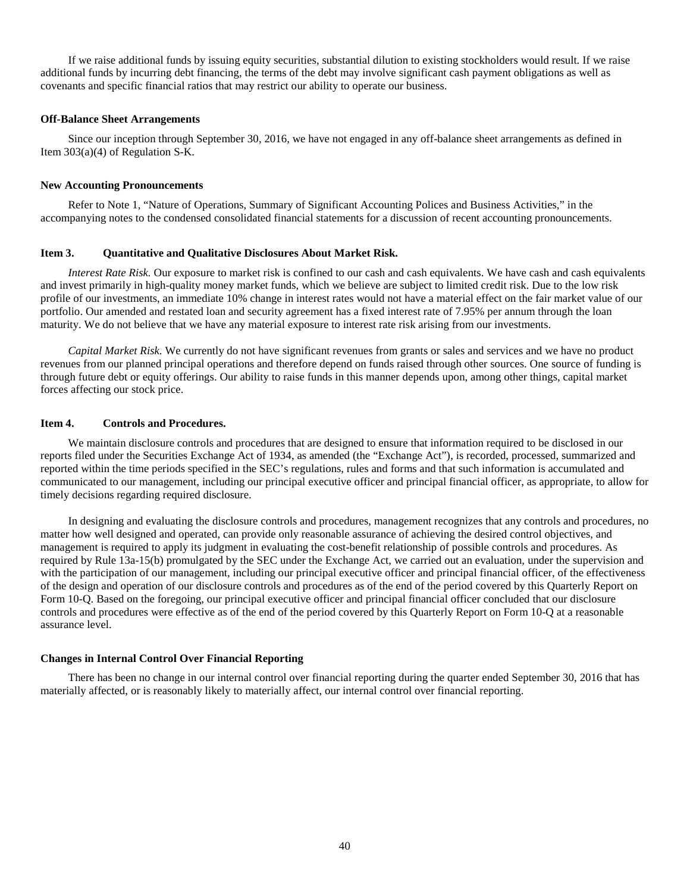If we raise additional funds by issuing equity securities, substantial dilution to existing stockholders would result. If we raise additional funds by incurring debt financing, the terms of the debt may involve significant cash payment obligations as well as covenants and specific financial ratios that may restrict our ability to operate our business.

**Off-Balance Sheet Arrangements**

Since our inception through September 30, 2016, we have not engaged in any off-balance sheet arrangements as defined in Item 303(a)(4) of Regulation S-K.

**New Accounting Pronouncements**

Refer to Note 1, "Nature of Operations, Summary of Significant Accounting Polices and Business Activities," in the accompanying notes to the condensed consolidated financial statements for a discussion of recent accounting pronouncements.

**Item 3. Quantitative and Qualitative Disclosures About Market Risk.**

*Interest Rate Risk.* Our exposure to market risk is confined to our cash and cash equivalents. We have cash and cash equivalents and invest primarily in high-quality money market funds, which we believe are subject to limited credit risk. Due to the low risk profile of our investments, an immediate 10% change in interest rates would not have a material effect on the fair market value of our portfolio. Our amended and restated loan and security agreement has a fixed interest rate of 7.95% per annum through the loan maturity. We do not believe that we have any material exposure to interest rate risk arising from our investments.

*Capital Market Risk.* We currently do not have significant revenues from grants or sales and services and we have no product revenues from our planned principal operations and therefore depend on funds raised through other sources. One source of funding is through future debt or equity offerings. Our ability to raise funds in this manner depends upon, among other things, capital market forces affecting our stock price.

**Item 4. Controls and Procedures.**

We maintain disclosure controls and procedures that are designed to ensure that information required to be disclosed in our reports filed under the Securities Exchange Act of 1934, as amended (the "Exchange Act"), is recorded, processed, summarized and reported within the time periods specified in the SEC's regulations, rules and forms and that such information is accumulated and communicated to our management, including our principal executive officer and principal financial officer, as appropriate, to allow for timely decisions regarding required disclosure.

In designing and evaluating the disclosure controls and procedures, management recognizes that any controls and procedures, no matter how well designed and operated, can provide only reasonable assurance of achieving the desired control objectives, and management is required to apply its judgment in evaluating the cost-benefit relationship of possible controls and procedures. As required by Rule 13a-15(b) promulgated by the SEC under the Exchange Act, we carried out an evaluation, under the supervision and with the participation of our management, including our principal executive officer and principal financial officer, of the effectiveness of the design and operation of our disclosure controls and procedures as of the end of the period covered by this Quarterly Report on Form 10-Q. Based on the foregoing, our principal executive officer and principal financial officer concluded that our disclosure controls and procedures were effective as of the end of the period covered by this Quarterly Report on Form 10-Q at a reasonable assurance level.

**Changes in Internal Control Over Financial Reporting**

There has been no change in our internal control over financial reporting during the quarter ended September 30, 2016 that has materially affected, or is reasonably likely to materially affect, our internal control over financial reporting.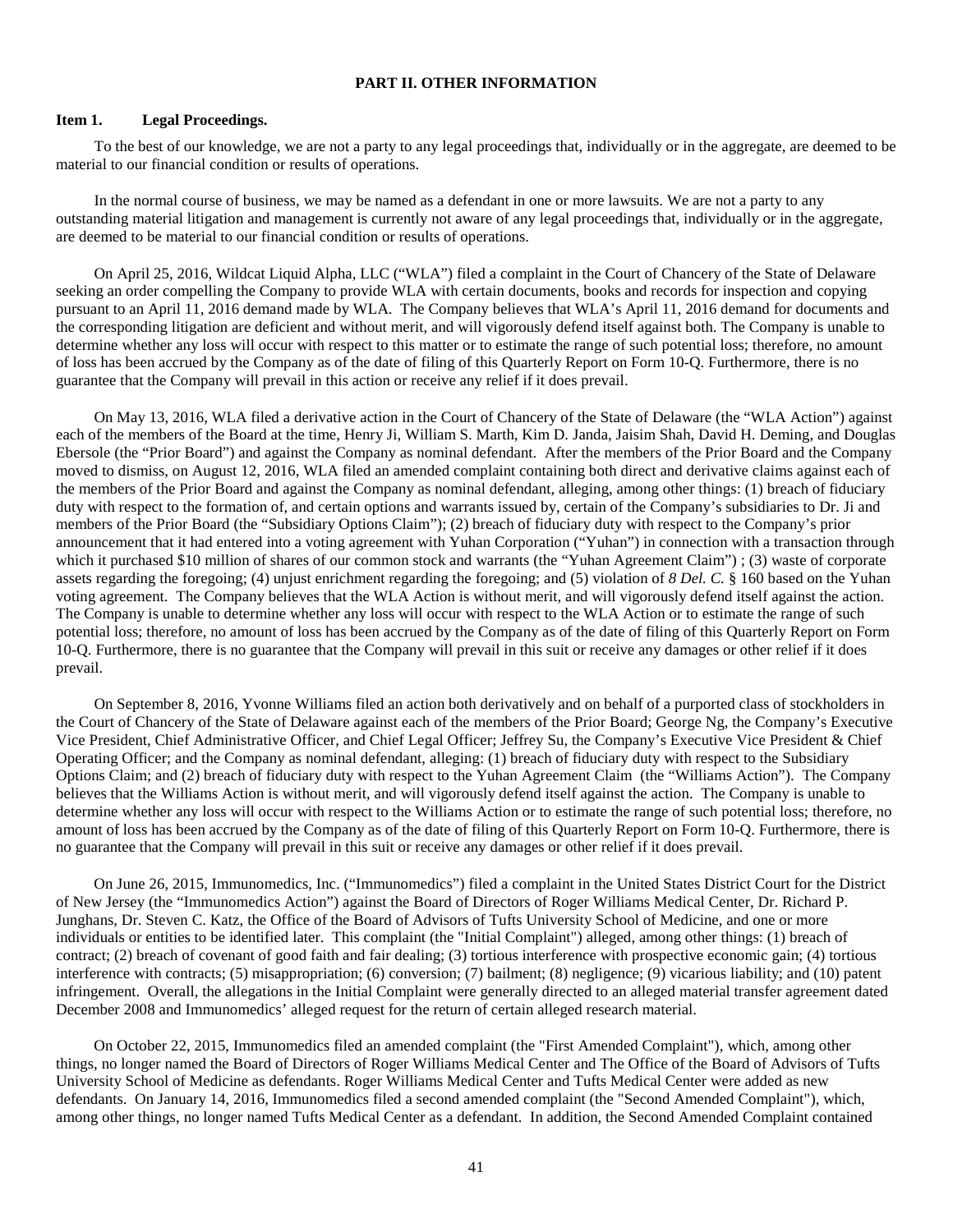## PART II. OTHER INFORMATION

### Item 1. Legal Proceedings.

To the best of our knowledge, we are not a party to any legal proceedings that, individually or in the aggregate, are deemed to be material to our financial condition or results of operations.

In the normal course of business, we may be named as a defendant in one or more lawsuits. We are not a party to any outstanding material litigation and management is currently not aware of any legal proceedings that, individually or in the aggregate, are deemed to be material to our financial condition or results of operations.

On April 25, 2016, Wildcat Liquid Alpha, LLC ("WLA") filed a complaint in the Court of Chancery of the State of Delaware seeking an order compelling the Company to provide WLA with certain documents, books and records for inspection and copying pursuant to an April 11, 2016 demand made by WLA. The Company believes that WLA's April 11, 2016 demand for documents and the corresponding litigation are deficient and without merit, and will vigorously defend itself against both. The Company is unable to determine whether any loss will occur with respect to this matter or to estimate the range of such potential loss; therefore, no amount of loss has been accrued by the Company as of the date of filing of this Quarterly Report on Form 10-Q. Furthermore, there is no guarantee that the Company will prevail in this action or receive any relief if it does prevail.

On May 13, 2016, WLA filed a derivative action in the Court of Chancery of the State of Delaware (the "WLA Action") against each of the members of the Board at the time, Henry Ji, William S. Marth, Kim D. Janda, Jaisim Shah, David H. Deming, and Douglas Ebersole (the "Prior Board") and against the Company as nominal defendant. After the members of the Prior Board and the Company moved to dismiss, on August 12, 2016, WLA filed an amended complaint containing both direct and derivative claims against each of the members of the Prior Board and against the Company as nominal defendant, alleging, among other things: (1) breach of fiduciary duty with respect to the formation of, and certain options and warrants issued by, certain of the Company's subsidiaries to Dr. Ji and members of the Prior Board (the "Subsidiary Options Claim"); (2) breach of fiduciary duty with respect to the Company's prior announcement that it had entered into a voting agreement with Yuhan Corporation ("Yuhan") in connection with a transaction through which it purchased $10 million of shares of our common stock and warrants (the "Yuhan Agreement Claim") ; (3) waste of corporate assets regarding the foregoing; (4) unjust enrichment regarding the foregoing; and (5) violation of *8 Del. C.* § 160 based on the Yuhan voting agreement. The Company believes that the WLA Action is without merit, and will vigorously defend itself against the action. The Company is unable to determine whether any loss will occur with respect to the WLA Action or to estimate the range of such potential loss; therefore, no amount of loss has been accrued by the Company as of the date of filing of this Quarterly Report on Form 10-Q. Furthermore, there is no guarantee that the Company will prevail in this suit or receive any damages or other relief if it does prevail.

On September 8, 2016, Yvonne Williams filed an action both derivatively and on behalf of a purported class of stockholders in the Court of Chancery of the State of Delaware against each of the members of the Prior Board; George Ng, the Company's Executive Vice President, Chief Administrative Officer, and Chief Legal Officer; Jeffrey Su, the Company's Executive Vice President & Chief Operating Officer; and the Company as nominal defendant, alleging: (1) breach of fiduciary duty with respect to the Subsidiary Options Claim; and (2) breach of fiduciary duty with respect to the Yuhan Agreement Claim (the "Williams Action"). The Company believes that the Williams Action is without merit, and will vigorously defend itself against the action. The Company is unable to determine whether any loss will occur with respect to the Williams Action or to estimate the range of such potential loss; therefore, no amount of loss has been accrued by the Company as of the date of filing of this Quarterly Report on Form 10-Q. Furthermore, there is no guarantee that the Company will prevail in this suit or receive any damages or other relief if it does prevail.

On June 26, 2015, Immunomedics, Inc. ("Immunomedics") filed a complaint in the United States District Court for the District of New Jersey (the "Immunomedics Action") against the Board of Directors of Roger Williams Medical Center, Dr. Richard P. Junghans, Dr. Steven C. Katz, the Office of the Board of Advisors of Tufts University School of Medicine, and one or more individuals or entities to be identified later. This complaint (the "Initial Complaint") alleged, among other things: (1) breach of contract; (2) breach of covenant of good faith and fair dealing; (3) tortious interference with prospective economic gain; (4) tortious interference with contracts; (5) misappropriation; (6) conversion; (7) bailment; (8) negligence; (9) vicarious liability; and (10) patent infringement. Overall, the allegations in the Initial Complaint were generally directed to an alleged material transfer agreement dated December 2008 and Immunomedics' alleged request for the return of certain alleged research material.

On October 22, 2015, Immunomedics filed an amended complaint (the "First Amended Complaint"), which, among other things, no longer named the Board of Directors of Roger Williams Medical Center and The Office of the Board of Advisors of Tufts University School of Medicine as defendants. Roger Williams Medical Center and Tufts Medical Center were added as new defendants. On January 14, 2016, Immunomedics filed a second amended complaint (the "Second Amended Complaint"), which, among other things, no longer named Tufts Medical Center as a defendant. In addition, the Second Amended Complaint contained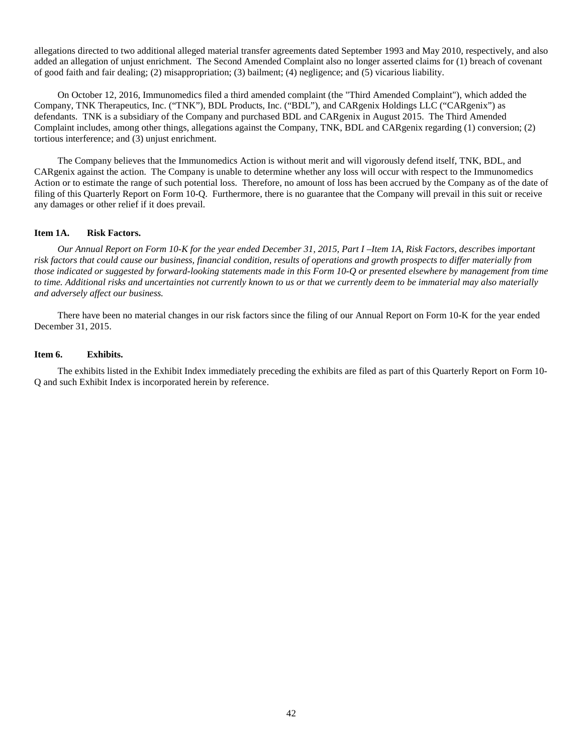allegations directed to two additional alleged material transfer agreements dated September 1993 and May 2010, respectively, and also added an allegation of unjust enrichment. The Second Amended Complaint also no longer asserted claims for (1) breach of covenant of good faith and fair dealing; (2) misappropriation; (3) bailment; (4) negligence; and (5) vicarious liability.

On October 12, 2016, Immunomedics filed a third amended complaint (the "Third Amended Complaint"), which added the Company, TNK Therapeutics, Inc. ("TNK"), BDL Products, Inc. ("BDL"), and CARgenix Holdings LLC ("CARgenix") as defendants. TNK is a subsidiary of the Company and purchased BDL and CARgenix in August 2015. The Third Amended Complaint includes, among other things, allegations against the Company, TNK, BDL and CARgenix regarding (1) conversion; (2) tortious interference; and (3) unjust enrichment.

The Company believes that the Immunomedics Action is without merit and will vigorously defend itself, TNK, BDL, and CARgenix against the action. The Company is unable to determine whether any loss will occur with respect to the Immunomedics Action or to estimate the range of such potential loss. Therefore, no amount of loss has been accrued by the Company as of the date of filing of this Quarterly Report on Form 10-Q. Furthermore, there is no guarantee that the Company will prevail in this suit or receive any damages or other relief if it does prevail.

**Item 1A. Risk Factors.**

*Our Annual Report on Form 10-K for the year ended December 31, 2015, Part I –Item 1A, Risk Factors, describes important risk factors that could cause our business, financial condition, results of operations and growth prospects to differ materially from those indicated or suggested by forward-looking statements made in this Form 10-Q or presented elsewhere by management from time to time. Additional risks and uncertainties not currently known to us or that we currently deem to be immaterial may also materially and adversely affect our business.*

There have been no material changes in our risk factors since the filing of our Annual Report on Form 10-K for the year ended December 31, 2015.

**Item 6. Exhibits.**

The exhibits listed in the Exhibit Index immediately preceding the exhibits are filed as part of this Quarterly Report on Form 10-Q and such Exhibit Index is incorporated herein by reference.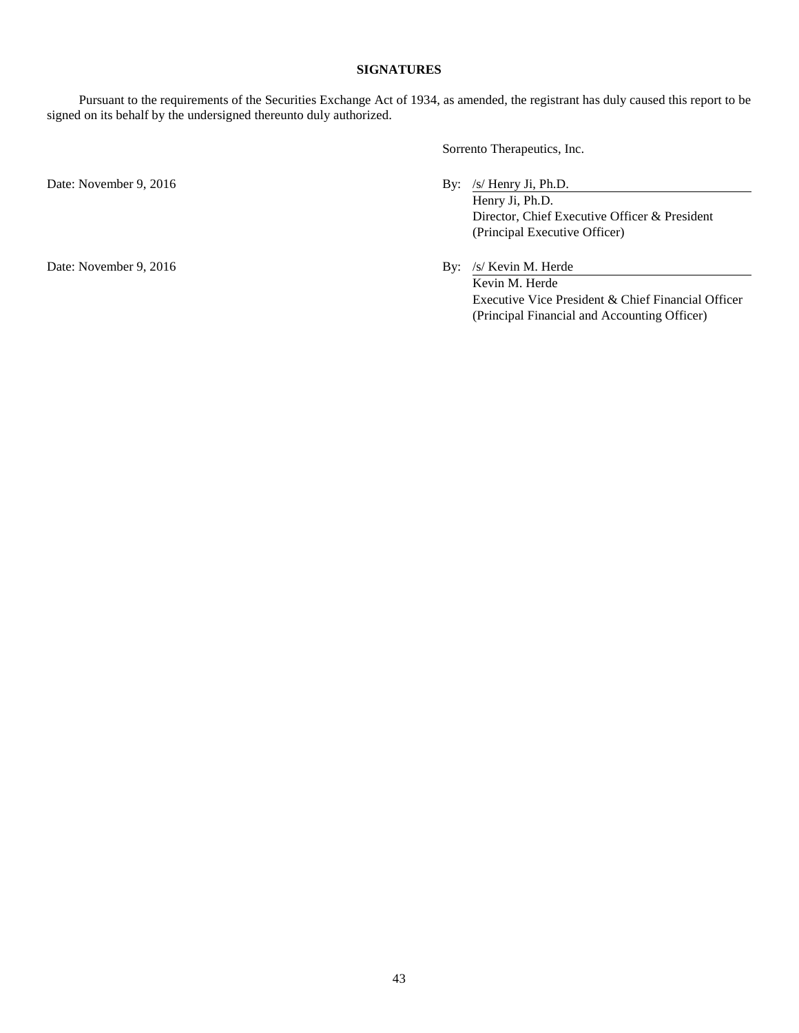**SIGNATURES**

Pursuant to the requirements of the Securities Exchange Act of 1934, as amended, the registrant has duly caused this report to be signed on its behalf by the undersigned thereunto duly authorized.

Sorrento Therapeutics, Inc.

Date: November 9, 2016

By: /s/ Henry Ji, Ph.D.
Henry Ji, Ph.D.
Director, Chief Executive Officer & President
(Principal Executive Officer)

Date: November 9, 2016

By: /s/ Kevin M. Herde
Kevin M. Herde
Executive Vice President & Chief Financial Officer
(Principal Financial and Accounting Officer)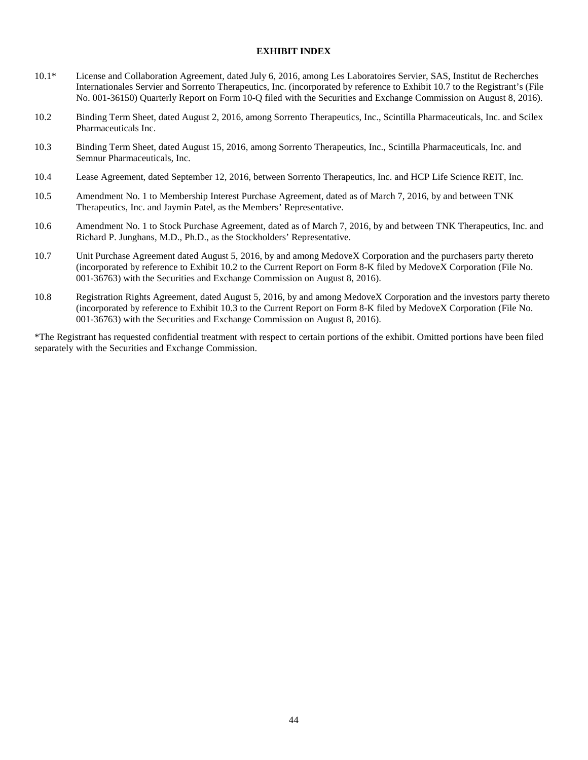## EXHIBIT INDEX

| | |
|---|---|
| 10.1* | License and Collaboration Agreement, dated July 6, 2016, among Les Laboratoires Servier, SAS, Institut de Recherches Internationales Servier and Sorrento Therapeutics, Inc. (incorporated by reference to Exhibit 10.7 to the Registrant's (File No. 001-36150) Quarterly Report on Form 10-Q filed with the Securities and Exchange Commission on August 8, 2016). |
| 10.2 | Binding Term Sheet, dated August 2, 2016, among Sorrento Therapeutics, Inc., Scintilla Pharmaceuticals, Inc. and Scilex Pharmaceuticals Inc. |
| 10.3 | Binding Term Sheet, dated August 15, 2016, among Sorrento Therapeutics, Inc., Scintilla Pharmaceuticals, Inc. and Semnur Pharmaceuticals, Inc. |
| 10.4 | Lease Agreement, dated September 12, 2016, between Sorrento Therapeutics, Inc. and HCP Life Science REIT, Inc. |
| 10.5 | Amendment No. 1 to Membership Interest Purchase Agreement, dated as of March 7, 2016, by and between TNK Therapeutics, Inc. and Jaymin Patel, as the Members' Representative. |
| 10.6 | Amendment No. 1 to Stock Purchase Agreement, dated as of March 7, 2016, by and between TNK Therapeutics, Inc. and Richard P. Junghans, M.D., Ph.D., as the Stockholders' Representative. |
| 10.7 | Unit Purchase Agreement dated August 5, 2016, by and among MedoveX Corporation and the purchasers party thereto (incorporated by reference to Exhibit 10.2 to the Current Report on Form 8-K filed by MedoveX Corporation (File No. 001-36763) with the Securities and Exchange Commission on August 8, 2016). |
| 10.8 | Registration Rights Agreement, dated August 5, 2016, by and among MedoveX Corporation and the investors party thereto (incorporated by reference to Exhibit 10.3 to the Current Report on Form 8-K filed by MedoveX Corporation (File No. 001-36763) with the Securities and Exchange Commission on August 8, 2016). |

*The Registrant has requested confidential treatment with respect to certain portions of the exhibit. Omitted portions have been filed separately with the Securities and Exchange Commission.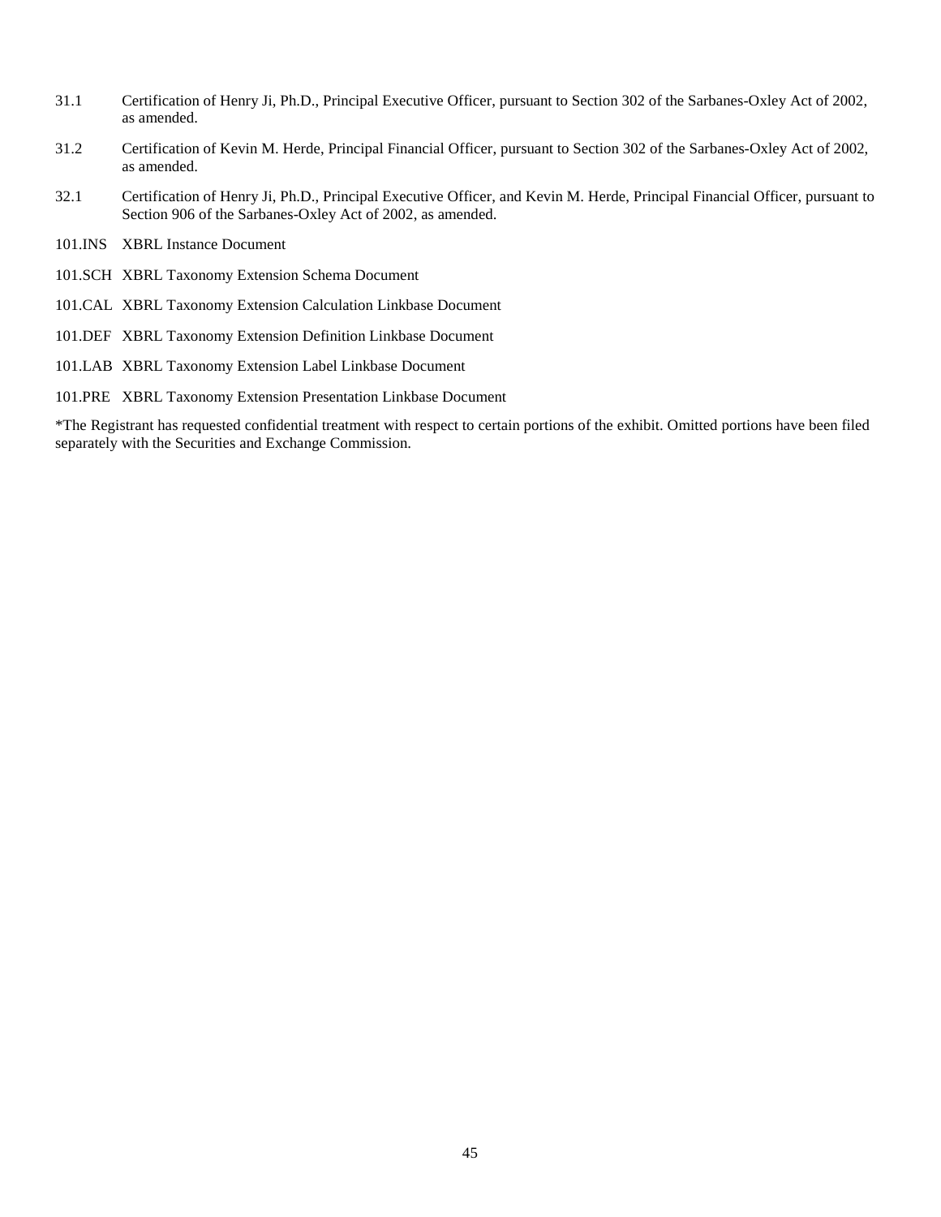31.1 Certification of Henry Ji, Ph.D., Principal Executive Officer, pursuant to Section 302 of the Sarbanes-Oxley Act of 2002, as amended.

31.2 Certification of Kevin M. Herde, Principal Financial Officer, pursuant to Section 302 of the Sarbanes-Oxley Act of 2002, as amended.

32.1 Certification of Henry Ji, Ph.D., Principal Executive Officer, and Kevin M. Herde, Principal Financial Officer, pursuant to Section 906 of the Sarbanes-Oxley Act of 2002, as amended.

101.INS XBRL Instance Document

101.SCH XBRL Taxonomy Extension Schema Document

101.CAL XBRL Taxonomy Extension Calculation Linkbase Document

101.DEF XBRL Taxonomy Extension Definition Linkbase Document

101.LAB XBRL Taxonomy Extension Label Linkbase Document

101.PRE XBRL Taxonomy Extension Presentation Linkbase Document

*The Registrant has requested confidential treatment with respect to certain portions of the exhibit. Omitted portions have been filed separately with the Securities and Exchange Commission.